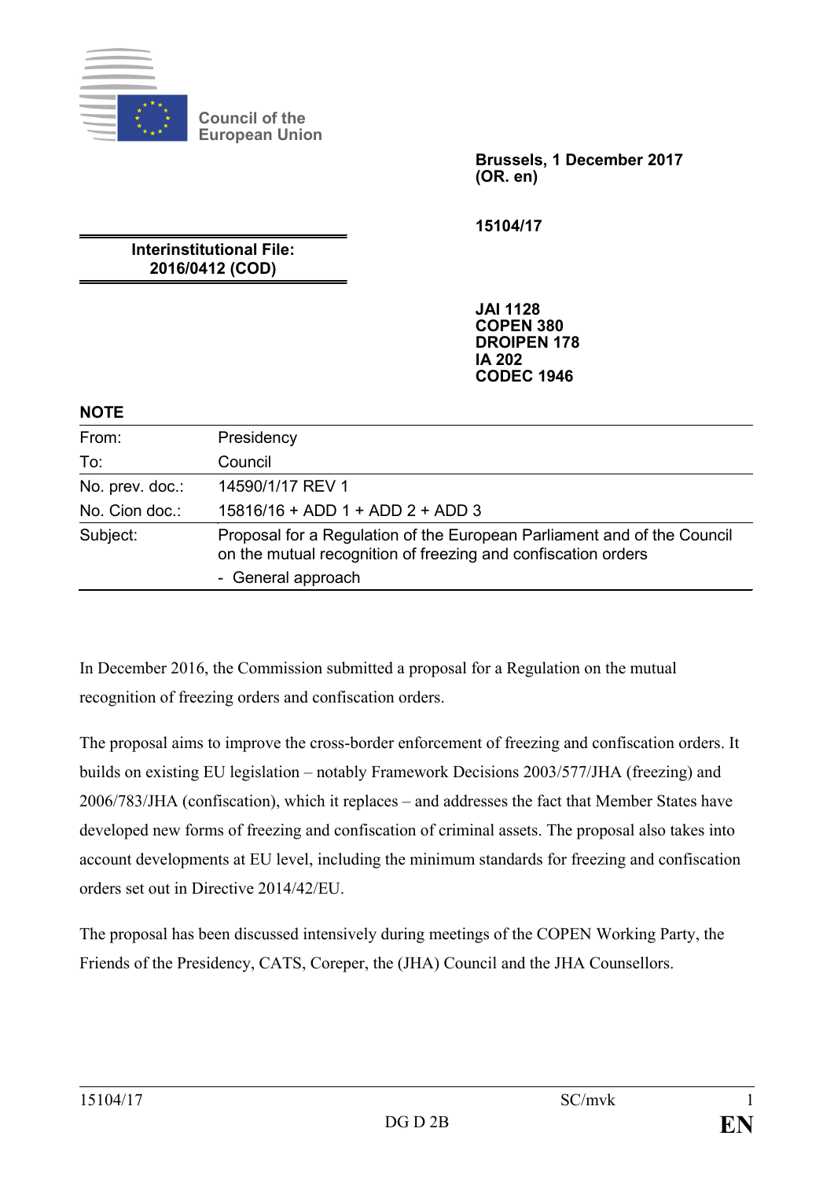Council of the European Union

**Brussels, 1 December 2017**
**(OR. en)**

**15104/17**

**Interinstitutional File:**
**2016/0412 (COD)**

**JAI 1128**
**COPEN 380**
**DROIPEN 178**
**IA 202**
**CODEC 1946**

**NOTE**

| | |
|---|---|
| From: | Presidency |
| To: | Council |
| No. prev. doc.: | 14590/1/17 REV 1 |
| No. Cion doc.: | 15816/16 + ADD 1 + ADD 2 + ADD 3 |
| Subject: | Proposal for a Regulation of the European Parliament and of the Council on the mutual recognition of freezing and confiscation orders<br>- General approach |

In December 2016, the Commission submitted a proposal for a Regulation on the mutual recognition of freezing orders and confiscation orders.

The proposal aims to improve the cross-border enforcement of freezing and confiscation orders. It builds on existing EU legislation – notably Framework Decisions 2003/577/JHA (freezing) and 2006/783/JHA (confiscation), which it replaces – and addresses the fact that Member States have developed new forms of freezing and confiscation of criminal assets. The proposal also takes into account developments at EU level, including the minimum standards for freezing and confiscation orders set out in Directive 2014/42/EU.

The proposal has been discussed intensively during meetings of the COPEN Working Party, the Friends of the Presidency, CATS, Coreper, the (JHA) Council and the JHA Counsellors.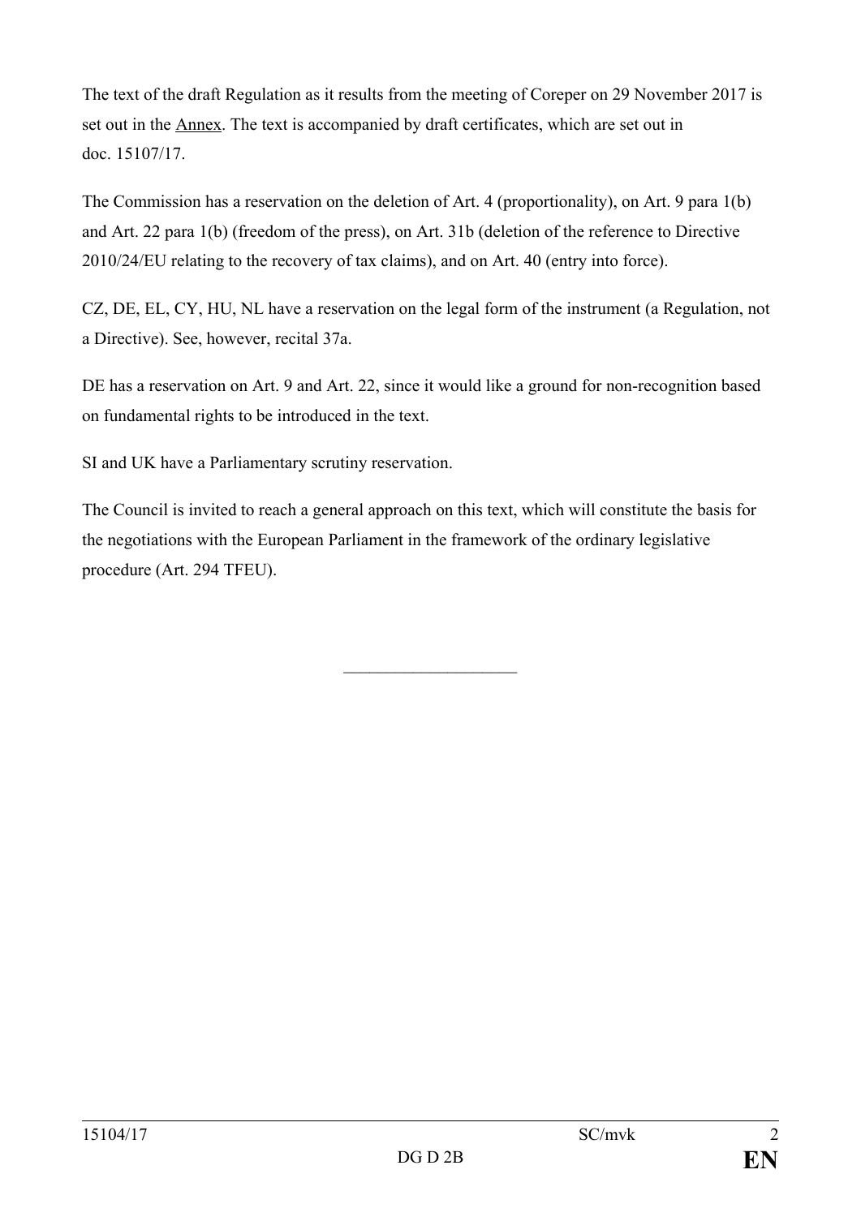The text of the draft Regulation as it results from the meeting of Coreper on 29 November 2017 is set out in the Annex. The text is accompanied by draft certificates, which are set out in doc. 15107/17.

The Commission has a reservation on the deletion of Art. 4 (proportionality), on Art. 9 para 1(b) and Art. 22 para 1(b) (freedom of the press), on Art. 31b (deletion of the reference to Directive 2010/24/EU relating to the recovery of tax claims), and on Art. 40 (entry into force).

CZ, DE, EL, CY, HU, NL have a reservation on the legal form of the instrument (a Regulation, not a Directive). See, however, recital 37a.

DE has a reservation on Art. 9 and Art. 22, since it would like a ground for non-recognition based on fundamental rights to be introduced in the text.

SI and UK have a Parliamentary scrutiny reservation.

The Council is invited to reach a general approach on this text, which will constitute the basis for the negotiations with the European Parliament in the framework of the ordinary legislative procedure (Art. 294 TFEU).

---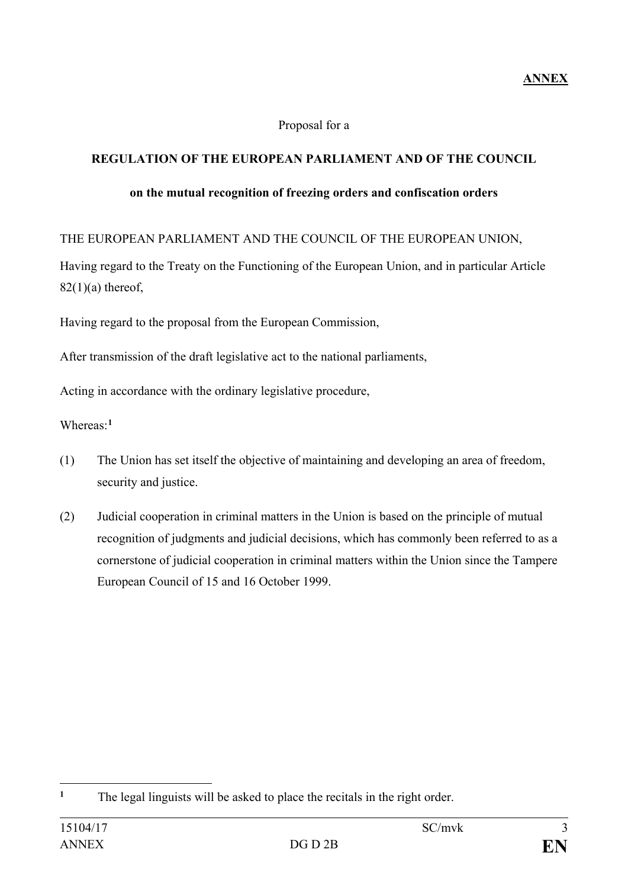**ANNEX**

Proposal for a

**REGULATION OF THE EUROPEAN PARLIAMENT AND OF THE COUNCIL**

**on the mutual recognition of freezing orders and confiscation orders**

THE EUROPEAN PARLIAMENT AND THE COUNCIL OF THE EUROPEAN UNION,

Having regard to the Treaty on the Functioning of the European Union, and in particular Article 82(1)(a) thereof,

Having regard to the proposal from the European Commission,

After transmission of the draft legislative act to the national parliaments,

Acting in accordance with the ordinary legislative procedure,

Whereas:[1]

(1) The Union has set itself the objective of maintaining and developing an area of freedom, security and justice.

(2) Judicial cooperation in criminal matters in the Union is based on the principle of mutual recognition of judgments and judicial decisions, which has commonly been referred to as a cornerstone of judicial cooperation in criminal matters within the Union since the Tampere European Council of 15 and 16 October 1999.

---

[1] The legal linguists will be asked to place the recitals in the right order.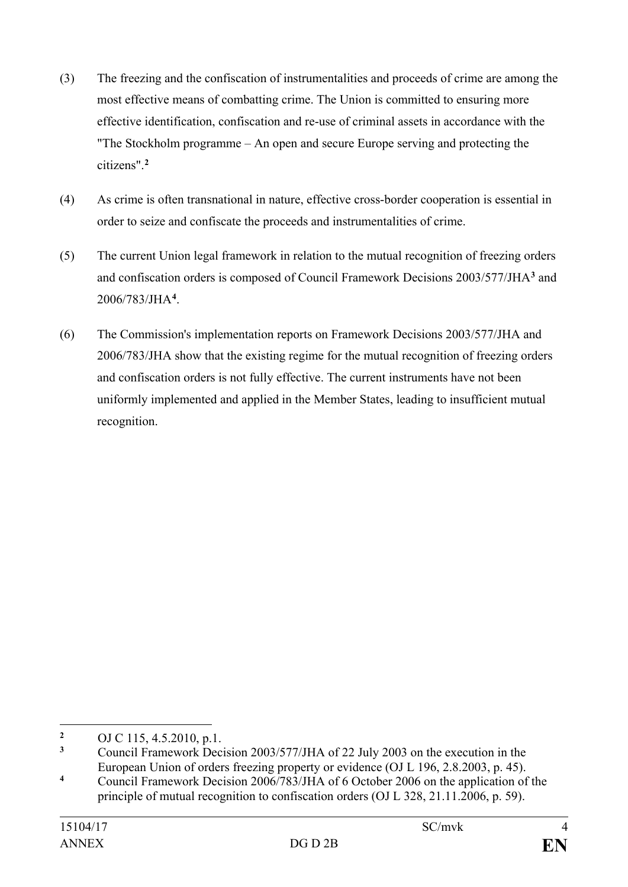(3) The freezing and the confiscation of instrumentalities and proceeds of crime are among the most effective means of combatting crime. The Union is committed to ensuring more effective identification, confiscation and re-use of criminal assets in accordance with the "The Stockholm programme – An open and secure Europe serving and protecting the citizens".[2]

(4) As crime is often transnational in nature, effective cross-border cooperation is essential in order to seize and confiscate the proceeds and instrumentalities of crime.

(5) The current Union legal framework in relation to the mutual recognition of freezing orders and confiscation orders is composed of Council Framework Decisions 2003/577/JHA[3] and 2006/783/JHA[4].

(6) The Commission's implementation reports on Framework Decisions 2003/577/JHA and 2006/783/JHA show that the existing regime for the mutual recognition of freezing orders and confiscation orders is not fully effective. The current instruments have not been uniformly implemented and applied in the Member States, leading to insufficient mutual recognition.

---

[2] OJ C 115, 4.5.2010, p.1.

[3] Council Framework Decision 2003/577/JHA of 22 July 2003 on the execution in the European Union of orders freezing property or evidence (OJ L 196, 2.8.2003, p. 45).

[4] Council Framework Decision 2006/783/JHA of 6 October 2006 on the application of the principle of mutual recognition to confiscation orders (OJ L 328, 21.11.2006, p. 59).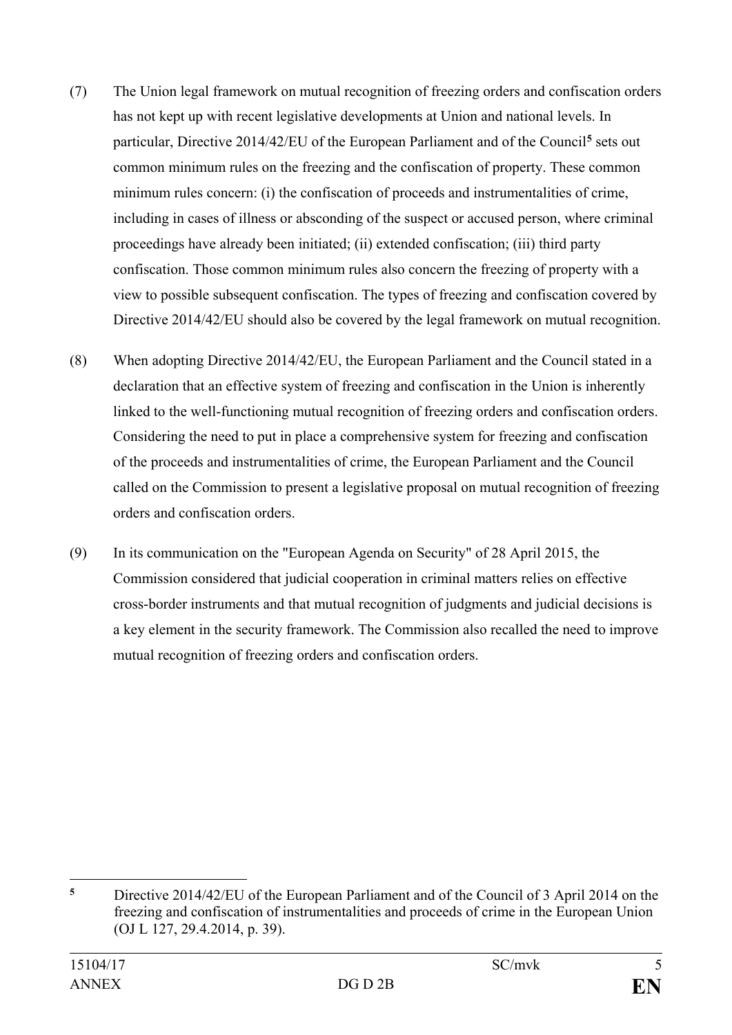(7) The Union legal framework on mutual recognition of freezing orders and confiscation orders has not kept up with recent legislative developments at Union and national levels. In particular, Directive 2014/42/EU of the European Parliament and of the Council[5] sets out common minimum rules on the freezing and the confiscation of property. These common minimum rules concern: (i) the confiscation of proceeds and instrumentalities of crime, including in cases of illness or absconding of the suspect or accused person, where criminal proceedings have already been initiated; (ii) extended confiscation; (iii) third party confiscation. Those common minimum rules also concern the freezing of property with a view to possible subsequent confiscation. The types of freezing and confiscation covered by Directive 2014/42/EU should also be covered by the legal framework on mutual recognition.

(8) When adopting Directive 2014/42/EU, the European Parliament and the Council stated in a declaration that an effective system of freezing and confiscation in the Union is inherently linked to the well-functioning mutual recognition of freezing orders and confiscation orders. Considering the need to put in place a comprehensive system for freezing and confiscation of the proceeds and instrumentalities of crime, the European Parliament and the Council called on the Commission to present a legislative proposal on mutual recognition of freezing orders and confiscation orders.

(9) In its communication on the "European Agenda on Security" of 28 April 2015, the Commission considered that judicial cooperation in criminal matters relies on effective cross-border instruments and that mutual recognition of judgments and judicial decisions is a key element in the security framework. The Commission also recalled the need to improve mutual recognition of freezing orders and confiscation orders.

---

[5] Directive 2014/42/EU of the European Parliament and of the Council of 3 April 2014 on the freezing and confiscation of instrumentalities and proceeds of crime in the European Union (OJ L 127, 29.4.2014, p. 39).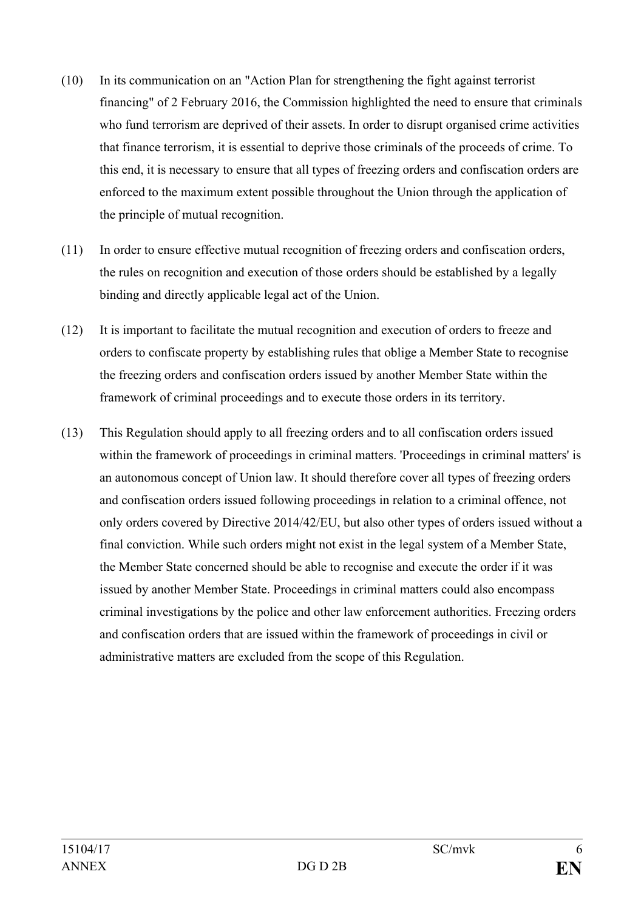(10) In its communication on an "Action Plan for strengthening the fight against terrorist financing" of 2 February 2016, the Commission highlighted the need to ensure that criminals who fund terrorism are deprived of their assets. In order to disrupt organised crime activities that finance terrorism, it is essential to deprive those criminals of the proceeds of crime. To this end, it is necessary to ensure that all types of freezing orders and confiscation orders are enforced to the maximum extent possible throughout the Union through the application of the principle of mutual recognition.

(11) In order to ensure effective mutual recognition of freezing orders and confiscation orders, the rules on recognition and execution of those orders should be established by a legally binding and directly applicable legal act of the Union.

(12) It is important to facilitate the mutual recognition and execution of orders to freeze and orders to confiscate property by establishing rules that oblige a Member State to recognise the freezing orders and confiscation orders issued by another Member State within the framework of criminal proceedings and to execute those orders in its territory.

(13) This Regulation should apply to all freezing orders and to all confiscation orders issued within the framework of proceedings in criminal matters. 'Proceedings in criminal matters' is an autonomous concept of Union law. It should therefore cover all types of freezing orders and confiscation orders issued following proceedings in relation to a criminal offence, not only orders covered by Directive 2014/42/EU, but also other types of orders issued without a final conviction. While such orders might not exist in the legal system of a Member State, the Member State concerned should be able to recognise and execute the order if it was issued by another Member State. Proceedings in criminal matters could also encompass criminal investigations by the police and other law enforcement authorities. Freezing orders and confiscation orders that are issued within the framework of proceedings in civil or administrative matters are excluded from the scope of this Regulation.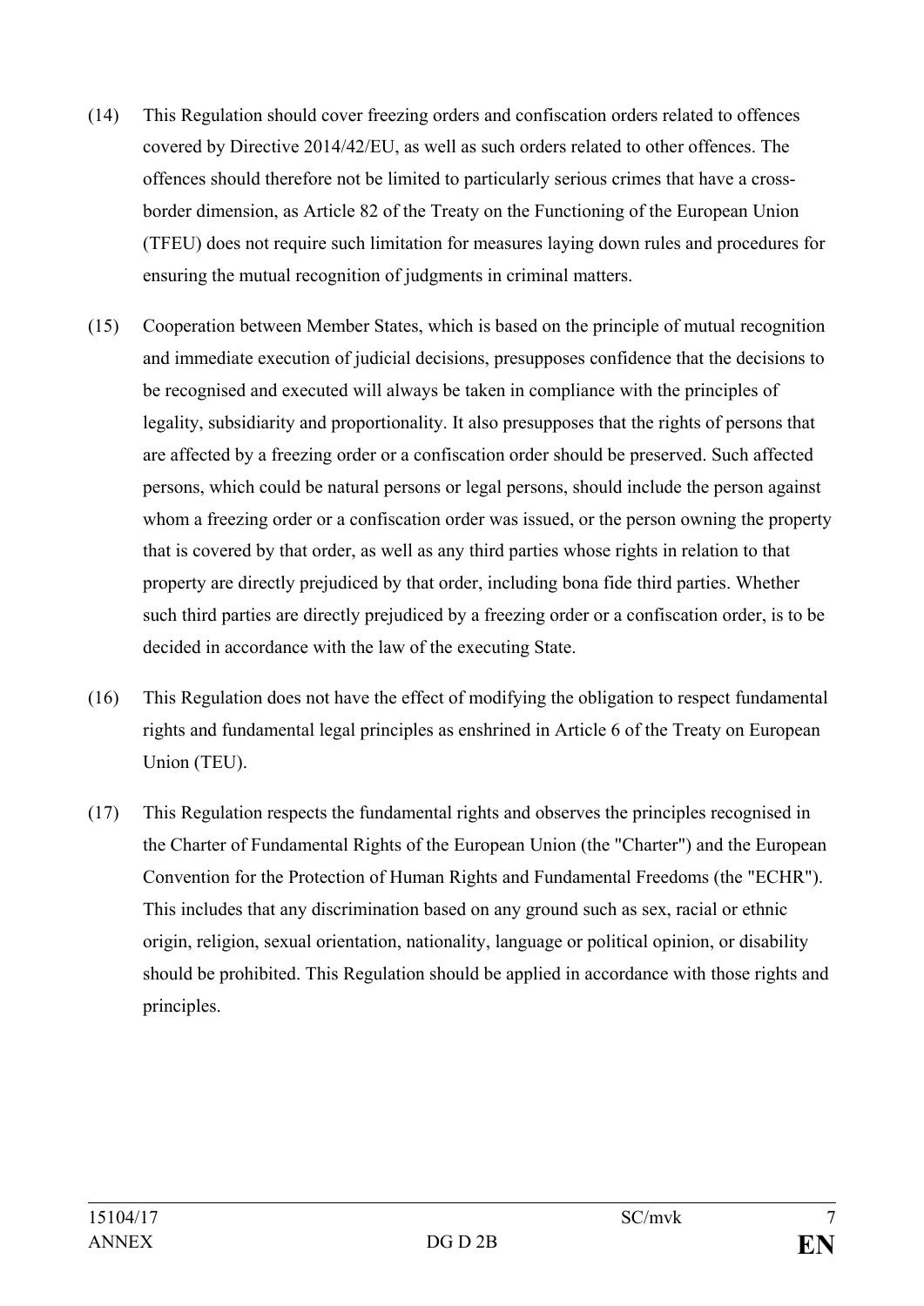(14) This Regulation should cover freezing orders and confiscation orders related to offences covered by Directive 2014/42/EU, as well as such orders related to other offences. The offences should therefore not be limited to particularly serious crimes that have a cross-border dimension, as Article 82 of the Treaty on the Functioning of the European Union (TFEU) does not require such limitation for measures laying down rules and procedures for ensuring the mutual recognition of judgments in criminal matters.

(15) Cooperation between Member States, which is based on the principle of mutual recognition and immediate execution of judicial decisions, presupposes confidence that the decisions to be recognised and executed will always be taken in compliance with the principles of legality, subsidiarity and proportionality. It also presupposes that the rights of persons that are affected by a freezing order or a confiscation order should be preserved. Such affected persons, which could be natural persons or legal persons, should include the person against whom a freezing order or a confiscation order was issued, or the person owning the property that is covered by that order, as well as any third parties whose rights in relation to that property are directly prejudiced by that order, including bona fide third parties. Whether such third parties are directly prejudiced by a freezing order or a confiscation order, is to be decided in accordance with the law of the executing State.

(16) This Regulation does not have the effect of modifying the obligation to respect fundamental rights and fundamental legal principles as enshrined in Article 6 of the Treaty on European Union (TEU).

(17) This Regulation respects the fundamental rights and observes the principles recognised in the Charter of Fundamental Rights of the European Union (the "Charter") and the European Convention for the Protection of Human Rights and Fundamental Freedoms (the "ECHR"). This includes that any discrimination based on any ground such as sex, racial or ethnic origin, religion, sexual orientation, nationality, language or political opinion, or disability should be prohibited. This Regulation should be applied in accordance with those rights and principles.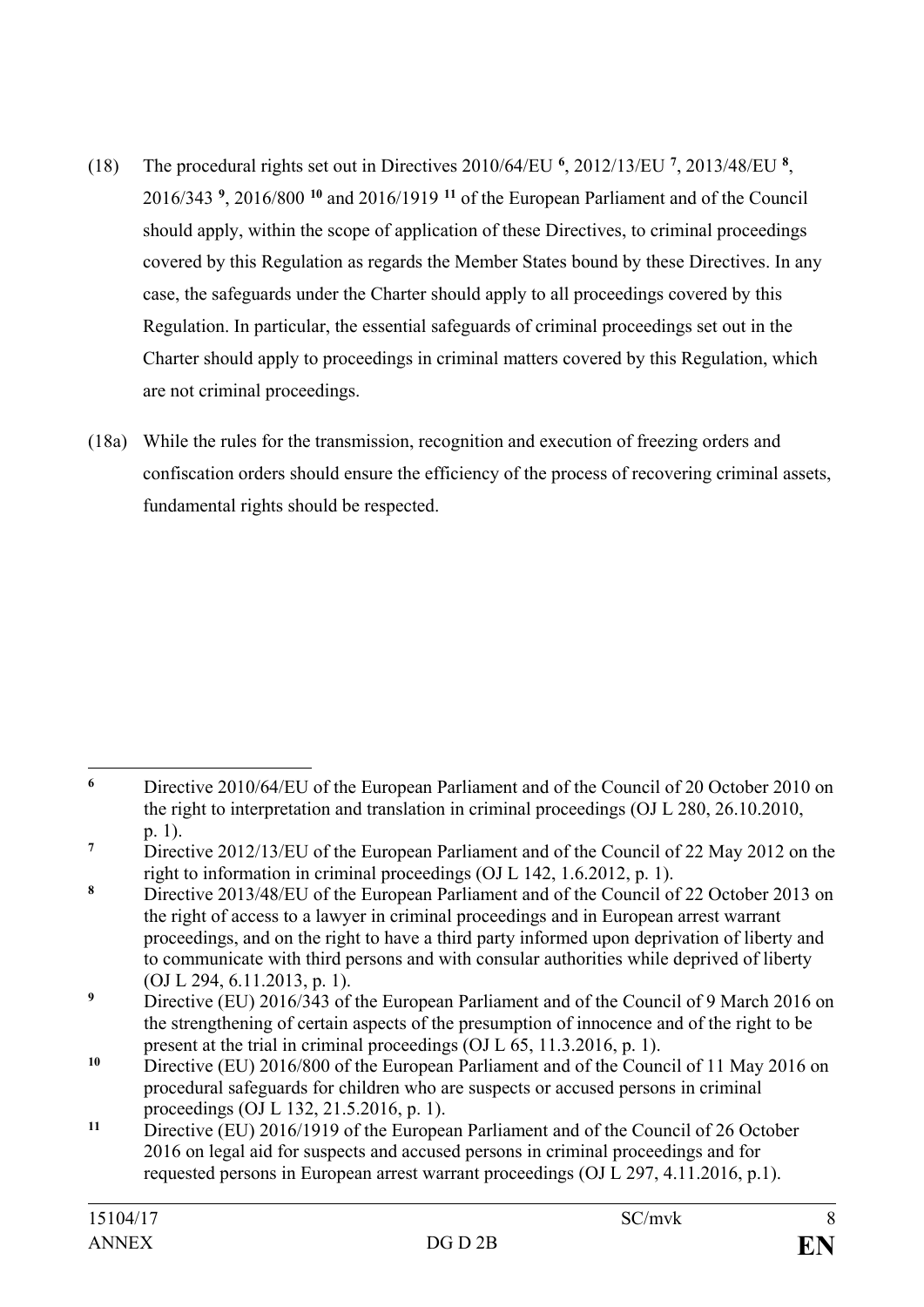(18) The procedural rights set out in Directives 2010/64/EU [6], 2012/13/EU [7], 2013/48/EU [8], 2016/343 [9], 2016/800 [10] and 2016/1919 [11] of the European Parliament and of the Council should apply, within the scope of application of these Directives, to criminal proceedings covered by this Regulation as regards the Member States bound by these Directives. In any case, the safeguards under the Charter should apply to all proceedings covered by this Regulation. In particular, the essential safeguards of criminal proceedings set out in the Charter should apply to proceedings in criminal matters covered by this Regulation, which are not criminal proceedings.

(18a) While the rules for the transmission, recognition and execution of freezing orders and confiscation orders should ensure the efficiency of the process of recovering criminal assets, fundamental rights should be respected.

---

[6] Directive 2010/64/EU of the European Parliament and of the Council of 20 October 2010 on the right to interpretation and translation in criminal proceedings (OJ L 280, 26.10.2010, p. 1).

[7] Directive 2012/13/EU of the European Parliament and of the Council of 22 May 2012 on the right to information in criminal proceedings (OJ L 142, 1.6.2012, p. 1).

[8] Directive 2013/48/EU of the European Parliament and of the Council of 22 October 2013 on the right of access to a lawyer in criminal proceedings and in European arrest warrant proceedings, and on the right to have a third party informed upon deprivation of liberty and to communicate with third persons and with consular authorities while deprived of liberty (OJ L 294, 6.11.2013, p. 1).

[9] Directive (EU) 2016/343 of the European Parliament and of the Council of 9 March 2016 on the strengthening of certain aspects of the presumption of innocence and of the right to be present at the trial in criminal proceedings (OJ L 65, 11.3.2016, p. 1).

[10] Directive (EU) 2016/800 of the European Parliament and of the Council of 11 May 2016 on procedural safeguards for children who are suspects or accused persons in criminal proceedings (OJ L 132, 21.5.2016, p. 1).

[11] Directive (EU) 2016/1919 of the European Parliament and of the Council of 26 October 2016 on legal aid for suspects and accused persons in criminal proceedings and for requested persons in European arrest warrant proceedings (OJ L 297, 4.11.2016, p.1).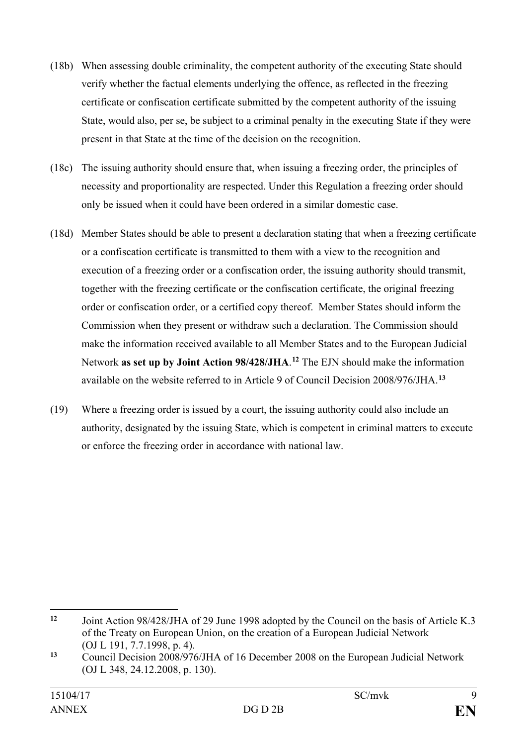(18b) When assessing double criminality, the competent authority of the executing State should verify whether the factual elements underlying the offence, as reflected in the freezing certificate or confiscation certificate submitted by the competent authority of the issuing State, would also, per se, be subject to a criminal penalty in the executing State if they were present in that State at the time of the decision on the recognition.

(18c) The issuing authority should ensure that, when issuing a freezing order, the principles of necessity and proportionality are respected. Under this Regulation a freezing order should only be issued when it could have been ordered in a similar domestic case.

(18d) Member States should be able to present a declaration stating that when a freezing certificate or a confiscation certificate is transmitted to them with a view to the recognition and execution of a freezing order or a confiscation order, the issuing authority should transmit, together with the freezing certificate or the confiscation certificate, the original freezing order or confiscation order, or a certified copy thereof. Member States should inform the Commission when they present or withdraw such a declaration. The Commission should make the information received available to all Member States and to the European Judicial Network **as set up by Joint Action 98/428/JHA**.[12] The EJN should make the information available on the website referred to in Article 9 of Council Decision 2008/976/JHA.[13]

(19) Where a freezing order is issued by a court, the issuing authority could also include an authority, designated by the issuing State, which is competent in criminal matters to execute or enforce the freezing order in accordance with national law.

---

[12] Joint Action 98/428/JHA of 29 June 1998 adopted by the Council on the basis of Article K.3 of the Treaty on European Union, on the creation of a European Judicial Network (OJ L 191, 7.7.1998, p. 4).

[13] Council Decision 2008/976/JHA of 16 December 2008 on the European Judicial Network (OJ L 348, 24.12.2008, p. 130).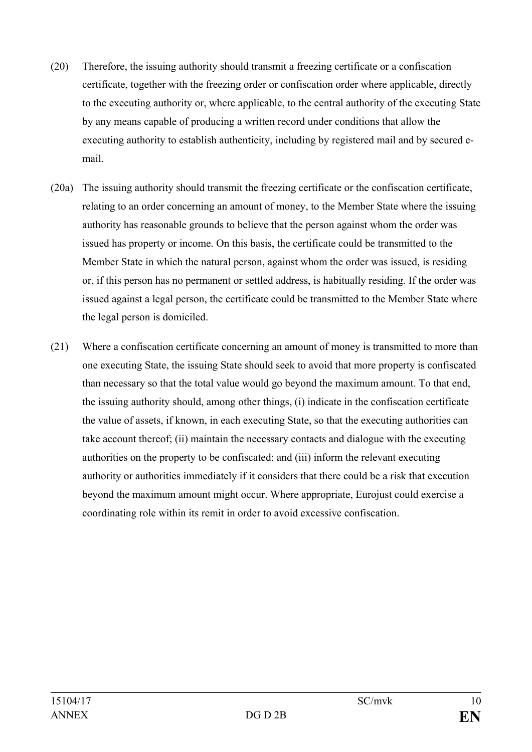(20) Therefore, the issuing authority should transmit a freezing certificate or a confiscation certificate, together with the freezing order or confiscation order where applicable, directly to the executing authority or, where applicable, to the central authority of the executing State by any means capable of producing a written record under conditions that allow the executing authority to establish authenticity, including by registered mail and by secured e-mail.

(20a) The issuing authority should transmit the freezing certificate or the confiscation certificate, relating to an order concerning an amount of money, to the Member State where the issuing authority has reasonable grounds to believe that the person against whom the order was issued has property or income. On this basis, the certificate could be transmitted to the Member State in which the natural person, against whom the order was issued, is residing or, if this person has no permanent or settled address, is habitually residing. If the order was issued against a legal person, the certificate could be transmitted to the Member State where the legal person is domiciled.

(21) Where a confiscation certificate concerning an amount of money is transmitted to more than one executing State, the issuing State should seek to avoid that more property is confiscated than necessary so that the total value would go beyond the maximum amount. To that end, the issuing authority should, among other things, (i) indicate in the confiscation certificate the value of assets, if known, in each executing State, so that the executing authorities can take account thereof; (ii) maintain the necessary contacts and dialogue with the executing authorities on the property to be confiscated; and (iii) inform the relevant executing authority or authorities immediately if it considers that there could be a risk that execution beyond the maximum amount might occur. Where appropriate, Eurojust could exercise a coordinating role within its remit in order to avoid excessive confiscation.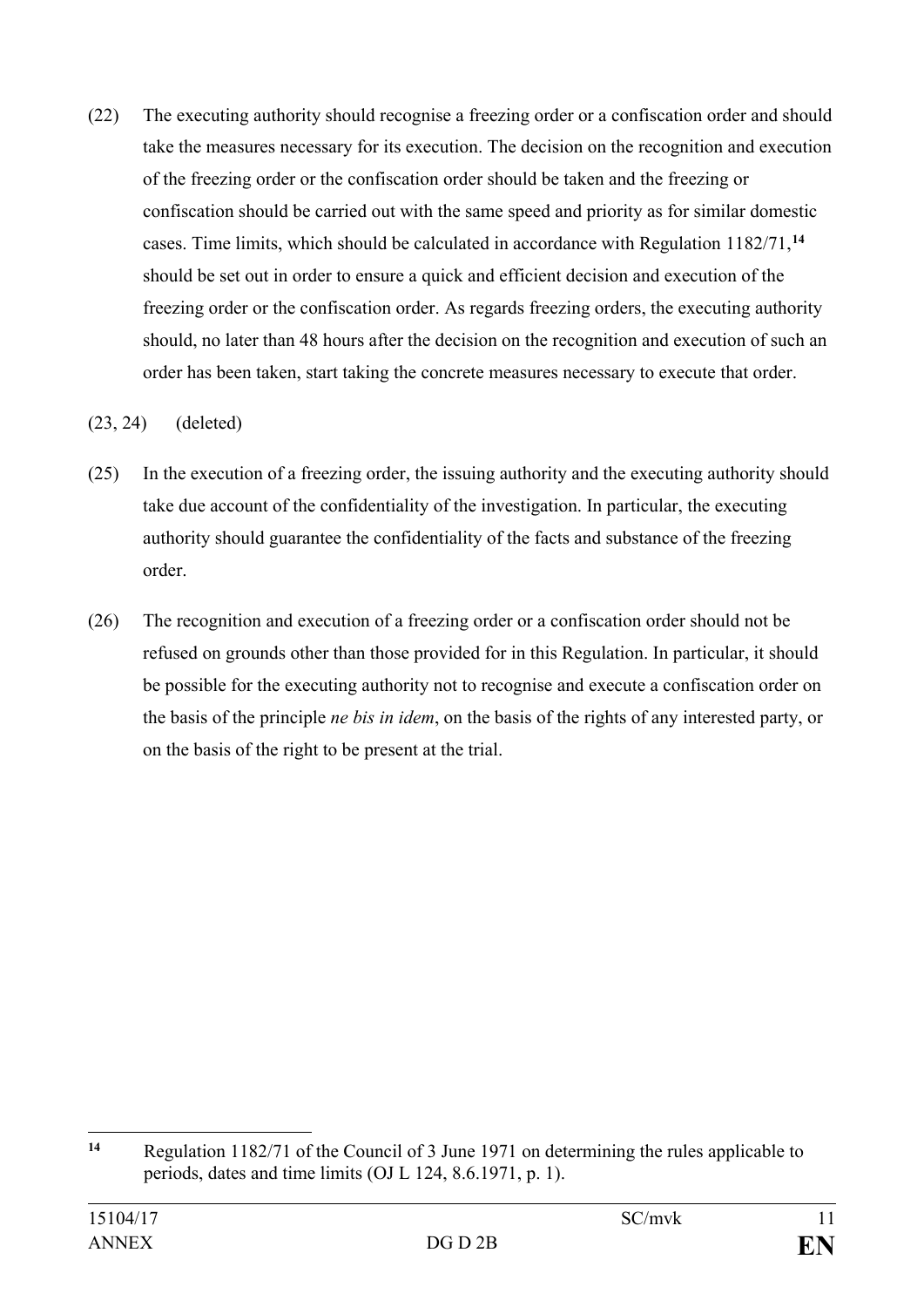(22) The executing authority should recognise a freezing order or a confiscation order and should take the measures necessary for its execution. The decision on the recognition and execution of the freezing order or the confiscation order should be taken and the freezing or confiscation should be carried out with the same speed and priority as for similar domestic cases. Time limits, which should be calculated in accordance with Regulation 1182/71,[14] should be set out in order to ensure a quick and efficient decision and execution of the freezing order or the confiscation order. As regards freezing orders, the executing authority should, no later than 48 hours after the decision on the recognition and execution of such an order has been taken, start taking the concrete measures necessary to execute that order.

(23, 24) (deleted)

(25) In the execution of a freezing order, the issuing authority and the executing authority should take due account of the confidentiality of the investigation. In particular, the executing authority should guarantee the confidentiality of the facts and substance of the freezing order.

(26) The recognition and execution of a freezing order or a confiscation order should not be refused on grounds other than those provided for in this Regulation. In particular, it should be possible for the executing authority not to recognise and execute a confiscation order on the basis of the principle *ne bis in idem*, on the basis of the rights of any interested party, or on the basis of the right to be present at the trial.

---

[14] Regulation 1182/71 of the Council of 3 June 1971 on determining the rules applicable to periods, dates and time limits (OJ L 124, 8.6.1971, p. 1).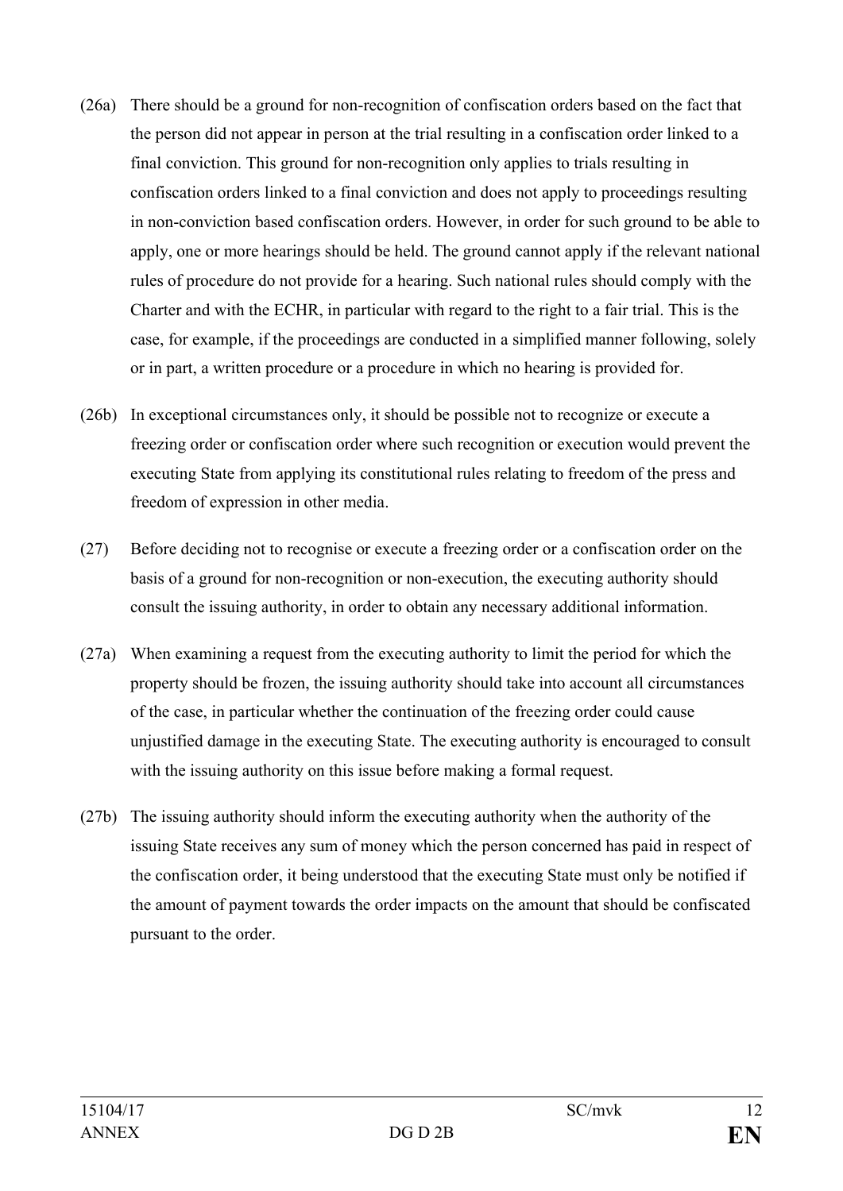(26a) There should be a ground for non-recognition of confiscation orders based on the fact that the person did not appear in person at the trial resulting in a confiscation order linked to a final conviction. This ground for non-recognition only applies to trials resulting in confiscation orders linked to a final conviction and does not apply to proceedings resulting in non-conviction based confiscation orders. However, in order for such ground to be able to apply, one or more hearings should be held. The ground cannot apply if the relevant national rules of procedure do not provide for a hearing. Such national rules should comply with the Charter and with the ECHR, in particular with regard to the right to a fair trial. This is the case, for example, if the proceedings are conducted in a simplified manner following, solely or in part, a written procedure or a procedure in which no hearing is provided for.

(26b) In exceptional circumstances only, it should be possible not to recognize or execute a freezing order or confiscation order where such recognition or execution would prevent the executing State from applying its constitutional rules relating to freedom of the press and freedom of expression in other media.

(27) Before deciding not to recognise or execute a freezing order or a confiscation order on the basis of a ground for non-recognition or non-execution, the executing authority should consult the issuing authority, in order to obtain any necessary additional information.

(27a) When examining a request from the executing authority to limit the period for which the property should be frozen, the issuing authority should take into account all circumstances of the case, in particular whether the continuation of the freezing order could cause unjustified damage in the executing State. The executing authority is encouraged to consult with the issuing authority on this issue before making a formal request.

(27b) The issuing authority should inform the executing authority when the authority of the issuing State receives any sum of money which the person concerned has paid in respect of the confiscation order, it being understood that the executing State must only be notified if the amount of payment towards the order impacts on the amount that should be confiscated pursuant to the order.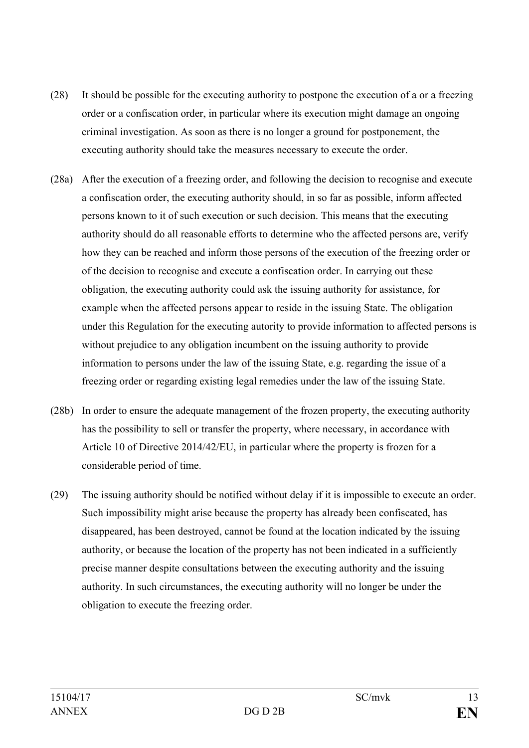(28) It should be possible for the executing authority to postpone the execution of a or a freezing order or a confiscation order, in particular where its execution might damage an ongoing criminal investigation. As soon as there is no longer a ground for postponement, the executing authority should take the measures necessary to execute the order.

(28a) After the execution of a freezing order, and following the decision to recognise and execute a confiscation order, the executing authority should, in so far as possible, inform affected persons known to it of such execution or such decision. This means that the executing authority should do all reasonable efforts to determine who the affected persons are, verify how they can be reached and inform those persons of the execution of the freezing order or of the decision to recognise and execute a confiscation order. In carrying out these obligation, the executing authority could ask the issuing authority for assistance, for example when the affected persons appear to reside in the issuing State. The obligation under this Regulation for the executing autority to provide information to affected persons is without prejudice to any obligation incumbent on the issuing authority to provide information to persons under the law of the issuing State, e.g. regarding the issue of a freezing order or regarding existing legal remedies under the law of the issuing State.

(28b) In order to ensure the adequate management of the frozen property, the executing authority has the possibility to sell or transfer the property, where necessary, in accordance with Article 10 of Directive 2014/42/EU, in particular where the property is frozen for a considerable period of time.

(29) The issuing authority should be notified without delay if it is impossible to execute an order. Such impossibility might arise because the property has already been confiscated, has disappeared, has been destroyed, cannot be found at the location indicated by the issuing authority, or because the location of the property has not been indicated in a sufficiently precise manner despite consultations between the executing authority and the issuing authority. In such circumstances, the executing authority will no longer be under the obligation to execute the freezing order.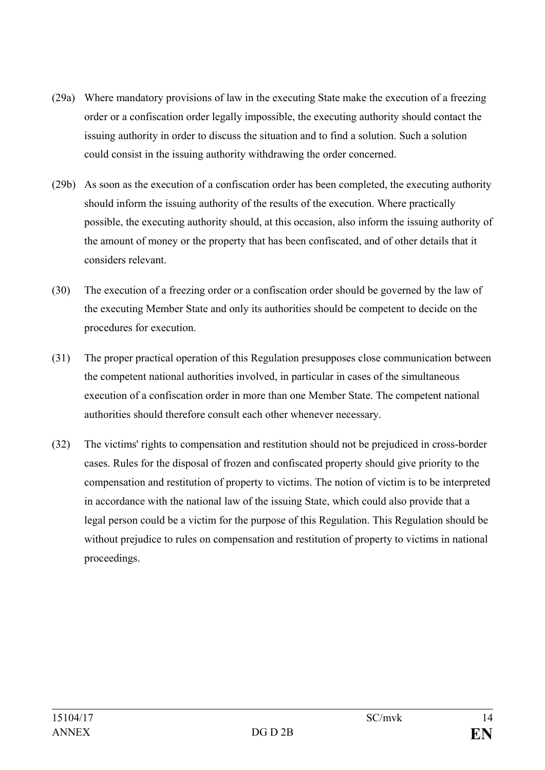(29a) Where mandatory provisions of law in the executing State make the execution of a freezing order or a confiscation order legally impossible, the executing authority should contact the issuing authority in order to discuss the situation and to find a solution. Such a solution could consist in the issuing authority withdrawing the order concerned.

(29b) As soon as the execution of a confiscation order has been completed, the executing authority should inform the issuing authority of the results of the execution. Where practically possible, the executing authority should, at this occasion, also inform the issuing authority of the amount of money or the property that has been confiscated, and of other details that it considers relevant.

(30) The execution of a freezing order or a confiscation order should be governed by the law of the executing Member State and only its authorities should be competent to decide on the procedures for execution.

(31) The proper practical operation of this Regulation presupposes close communication between the competent national authorities involved, in particular in cases of the simultaneous execution of a confiscation order in more than one Member State. The competent national authorities should therefore consult each other whenever necessary.

(32) The victims' rights to compensation and restitution should not be prejudiced in cross-border cases. Rules for the disposal of frozen and confiscated property should give priority to the compensation and restitution of property to victims. The notion of victim is to be interpreted in accordance with the national law of the issuing State, which could also provide that a legal person could be a victim for the purpose of this Regulation. This Regulation should be without prejudice to rules on compensation and restitution of property to victims in national proceedings.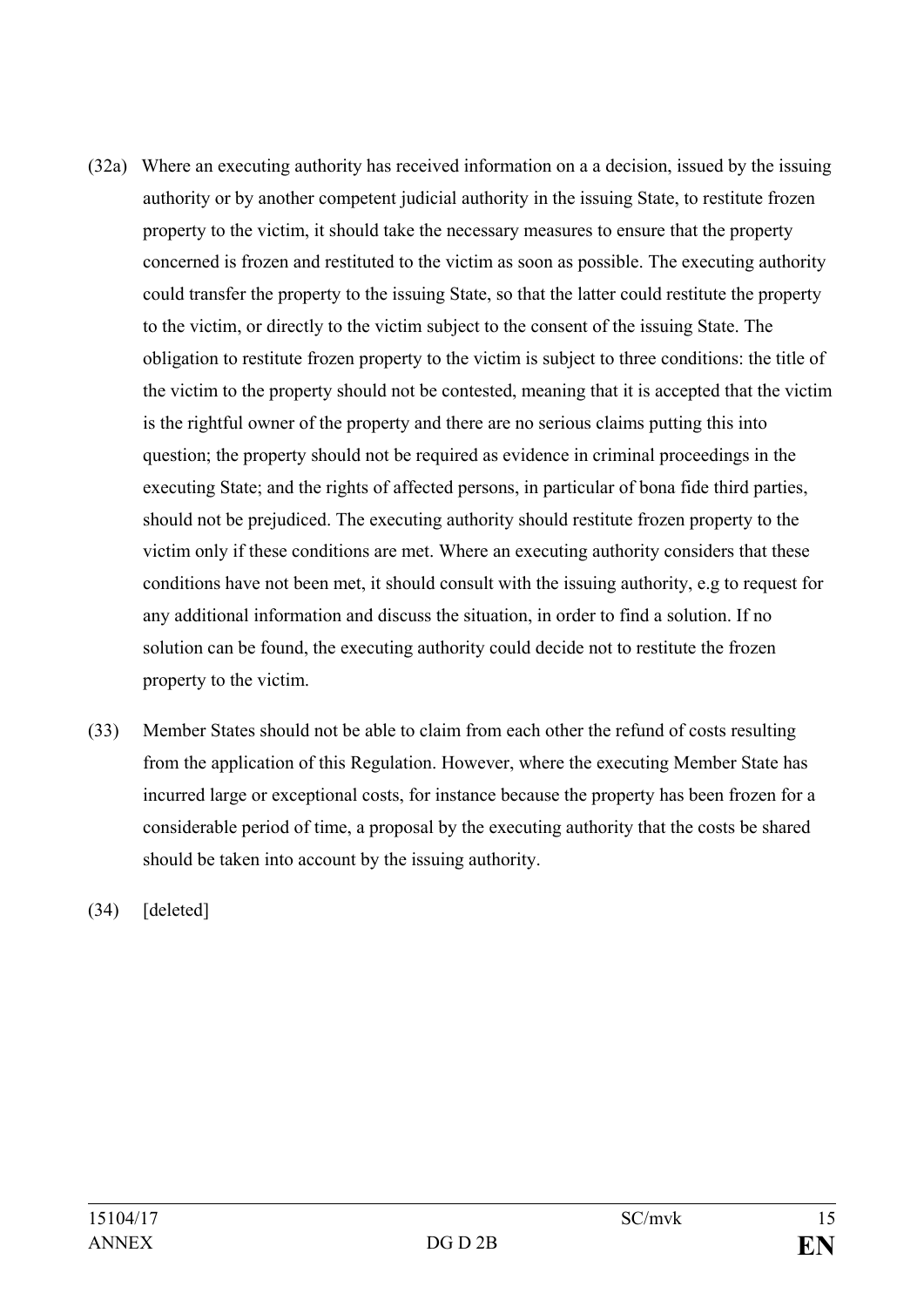(32a) Where an executing authority has received information on a a decision, issued by the issuing authority or by another competent judicial authority in the issuing State, to restitute frozen property to the victim, it should take the necessary measures to ensure that the property concerned is frozen and restituted to the victim as soon as possible. The executing authority could transfer the property to the issuing State, so that the latter could restitute the property to the victim, or directly to the victim subject to the consent of the issuing State. The obligation to restitute frozen property to the victim is subject to three conditions: the title of the victim to the property should not be contested, meaning that it is accepted that the victim is the rightful owner of the property and there are no serious claims putting this into question; the property should not be required as evidence in criminal proceedings in the executing State; and the rights of affected persons, in particular of bona fide third parties, should not be prejudiced. The executing authority should restitute frozen property to the victim only if these conditions are met. Where an executing authority considers that these conditions have not been met, it should consult with the issuing authority, e.g to request for any additional information and discuss the situation, in order to find a solution. If no solution can be found, the executing authority could decide not to restitute the frozen property to the victim.

(33) Member States should not be able to claim from each other the refund of costs resulting from the application of this Regulation. However, where the executing Member State has incurred large or exceptional costs, for instance because the property has been frozen for a considerable period of time, a proposal by the executing authority that the costs be shared should be taken into account by the issuing authority.

(34) [deleted]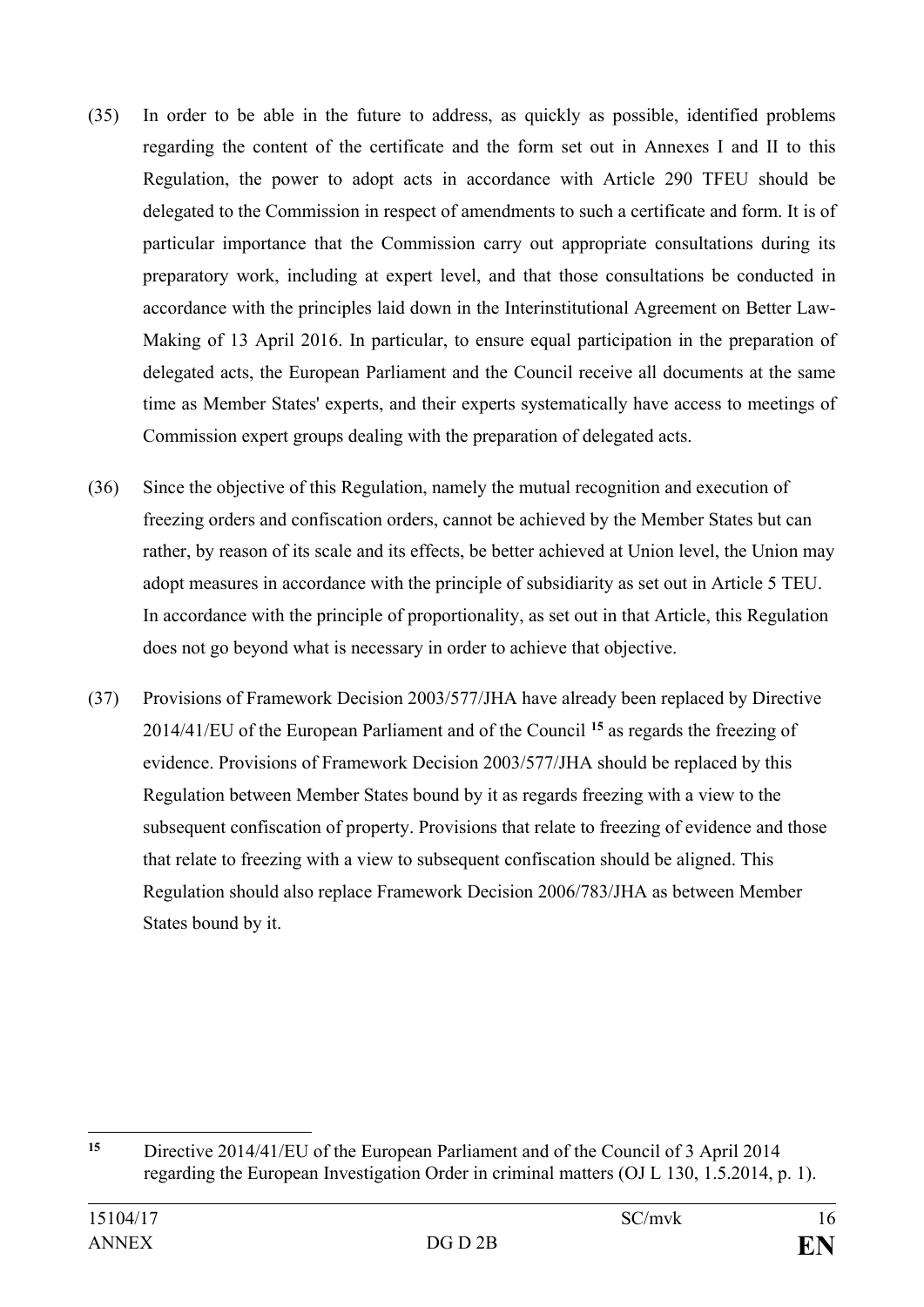(35) In order to be able in the future to address, as quickly as possible, identified problems regarding the content of the certificate and the form set out in Annexes I and II to this Regulation, the power to adopt acts in accordance with Article 290 TFEU should be delegated to the Commission in respect of amendments to such a certificate and form. It is of particular importance that the Commission carry out appropriate consultations during its preparatory work, including at expert level, and that those consultations be conducted in accordance with the principles laid down in the Interinstitutional Agreement on Better Law-Making of 13 April 2016. In particular, to ensure equal participation in the preparation of delegated acts, the European Parliament and the Council receive all documents at the same time as Member States' experts, and their experts systematically have access to meetings of Commission expert groups dealing with the preparation of delegated acts.

(36) Since the objective of this Regulation, namely the mutual recognition and execution of freezing orders and confiscation orders, cannot be achieved by the Member States but can rather, by reason of its scale and its effects, be better achieved at Union level, the Union may adopt measures in accordance with the principle of subsidiarity as set out in Article 5 TEU. In accordance with the principle of proportionality, as set out in that Article, this Regulation does not go beyond what is necessary in order to achieve that objective.

(37) Provisions of Framework Decision 2003/577/JHA have already been replaced by Directive 2014/41/EU of the European Parliament and of the Council [15] as regards the freezing of evidence. Provisions of Framework Decision 2003/577/JHA should be replaced by this Regulation between Member States bound by it as regards freezing with a view to the subsequent confiscation of property. Provisions that relate to freezing of evidence and those that relate to freezing with a view to subsequent confiscation should be aligned. This Regulation should also replace Framework Decision 2006/783/JHA as between Member States bound by it.

---

[15] Directive 2014/41/EU of the European Parliament and of the Council of 3 April 2014 regarding the European Investigation Order in criminal matters (OJ L 130, 1.5.2014, p. 1).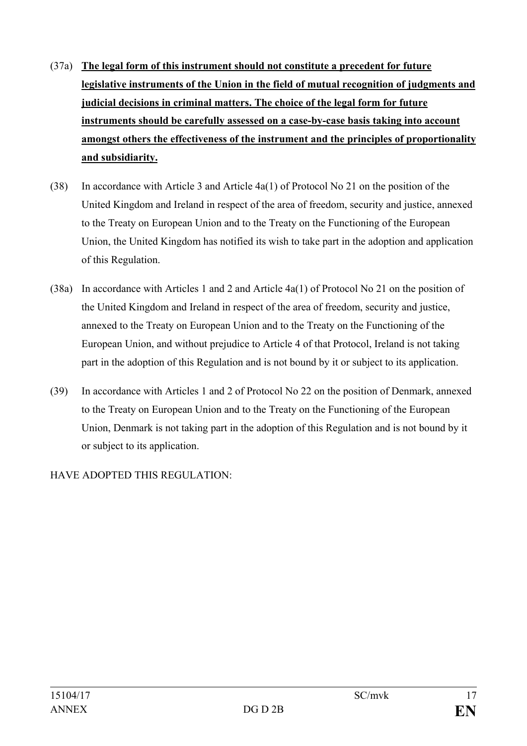(37a) **The legal form of this instrument should not constitute a precedent for future legislative instruments of the Union in the field of mutual recognition of judgments and judicial decisions in criminal matters. The choice of the legal form for future instruments should be carefully assessed on a case-by-case basis taking into account amongst others the effectiveness of the instrument and the principles of proportionality and subsidiarity.**

(38) In accordance with Article 3 and Article 4a(1) of Protocol No 21 on the position of the United Kingdom and Ireland in respect of the area of freedom, security and justice, annexed to the Treaty on European Union and to the Treaty on the Functioning of the European Union, the United Kingdom has notified its wish to take part in the adoption and application of this Regulation.

(38a) In accordance with Articles 1 and 2 and Article 4a(1) of Protocol No 21 on the position of the United Kingdom and Ireland in respect of the area of freedom, security and justice, annexed to the Treaty on European Union and to the Treaty on the Functioning of the European Union, and without prejudice to Article 4 of that Protocol, Ireland is not taking part in the adoption of this Regulation and is not bound by it or subject to its application.

(39) In accordance with Articles 1 and 2 of Protocol No 22 on the position of Denmark, annexed to the Treaty on European Union and to the Treaty on the Functioning of the European Union, Denmark is not taking part in the adoption of this Regulation and is not bound by it or subject to its application.

HAVE ADOPTED THIS REGULATION: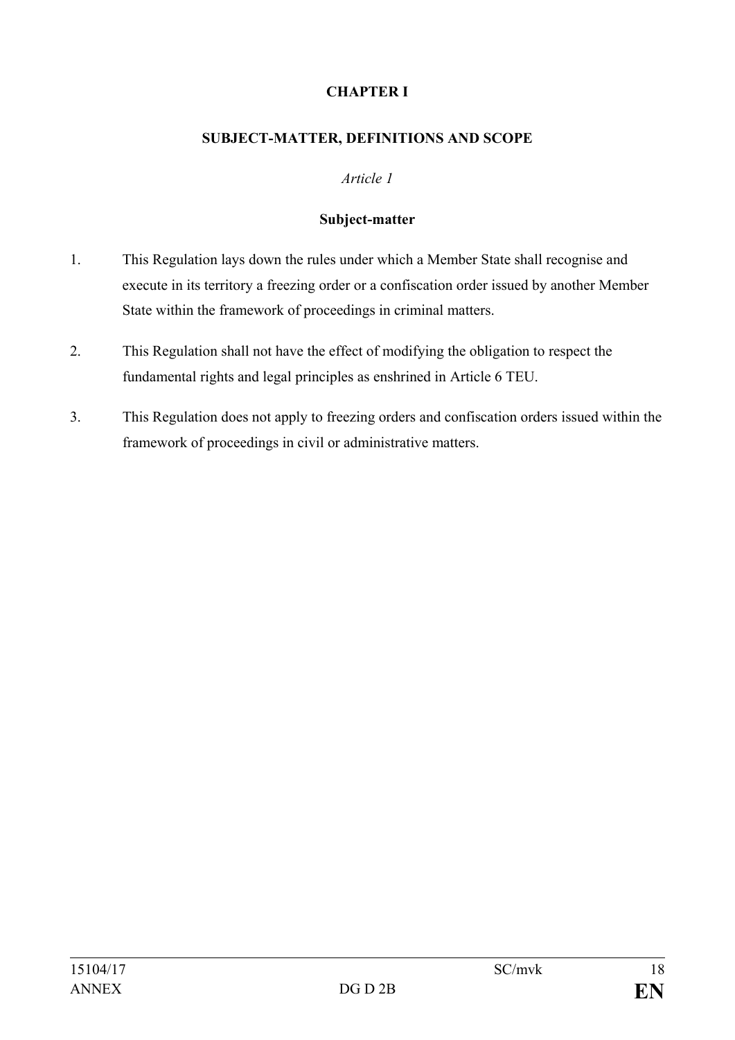# CHAPTER I

## SUBJECT-MATTER, DEFINITIONS AND SCOPE

*Article 1*

**Subject-matter**

1. This Regulation lays down the rules under which a Member State shall recognise and execute in its territory a freezing order or a confiscation order issued by another Member State within the framework of proceedings in criminal matters.

2. This Regulation shall not have the effect of modifying the obligation to respect the fundamental rights and legal principles as enshrined in Article 6 TEU.

3. This Regulation does not apply to freezing orders and confiscation orders issued within the framework of proceedings in civil or administrative matters.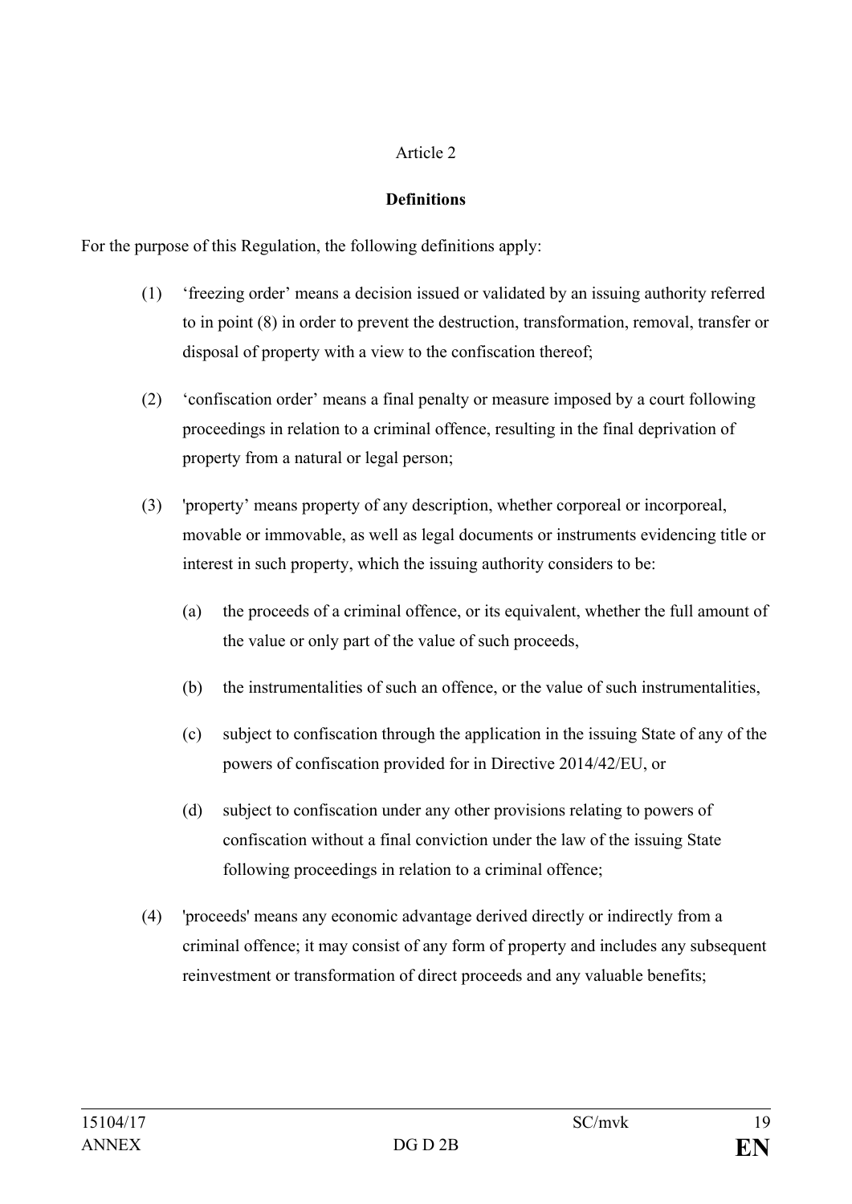Article 2

**Definitions**

For the purpose of this Regulation, the following definitions apply:

(1) 'freezing order' means a decision issued or validated by an issuing authority referred to in point (8) in order to prevent the destruction, transformation, removal, transfer or disposal of property with a view to the confiscation thereof;

(2) 'confiscation order' means a final penalty or measure imposed by a court following proceedings in relation to a criminal offence, resulting in the final deprivation of property from a natural or legal person;

(3) 'property' means property of any description, whether corporeal or incorporeal, movable or immovable, as well as legal documents or instruments evidencing title or interest in such property, which the issuing authority considers to be:

   (a) the proceeds of a criminal offence, or its equivalent, whether the full amount of the value or only part of the value of such proceeds,

   (b) the instrumentalities of such an offence, or the value of such instrumentalities,

   (c) subject to confiscation through the application in the issuing State of any of the powers of confiscation provided for in Directive 2014/42/EU, or

   (d) subject to confiscation under any other provisions relating to powers of confiscation without a final conviction under the law of the issuing State following proceedings in relation to a criminal offence;

(4) 'proceeds' means any economic advantage derived directly or indirectly from a criminal offence; it may consist of any form of property and includes any subsequent reinvestment or transformation of direct proceeds and any valuable benefits;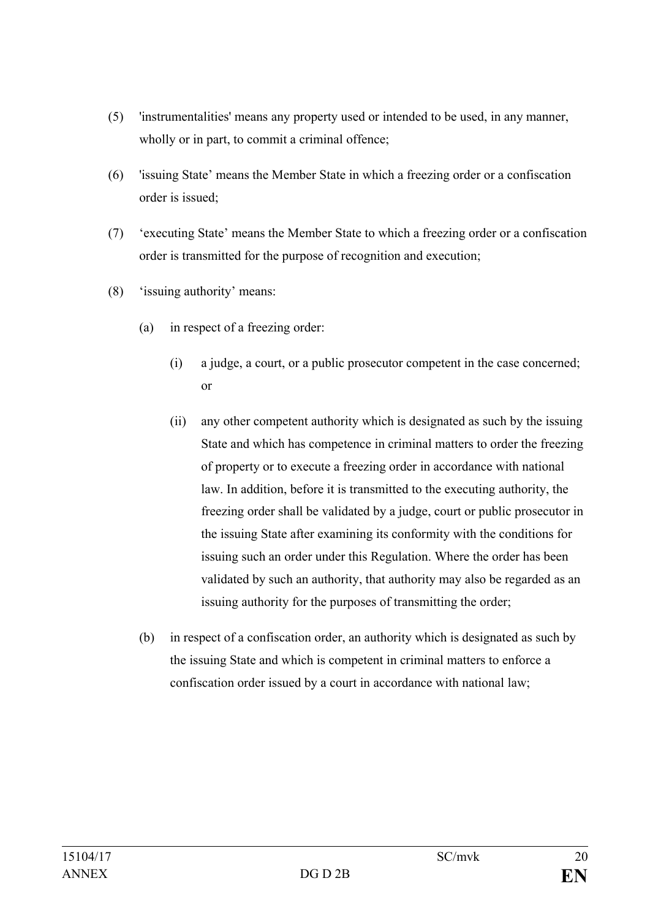(5) 'instrumentalities' means any property used or intended to be used, in any manner, wholly or in part, to commit a criminal offence;

(6) 'issuing State' means the Member State in which a freezing order or a confiscation order is issued;

(7) 'executing State' means the Member State to which a freezing order or a confiscation order is transmitted for the purpose of recognition and execution;

(8) 'issuing authority' means:

   (a) in respect of a freezing order:

      (i) a judge, a court, or a public prosecutor competent in the case concerned; or

      (ii) any other competent authority which is designated as such by the issuing State and which has competence in criminal matters to order the freezing of property or to execute a freezing order in accordance with national law. In addition, before it is transmitted to the executing authority, the freezing order shall be validated by a judge, court or public prosecutor in the issuing State after examining its conformity with the conditions for issuing such an order under this Regulation. Where the order has been validated by such an authority, that authority may also be regarded as an issuing authority for the purposes of transmitting the order;

   (b) in respect of a confiscation order, an authority which is designated as such by the issuing State and which is competent in criminal matters to enforce a confiscation order issued by a court in accordance with national law;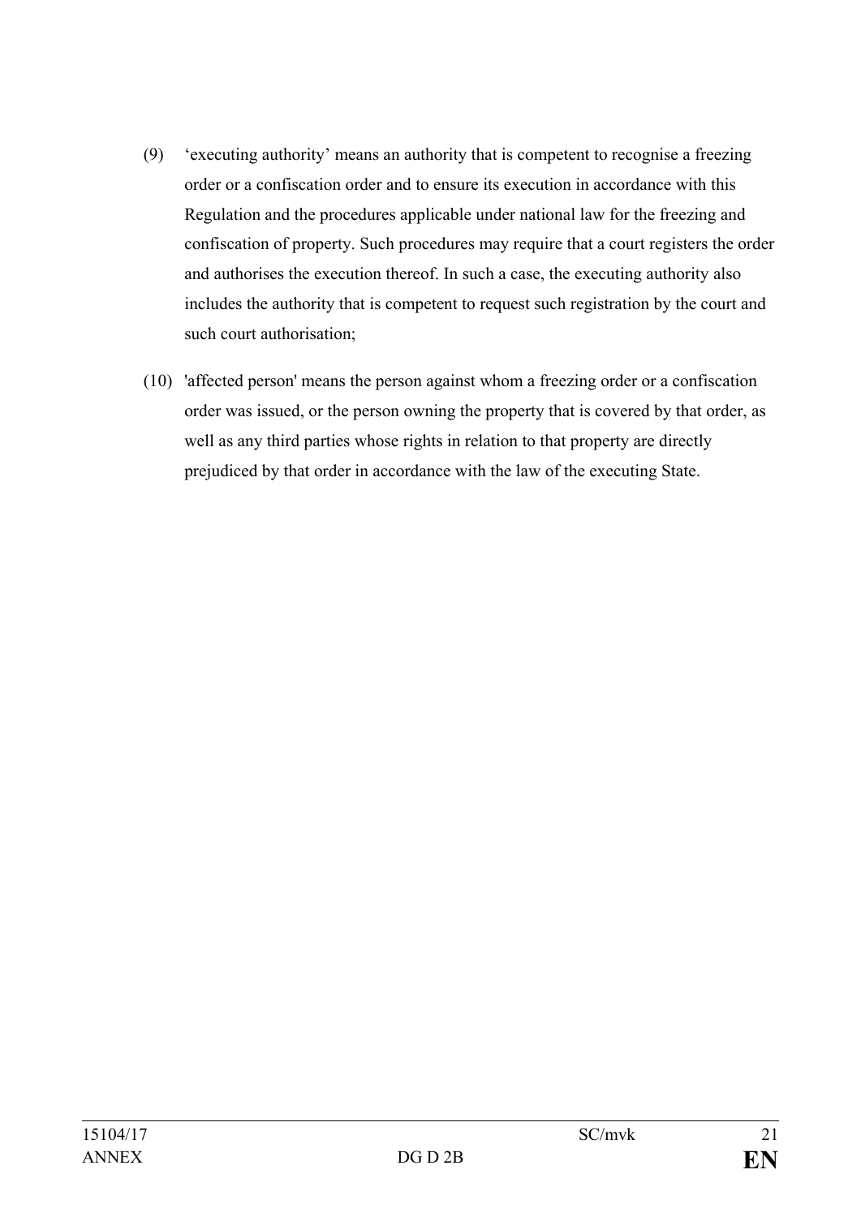(9) ‘executing authority’ means an authority that is competent to recognise a freezing order or a confiscation order and to ensure its execution in accordance with this Regulation and the procedures applicable under national law for the freezing and confiscation of property. Such procedures may require that a court registers the order and authorises the execution thereof. In such a case, the executing authority also includes the authority that is competent to request such registration by the court and such court authorisation;

(10) 'affected person' means the person against whom a freezing order or a confiscation order was issued, or the person owning the property that is covered by that order, as well as any third parties whose rights in relation to that property are directly prejudiced by that order in accordance with the law of the executing State.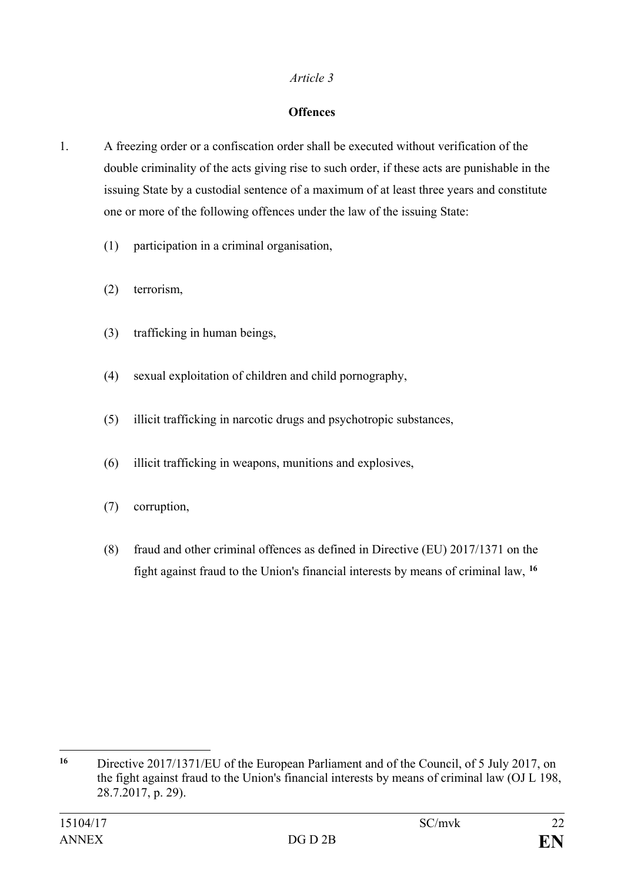*Article 3*

**Offences**

1. A freezing order or a confiscation order shall be executed without verification of the double criminality of the acts giving rise to such order, if these acts are punishable in the issuing State by a custodial sentence of a maximum of at least three years and constitute one or more of the following offences under the law of the issuing State:

   (1) participation in a criminal organisation,

   (2) terrorism,

   (3) trafficking in human beings,

   (4) sexual exploitation of children and child pornography,

   (5) illicit trafficking in narcotic drugs and psychotropic substances,

   (6) illicit trafficking in weapons, munitions and explosives,

   (7) corruption,

   (8) fraud and other criminal offences as defined in Directive (EU) 2017/1371 on the fight against fraud to the Union's financial interests by means of criminal law, [16]

---

[16] Directive 2017/1371/EU of the European Parliament and of the Council, of 5 July 2017, on the fight against fraud to the Union's financial interests by means of criminal law (OJ L 198, 28.7.2017, p. 29).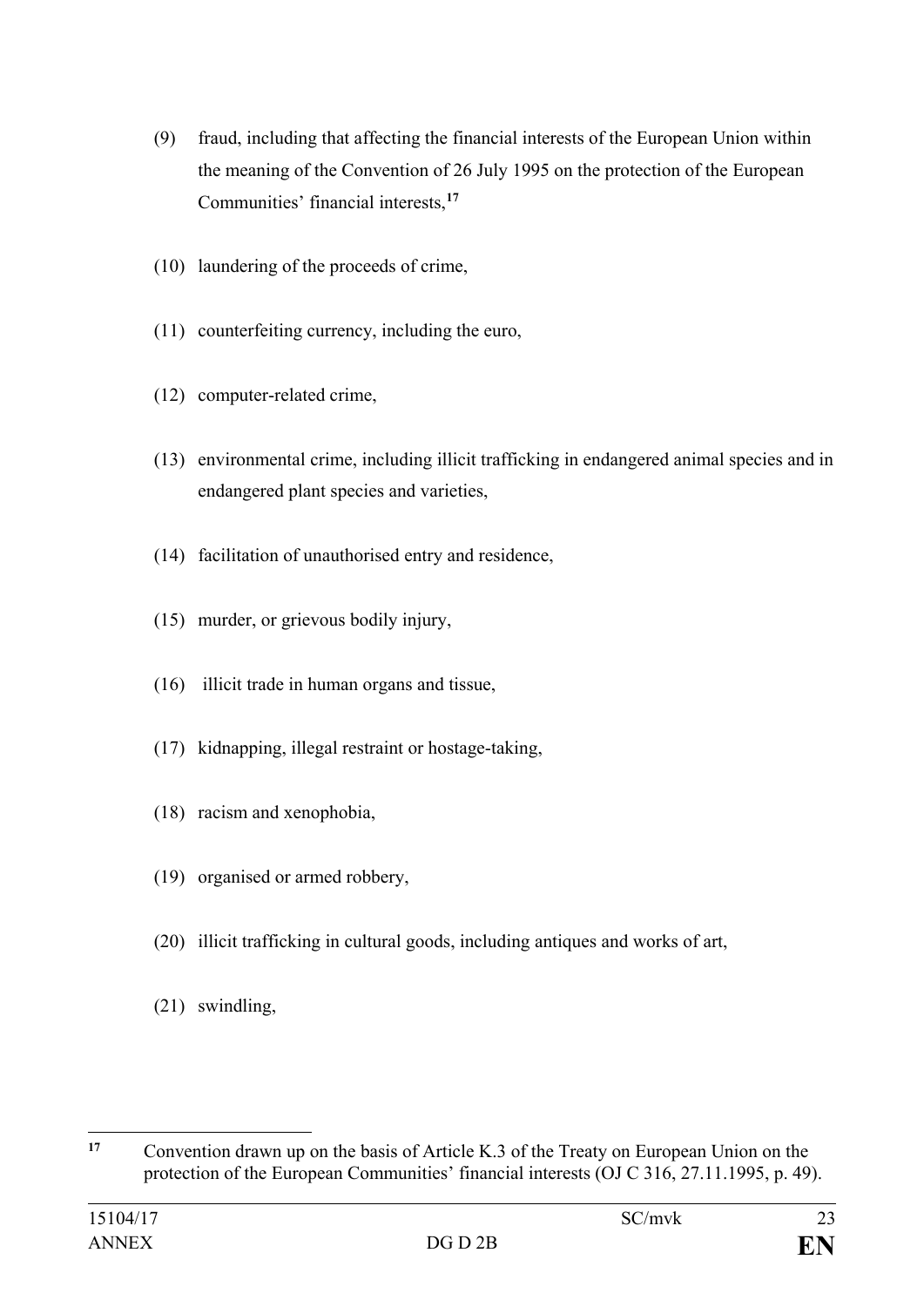(9) fraud, including that affecting the financial interests of the European Union within the meaning of the Convention of 26 July 1995 on the protection of the European Communities' financial interests,[17]

(10) laundering of the proceeds of crime,

(11) counterfeiting currency, including the euro,

(12) computer-related crime,

(13) environmental crime, including illicit trafficking in endangered animal species and in endangered plant species and varieties,

(14) facilitation of unauthorised entry and residence,

(15) murder, or grievous bodily injury,

(16) illicit trade in human organs and tissue,

(17) kidnapping, illegal restraint or hostage-taking,

(18) racism and xenophobia,

(19) organised or armed robbery,

(20) illicit trafficking in cultural goods, including antiques and works of art,

(21) swindling,

---

[17] Convention drawn up on the basis of Article K.3 of the Treaty on European Union on the protection of the European Communities' financial interests (OJ C 316, 27.11.1995, p. 49).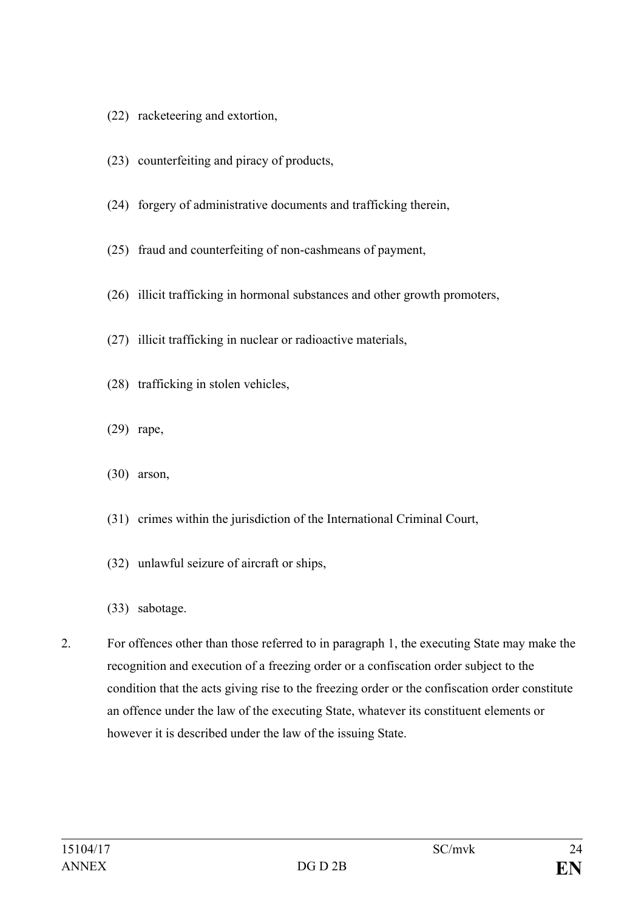(22) racketeering and extortion,

(23) counterfeiting and piracy of products,

(24) forgery of administrative documents and trafficking therein,

(25) fraud and counterfeiting of non-cashmeans of payment,

(26) illicit trafficking in hormonal substances and other growth promoters,

(27) illicit trafficking in nuclear or radioactive materials,

(28) trafficking in stolen vehicles,

(29) rape,

(30) arson,

(31) crimes within the jurisdiction of the International Criminal Court,

(32) unlawful seizure of aircraft or ships,

(33) sabotage.

2. For offences other than those referred to in paragraph 1, the executing State may make the recognition and execution of a freezing order or a confiscation order subject to the condition that the acts giving rise to the freezing order or the confiscation order constitute an offence under the law of the executing State, whatever its constituent elements or however it is described under the law of the issuing State.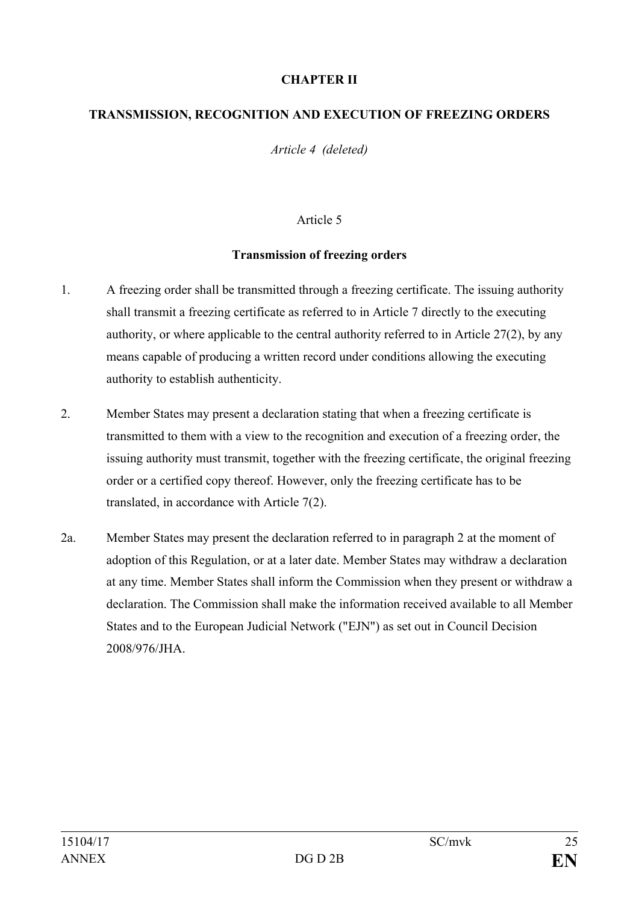## CHAPTER II

## TRANSMISSION, RECOGNITION AND EXECUTION OF FREEZING ORDERS

*Article 4 (deleted)*

Article 5

**Transmission of freezing orders**

1. A freezing order shall be transmitted through a freezing certificate. The issuing authority shall transmit a freezing certificate as referred to in Article 7 directly to the executing authority, or where applicable to the central authority referred to in Article 27(2), by any means capable of producing a written record under conditions allowing the executing authority to establish authenticity.

2. Member States may present a declaration stating that when a freezing certificate is transmitted to them with a view to the recognition and execution of a freezing order, the issuing authority must transmit, together with the freezing certificate, the original freezing order or a certified copy thereof. However, only the freezing certificate has to be translated, in accordance with Article 7(2).

2a. Member States may present the declaration referred to in paragraph 2 at the moment of adoption of this Regulation, or at a later date. Member States may withdraw a declaration at any time. Member States shall inform the Commission when they present or withdraw a declaration. The Commission shall make the information received available to all Member States and to the European Judicial Network ("EJN") as set out in Council Decision 2008/976/JHA.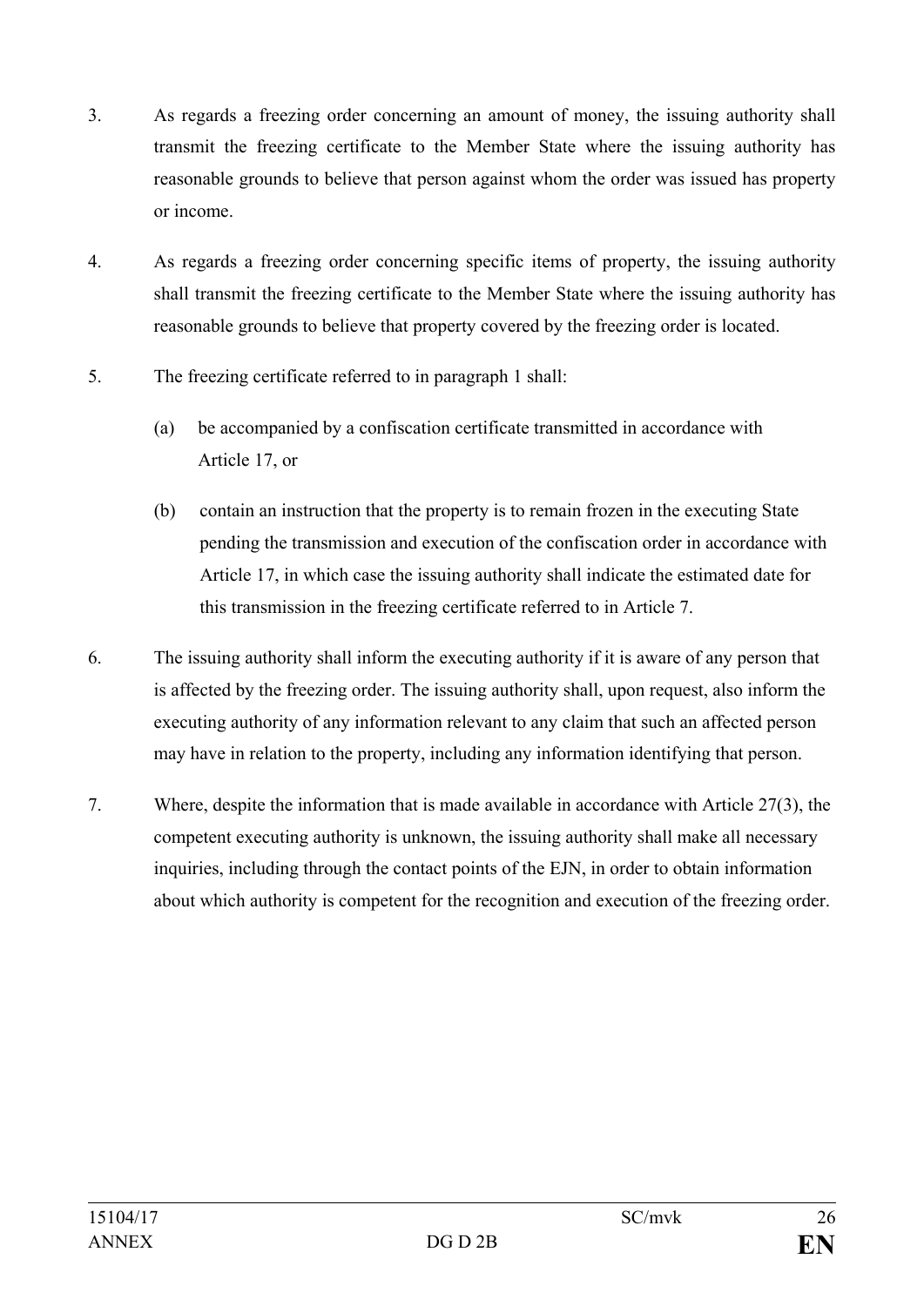3. As regards a freezing order concerning an amount of money, the issuing authority shall transmit the freezing certificate to the Member State where the issuing authority has reasonable grounds to believe that person against whom the order was issued has property or income.

4. As regards a freezing order concerning specific items of property, the issuing authority shall transmit the freezing certificate to the Member State where the issuing authority has reasonable grounds to believe that property covered by the freezing order is located.

5. The freezing certificate referred to in paragraph 1 shall:

   (a) be accompanied by a confiscation certificate transmitted in accordance with Article 17, or

   (b) contain an instruction that the property is to remain frozen in the executing State pending the transmission and execution of the confiscation order in accordance with Article 17, in which case the issuing authority shall indicate the estimated date for this transmission in the freezing certificate referred to in Article 7.

6. The issuing authority shall inform the executing authority if it is aware of any person that is affected by the freezing order. The issuing authority shall, upon request, also inform the executing authority of any information relevant to any claim that such an affected person may have in relation to the property, including any information identifying that person.

7. Where, despite the information that is made available in accordance with Article 27(3), the competent executing authority is unknown, the issuing authority shall make all necessary inquiries, including through the contact points of the EJN, in order to obtain information about which authority is competent for the recognition and execution of the freezing order.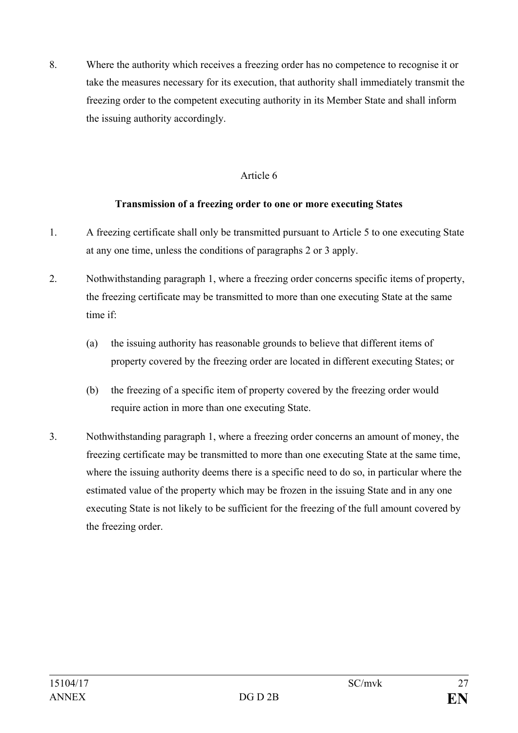8. Where the authority which receives a freezing order has no competence to recognise it or take the measures necessary for its execution, that authority shall immediately transmit the freezing order to the competent executing authority in its Member State and shall inform the issuing authority accordingly.

Article 6

**Transmission of a freezing order to one or more executing States**

1. A freezing certificate shall only be transmitted pursuant to Article 5 to one executing State at any one time, unless the conditions of paragraphs 2 or 3 apply.

2. Nothwithstanding paragraph 1, where a freezing order concerns specific items of property, the freezing certificate may be transmitted to more than one executing State at the same time if:

   (a) the issuing authority has reasonable grounds to believe that different items of property covered by the freezing order are located in different executing States; or

   (b) the freezing of a specific item of property covered by the freezing order would require action in more than one executing State.

3. Nothwithstanding paragraph 1, where a freezing order concerns an amount of money, the freezing certificate may be transmitted to more than one executing State at the same time, where the issuing authority deems there is a specific need to do so, in particular where the estimated value of the property which may be frozen in the issuing State and in any one executing State is not likely to be sufficient for the freezing of the full amount covered by the freezing order.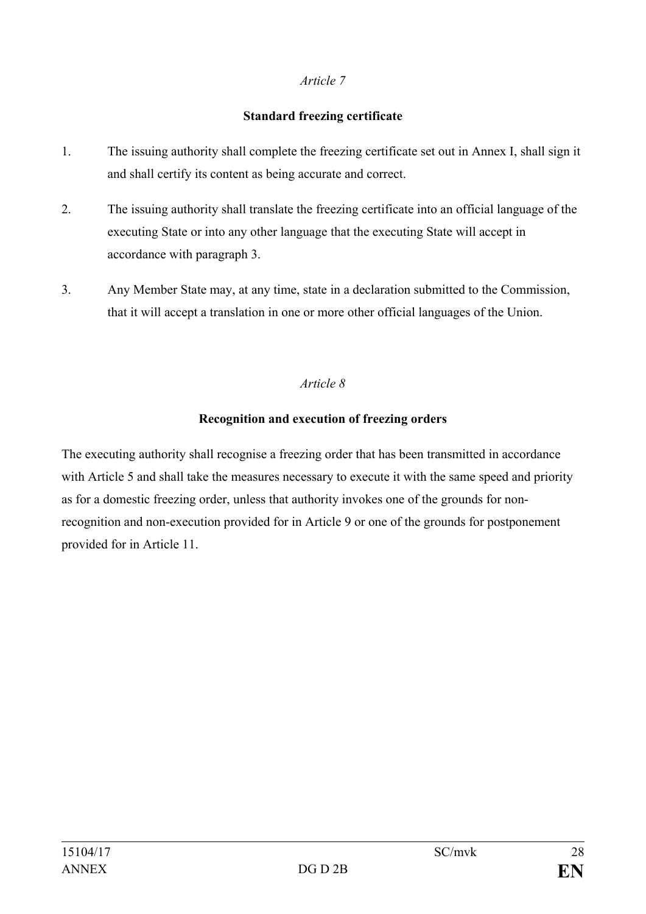*Article 7*

**Standard freezing certificate**

1. The issuing authority shall complete the freezing certificate set out in Annex I, shall sign it and shall certify its content as being accurate and correct.

2. The issuing authority shall translate the freezing certificate into an official language of the executing State or into any other language that the executing State will accept in accordance with paragraph 3.

3. Any Member State may, at any time, state in a declaration submitted to the Commission, that it will accept a translation in one or more other official languages of the Union.

*Article 8*

**Recognition and execution of freezing orders**

The executing authority shall recognise a freezing order that has been transmitted in accordance with Article 5 and shall take the measures necessary to execute it with the same speed and priority as for a domestic freezing order, unless that authority invokes one of the grounds for non-recognition and non-execution provided for in Article 9 or one of the grounds for postponement provided for in Article 11.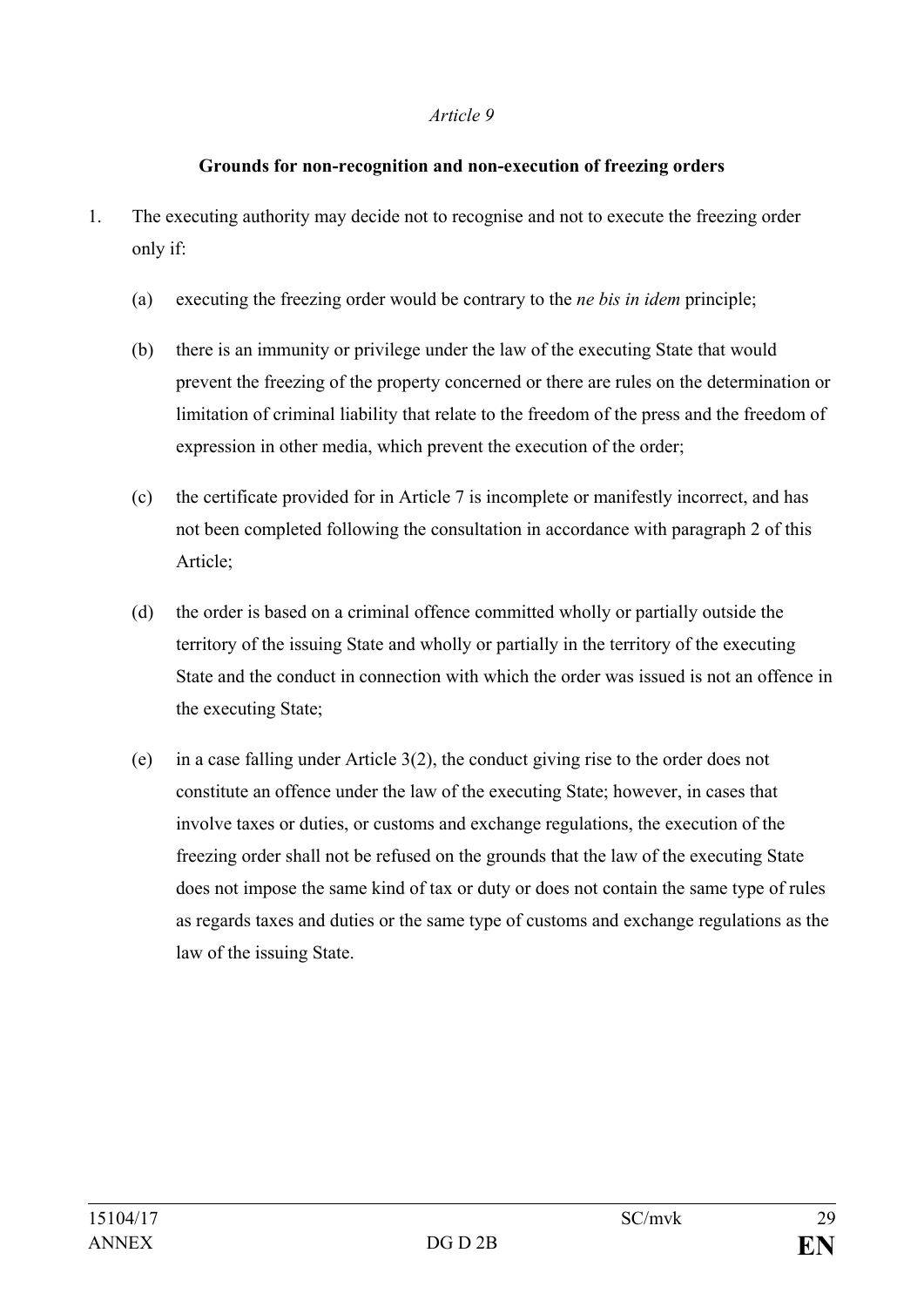*Article 9*

**Grounds for non-recognition and non-execution of freezing orders**

1. The executing authority may decide not to recognise and not to execute the freezing order only if:

   (a) executing the freezing order would be contrary to the *ne bis in idem* principle;

   (b) there is an immunity or privilege under the law of the executing State that would prevent the freezing of the property concerned or there are rules on the determination or limitation of criminal liability that relate to the freedom of the press and the freedom of expression in other media, which prevent the execution of the order;

   (c) the certificate provided for in Article 7 is incomplete or manifestly incorrect, and has not been completed following the consultation in accordance with paragraph 2 of this Article;

   (d) the order is based on a criminal offence committed wholly or partially outside the territory of the issuing State and wholly or partially in the territory of the executing State and the conduct in connection with which the order was issued is not an offence in the executing State;

   (e) in a case falling under Article 3(2), the conduct giving rise to the order does not constitute an offence under the law of the executing State; however, in cases that involve taxes or duties, or customs and exchange regulations, the execution of the freezing order shall not be refused on the grounds that the law of the executing State does not impose the same kind of tax or duty or does not contain the same type of rules as regards taxes and duties or the same type of customs and exchange regulations as the law of the issuing State.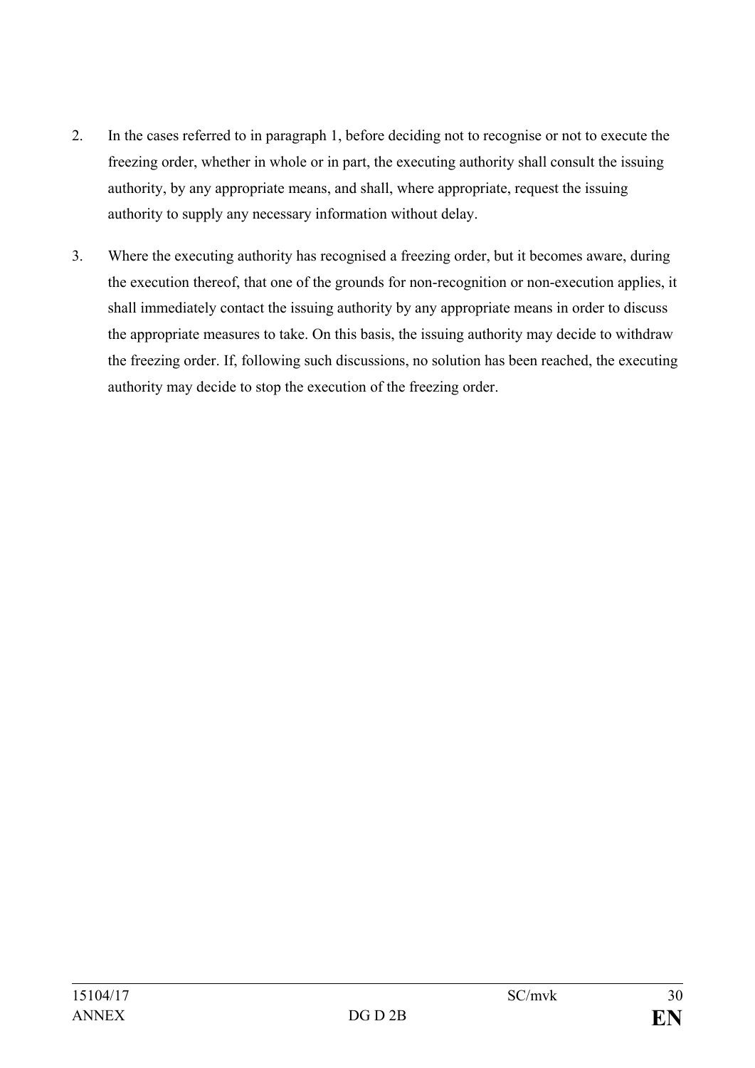2. In the cases referred to in paragraph 1, before deciding not to recognise or not to execute the freezing order, whether in whole or in part, the executing authority shall consult the issuing authority, by any appropriate means, and shall, where appropriate, request the issuing authority to supply any necessary information without delay.

3. Where the executing authority has recognised a freezing order, but it becomes aware, during the execution thereof, that one of the grounds for non-recognition or non-execution applies, it shall immediately contact the issuing authority by any appropriate means in order to discuss the appropriate measures to take. On this basis, the issuing authority may decide to withdraw the freezing order. If, following such discussions, no solution has been reached, the executing authority may decide to stop the execution of the freezing order.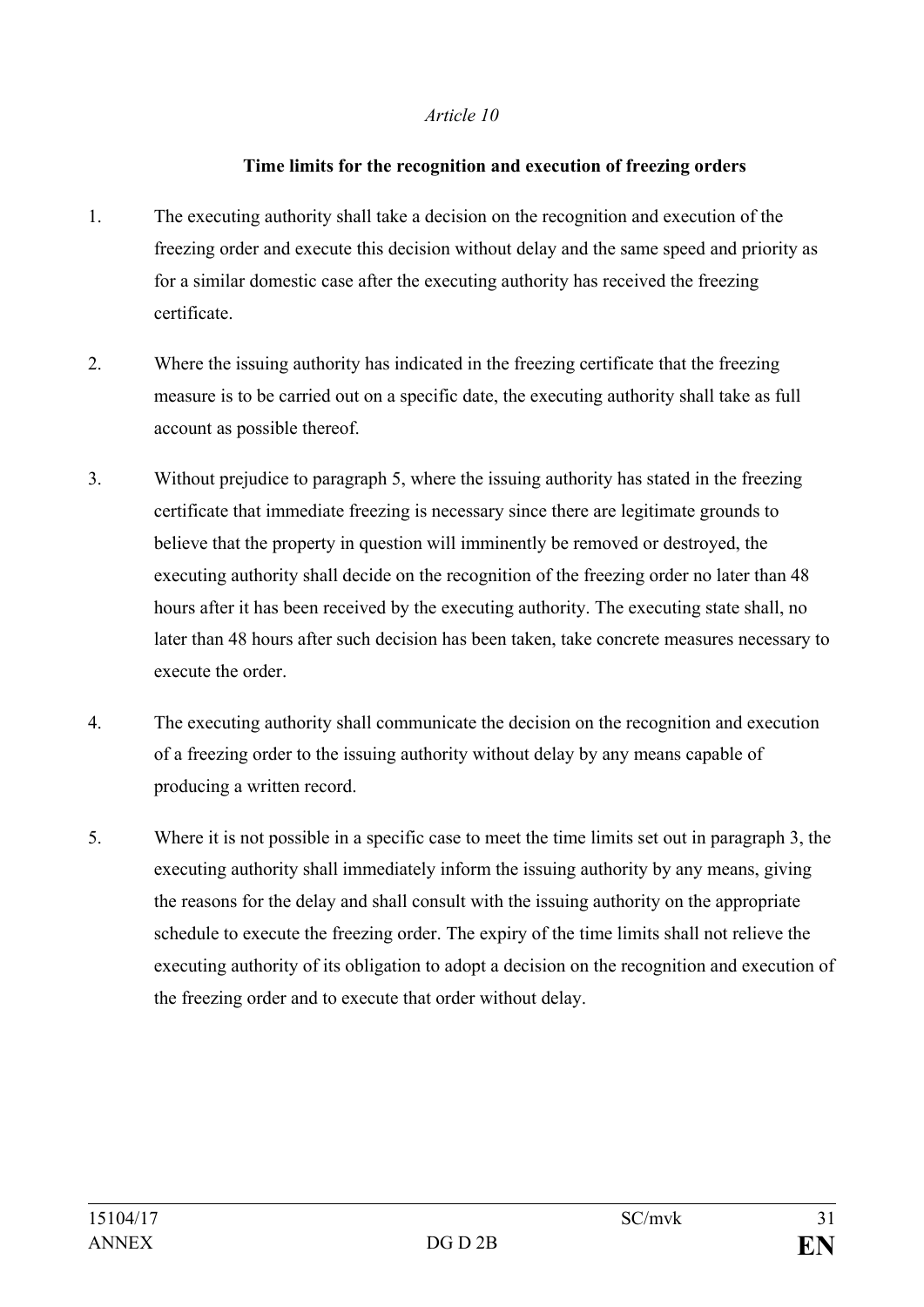*Article 10*

**Time limits for the recognition and execution of freezing orders**

1. The executing authority shall take a decision on the recognition and execution of the freezing order and execute this decision without delay and the same speed and priority as for a similar domestic case after the executing authority has received the freezing certificate.

2. Where the issuing authority has indicated in the freezing certificate that the freezing measure is to be carried out on a specific date, the executing authority shall take as full account as possible thereof.

3. Without prejudice to paragraph 5, where the issuing authority has stated in the freezing certificate that immediate freezing is necessary since there are legitimate grounds to believe that the property in question will imminently be removed or destroyed, the executing authority shall decide on the recognition of the freezing order no later than 48 hours after it has been received by the executing authority. The executing state shall, no later than 48 hours after such decision has been taken, take concrete measures necessary to execute the order.

4. The executing authority shall communicate the decision on the recognition and execution of a freezing order to the issuing authority without delay by any means capable of producing a written record.

5. Where it is not possible in a specific case to meet the time limits set out in paragraph 3, the executing authority shall immediately inform the issuing authority by any means, giving the reasons for the delay and shall consult with the issuing authority on the appropriate schedule to execute the freezing order. The expiry of the time limits shall not relieve the executing authority of its obligation to adopt a decision on the recognition and execution of the freezing order and to execute that order without delay.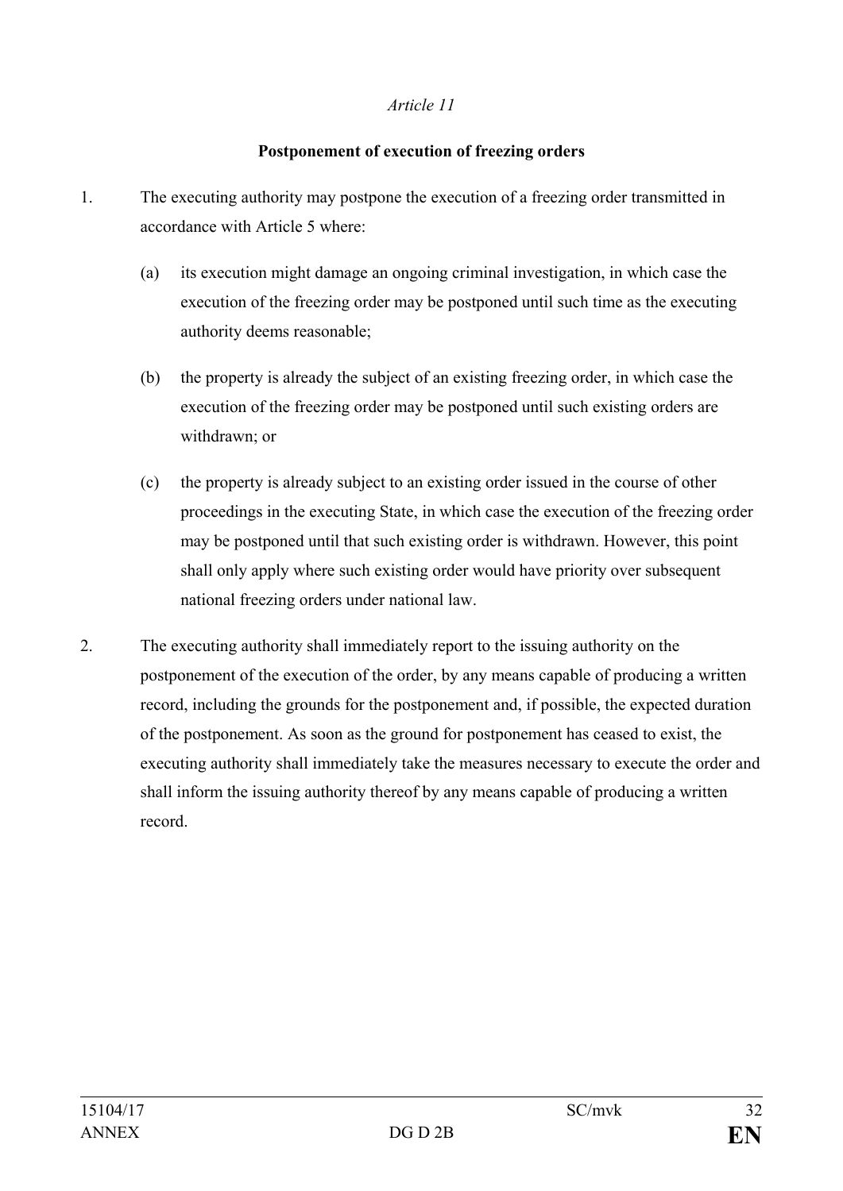*Article 11*

**Postponement of execution of freezing orders**

1. The executing authority may postpone the execution of a freezing order transmitted in accordance with Article 5 where:

   (a) its execution might damage an ongoing criminal investigation, in which case the execution of the freezing order may be postponed until such time as the executing authority deems reasonable;

   (b) the property is already the subject of an existing freezing order, in which case the execution of the freezing order may be postponed until such existing orders are withdrawn; or

   (c) the property is already subject to an existing order issued in the course of other proceedings in the executing State, in which case the execution of the freezing order may be postponed until that such existing order is withdrawn. However, this point shall only apply where such existing order would have priority over subsequent national freezing orders under national law.

2. The executing authority shall immediately report to the issuing authority on the postponement of the execution of the order, by any means capable of producing a written record, including the grounds for the postponement and, if possible, the expected duration of the postponement. As soon as the ground for postponement has ceased to exist, the executing authority shall immediately take the measures necessary to execute the order and shall inform the issuing authority thereof by any means capable of producing a written record.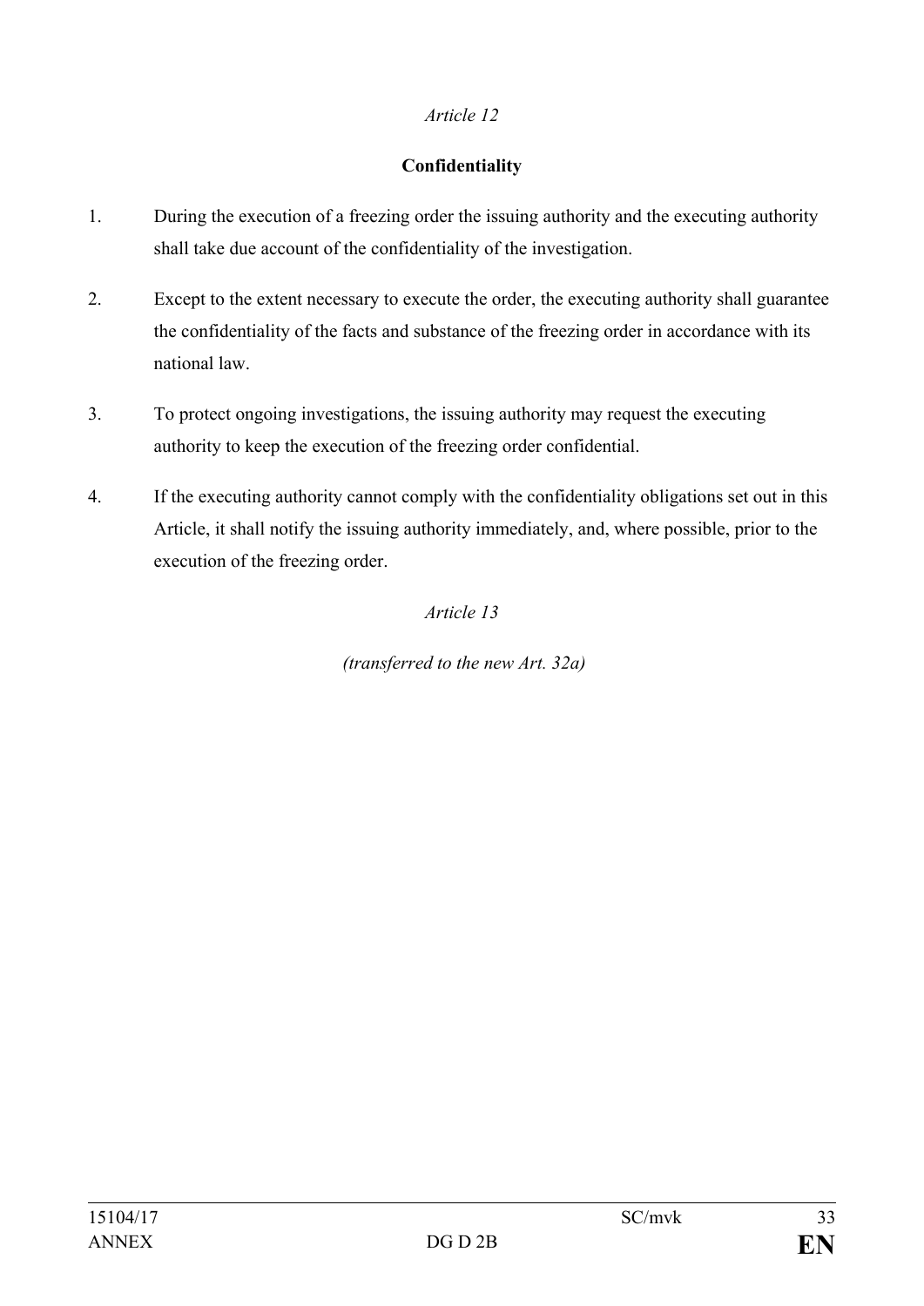*Article 12*

**Confidentiality**

1. During the execution of a freezing order the issuing authority and the executing authority shall take due account of the confidentiality of the investigation.

2. Except to the extent necessary to execute the order, the executing authority shall guarantee the confidentiality of the facts and substance of the freezing order in accordance with its national law.

3. To protect ongoing investigations, the issuing authority may request the executing authority to keep the execution of the freezing order confidential.

4. If the executing authority cannot comply with the confidentiality obligations set out in this Article, it shall notify the issuing authority immediately, and, where possible, prior to the execution of the freezing order.

*Article 13*

*(transferred to the new Art. 32a)*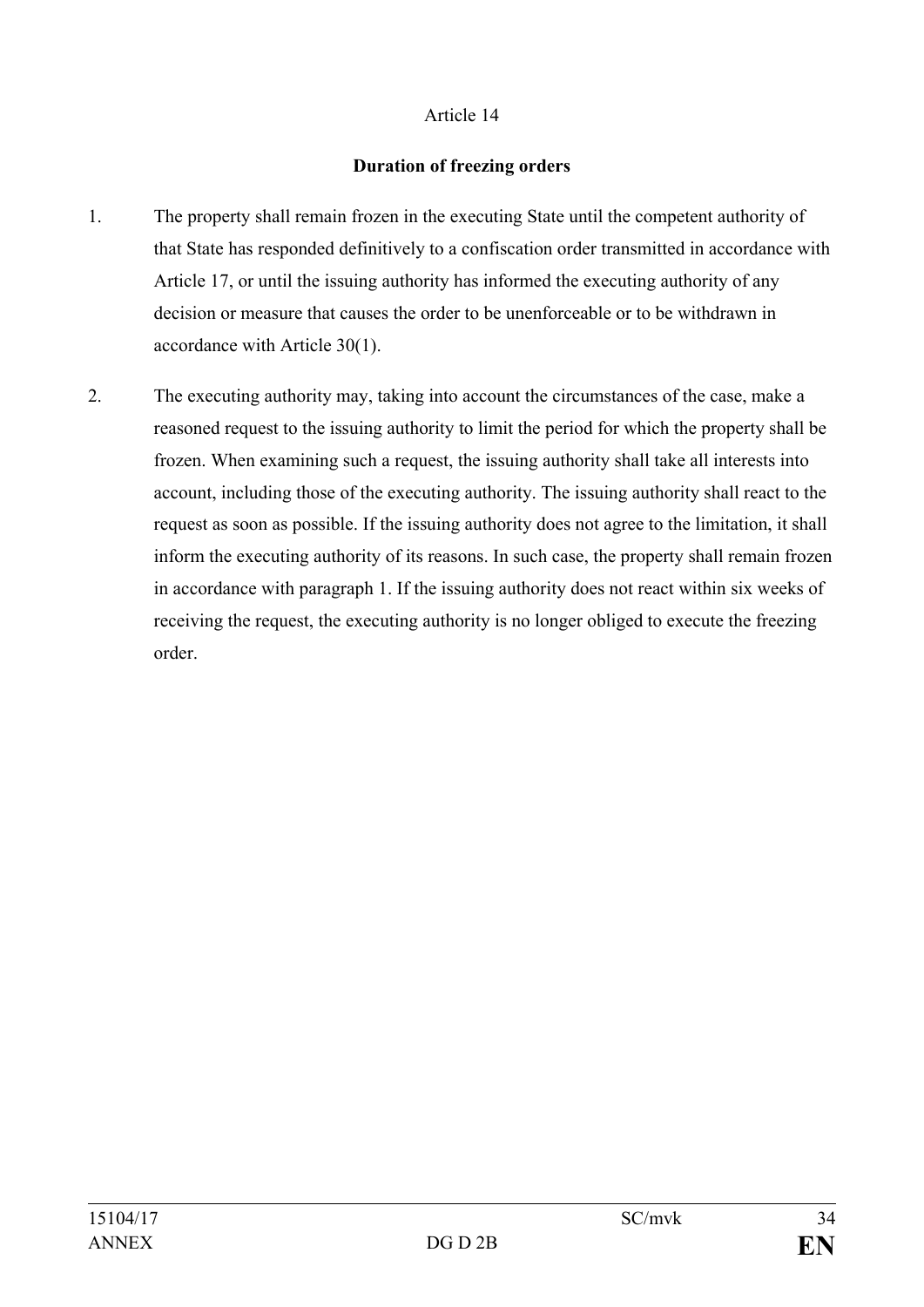Article 14

**Duration of freezing orders**

1. The property shall remain frozen in the executing State until the competent authority of that State has responded definitively to a confiscation order transmitted in accordance with Article 17, or until the issuing authority has informed the executing authority of any decision or measure that causes the order to be unenforceable or to be withdrawn in accordance with Article 30(1).

2. The executing authority may, taking into account the circumstances of the case, make a reasoned request to the issuing authority to limit the period for which the property shall be frozen. When examining such a request, the issuing authority shall take all interests into account, including those of the executing authority. The issuing authority shall react to the request as soon as possible. If the issuing authority does not agree to the limitation, it shall inform the executing authority of its reasons. In such case, the property shall remain frozen in accordance with paragraph 1. If the issuing authority does not react within six weeks of receiving the request, the executing authority is no longer obliged to execute the freezing order.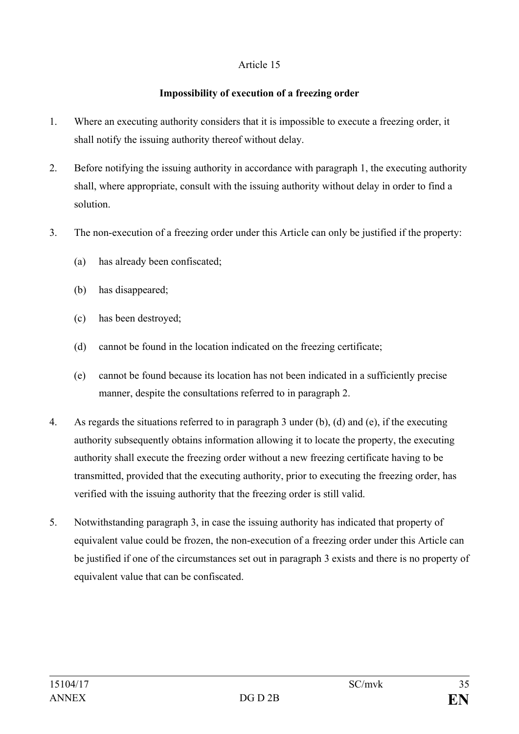Article 15

**Impossibility of execution of a freezing order**

1. Where an executing authority considers that it is impossible to execute a freezing order, it shall notify the issuing authority thereof without delay.

2. Before notifying the issuing authority in accordance with paragraph 1, the executing authority shall, where appropriate, consult with the issuing authority without delay in order to find a solution.

3. The non-execution of a freezing order under this Article can only be justified if the property:

   (a) has already been confiscated;

   (b) has disappeared;

   (c) has been destroyed;

   (d) cannot be found in the location indicated on the freezing certificate;

   (e) cannot be found because its location has not been indicated in a sufficiently precise manner, despite the consultations referred to in paragraph 2.

4. As regards the situations referred to in paragraph 3 under (b), (d) and (e), if the executing authority subsequently obtains information allowing it to locate the property, the executing authority shall execute the freezing order without a new freezing certificate having to be transmitted, provided that the executing authority, prior to executing the freezing order, has verified with the issuing authority that the freezing order is still valid.

5. Notwithstanding paragraph 3, in case the issuing authority has indicated that property of equivalent value could be frozen, the non-execution of a freezing order under this Article can be justified if one of the circumstances set out in paragraph 3 exists and there is no property of equivalent value that can be confiscated.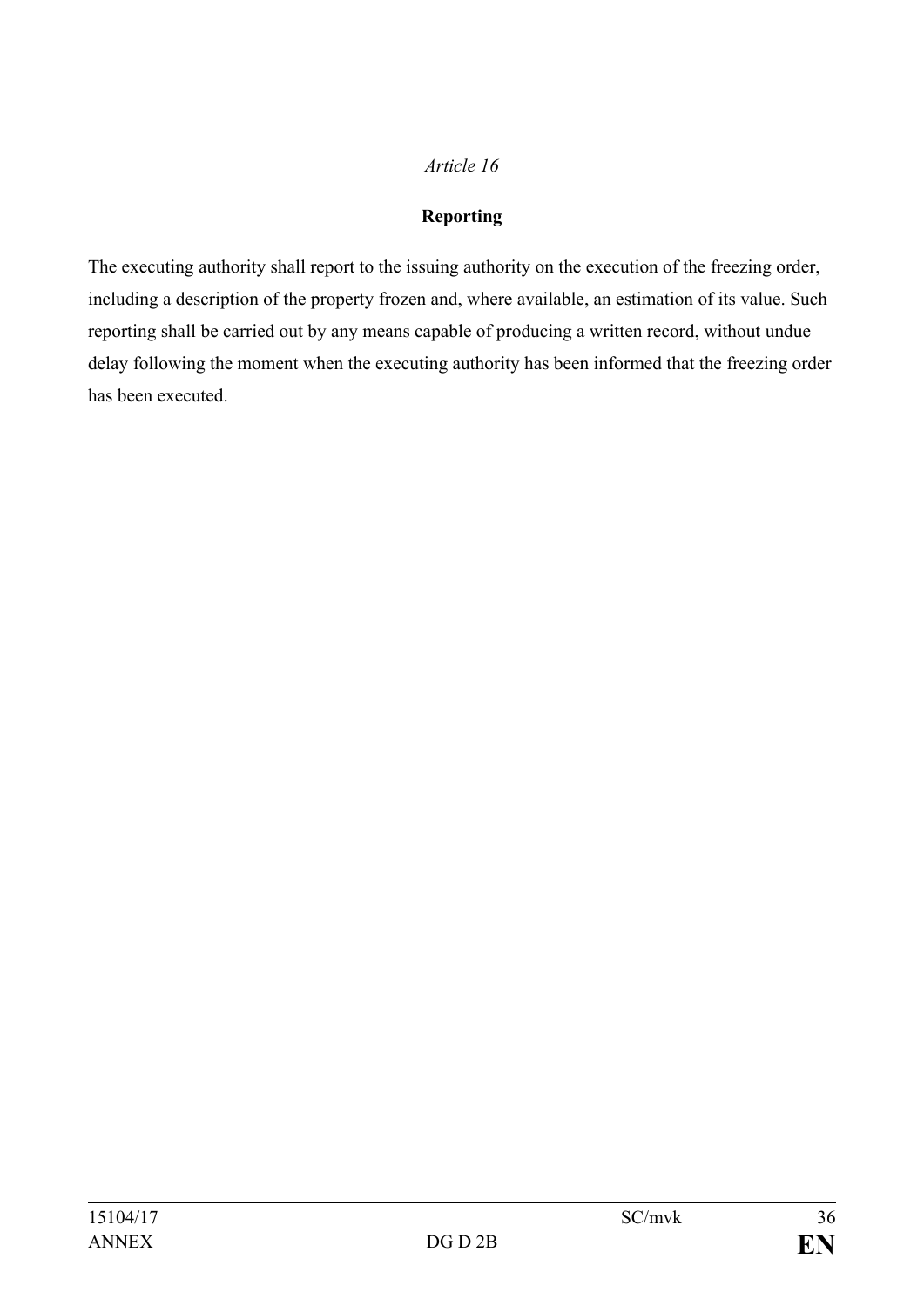*Article 16*

**Reporting**

The executing authority shall report to the issuing authority on the execution of the freezing order, including a description of the property frozen and, where available, an estimation of its value. Such reporting shall be carried out by any means capable of producing a written record, without undue delay following the moment when the executing authority has been informed that the freezing order has been executed.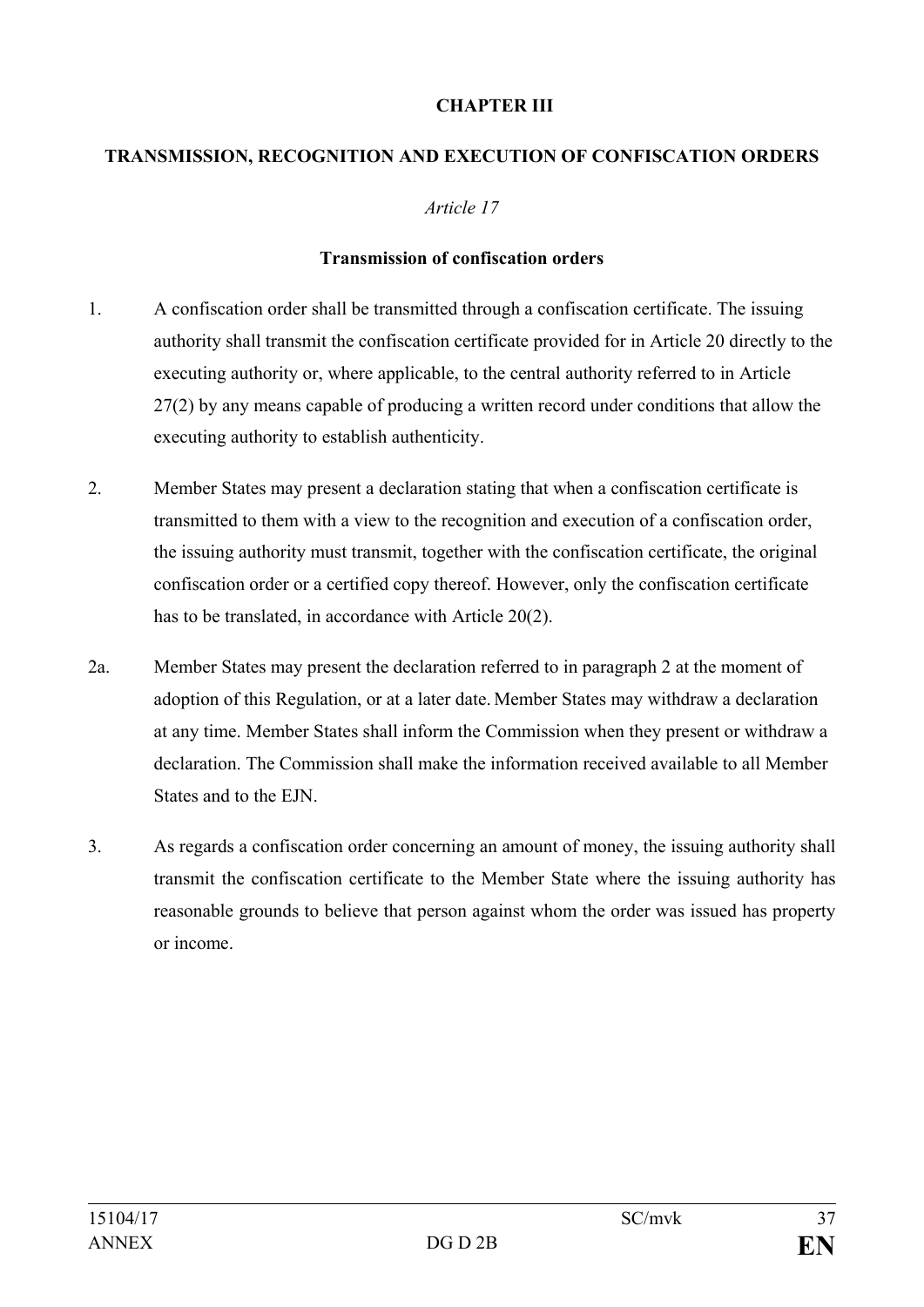## CHAPTER III

## TRANSMISSION, RECOGNITION AND EXECUTION OF CONFISCATION ORDERS

*Article 17*

**Transmission of confiscation orders**

1. A confiscation order shall be transmitted through a confiscation certificate. The issuing authority shall transmit the confiscation certificate provided for in Article 20 directly to the executing authority or, where applicable, to the central authority referred to in Article 27(2) by any means capable of producing a written record under conditions that allow the executing authority to establish authenticity.

2. Member States may present a declaration stating that when a confiscation certificate is transmitted to them with a view to the recognition and execution of a confiscation order, the issuing authority must transmit, together with the confiscation certificate, the original confiscation order or a certified copy thereof. However, only the confiscation certificate has to be translated, in accordance with Article 20(2).

2a. Member States may present the declaration referred to in paragraph 2 at the moment of adoption of this Regulation, or at a later date. Member States may withdraw a declaration at any time. Member States shall inform the Commission when they present or withdraw a declaration. The Commission shall make the information received available to all Member States and to the EJN.

3. As regards a confiscation order concerning an amount of money, the issuing authority shall transmit the confiscation certificate to the Member State where the issuing authority has reasonable grounds to believe that person against whom the order was issued has property or income.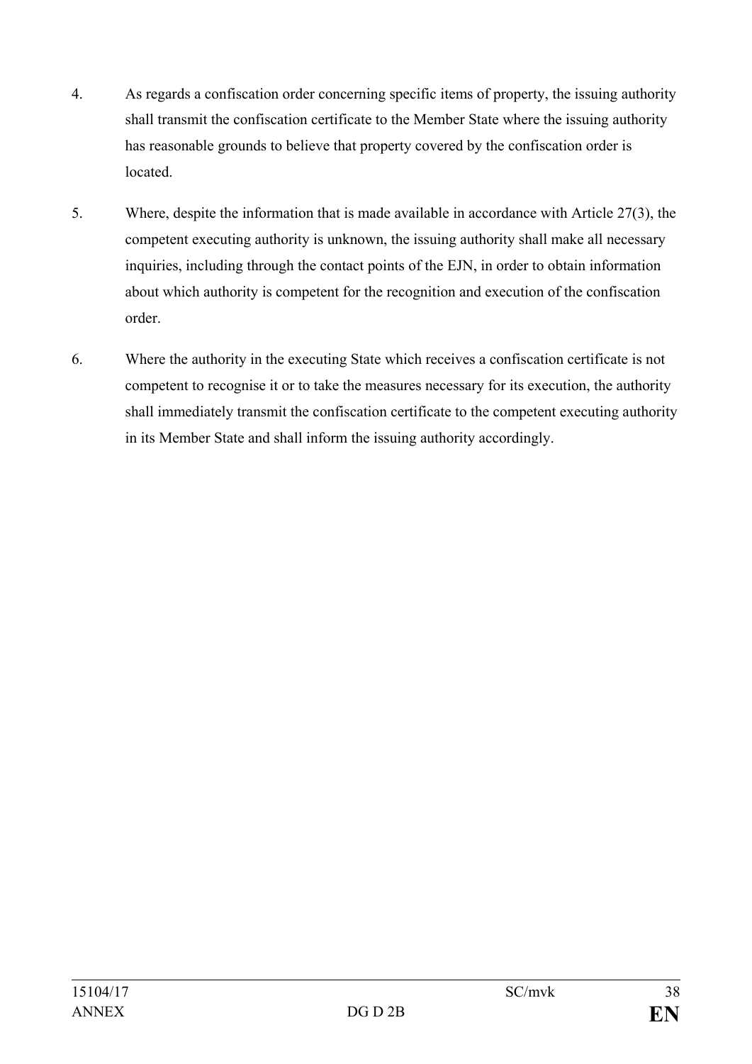4. As regards a confiscation order concerning specific items of property, the issuing authority shall transmit the confiscation certificate to the Member State where the issuing authority has reasonable grounds to believe that property covered by the confiscation order is located.

5. Where, despite the information that is made available in accordance with Article 27(3), the competent executing authority is unknown, the issuing authority shall make all necessary inquiries, including through the contact points of the EJN, in order to obtain information about which authority is competent for the recognition and execution of the confiscation order.

6. Where the authority in the executing State which receives a confiscation certificate is not competent to recognise it or to take the measures necessary for its execution, the authority shall immediately transmit the confiscation certificate to the competent executing authority in its Member State and shall inform the issuing authority accordingly.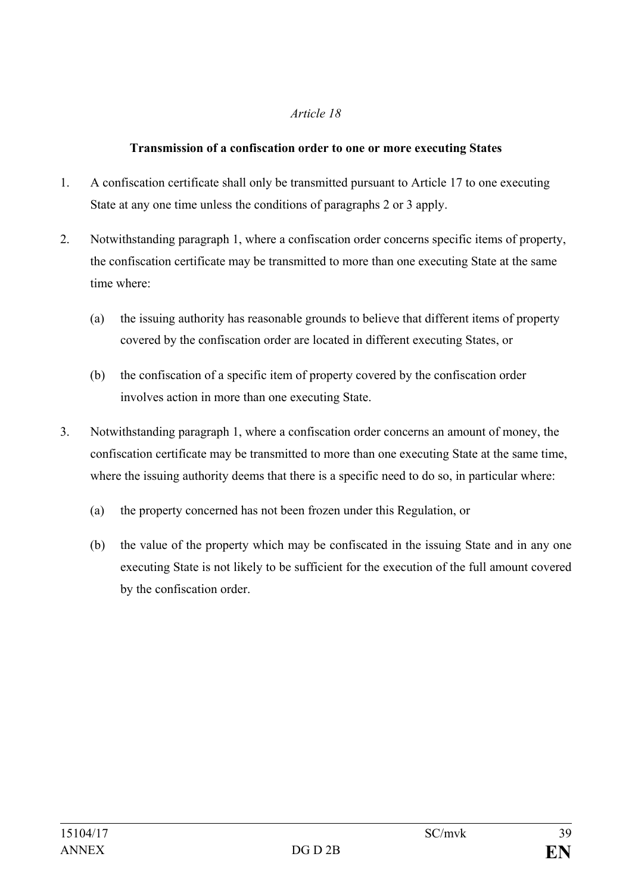*Article 18*

**Transmission of a confiscation order to one or more executing States**

1. A confiscation certificate shall only be transmitted pursuant to Article 17 to one executing State at any one time unless the conditions of paragraphs 2 or 3 apply.

2. Notwithstanding paragraph 1, where a confiscation order concerns specific items of property, the confiscation certificate may be transmitted to more than one executing State at the same time where:

   (a) the issuing authority has reasonable grounds to believe that different items of property covered by the confiscation order are located in different executing States, or

   (b) the confiscation of a specific item of property covered by the confiscation order involves action in more than one executing State.

3. Notwithstanding paragraph 1, where a confiscation order concerns an amount of money, the confiscation certificate may be transmitted to more than one executing State at the same time, where the issuing authority deems that there is a specific need to do so, in particular where:

   (a) the property concerned has not been frozen under this Regulation, or

   (b) the value of the property which may be confiscated in the issuing State and in any one executing State is not likely to be sufficient for the execution of the full amount covered by the confiscation order.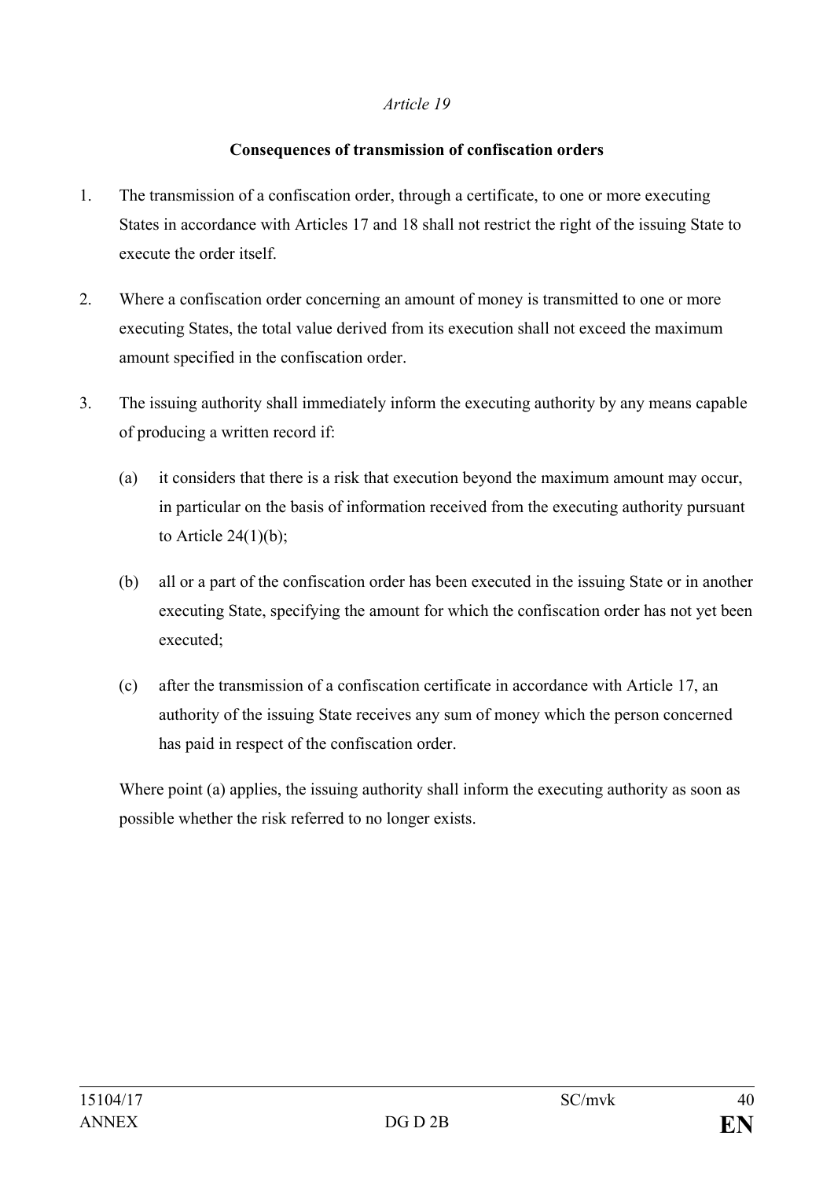*Article 19*

**Consequences of transmission of confiscation orders**

1. The transmission of a confiscation order, through a certificate, to one or more executing States in accordance with Articles 17 and 18 shall not restrict the right of the issuing State to execute the order itself.

2. Where a confiscation order concerning an amount of money is transmitted to one or more executing States, the total value derived from its execution shall not exceed the maximum amount specified in the confiscation order.

3. The issuing authority shall immediately inform the executing authority by any means capable of producing a written record if:

   (a) it considers that there is a risk that execution beyond the maximum amount may occur, in particular on the basis of information received from the executing authority pursuant to Article 24(1)(b);

   (b) all or a part of the confiscation order has been executed in the issuing State or in another executing State, specifying the amount for which the confiscation order has not yet been executed;

   (c) after the transmission of a confiscation certificate in accordance with Article 17, an authority of the issuing State receives any sum of money which the person concerned has paid in respect of the confiscation order.

   Where point (a) applies, the issuing authority shall inform the executing authority as soon as possible whether the risk referred to no longer exists.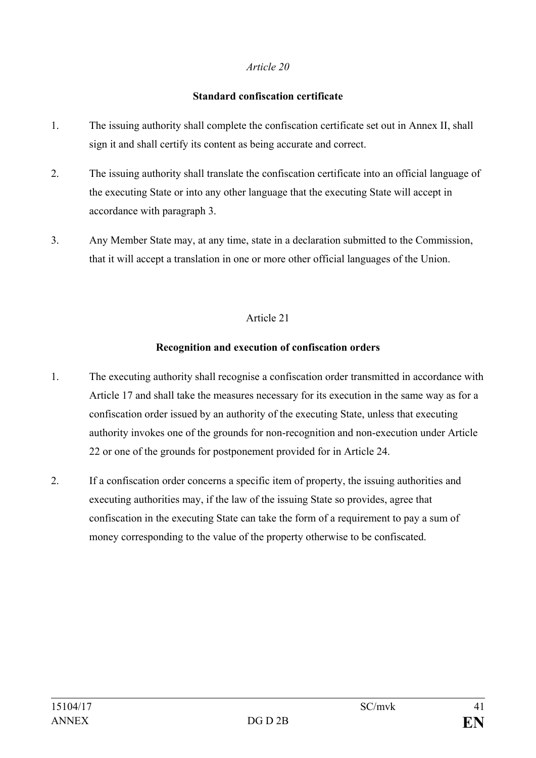*Article 20*

**Standard confiscation certificate**

1. The issuing authority shall complete the confiscation certificate set out in Annex II, shall sign it and shall certify its content as being accurate and correct.

2. The issuing authority shall translate the confiscation certificate into an official language of the executing State or into any other language that the executing State will accept in accordance with paragraph 3.

3. Any Member State may, at any time, state in a declaration submitted to the Commission, that it will accept a translation in one or more other official languages of the Union.

Article 21

**Recognition and execution of confiscation orders**

1. The executing authority shall recognise a confiscation order transmitted in accordance with Article 17 and shall take the measures necessary for its execution in the same way as for a confiscation order issued by an authority of the executing State, unless that executing authority invokes one of the grounds for non-recognition and non-execution under Article 22 or one of the grounds for postponement provided for in Article 24.

2. If a confiscation order concerns a specific item of property, the issuing authorities and executing authorities may, if the law of the issuing State so provides, agree that confiscation in the executing State can take the form of a requirement to pay a sum of money corresponding to the value of the property otherwise to be confiscated.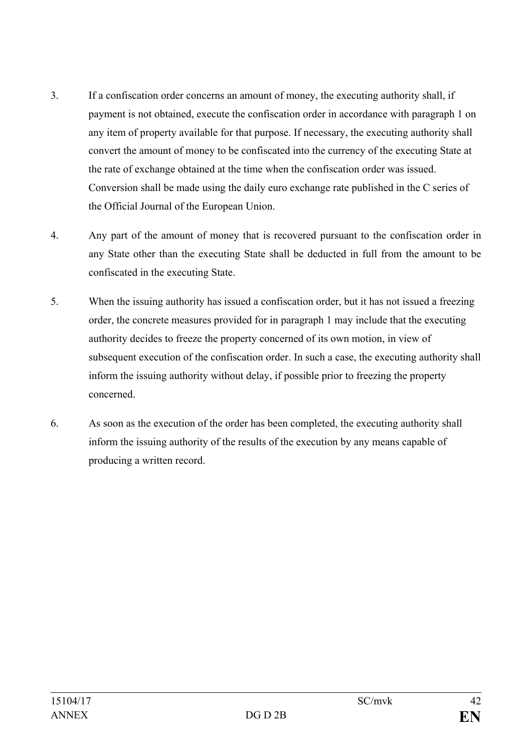3. If a confiscation order concerns an amount of money, the executing authority shall, if payment is not obtained, execute the confiscation order in accordance with paragraph 1 on any item of property available for that purpose. If necessary, the executing authority shall convert the amount of money to be confiscated into the currency of the executing State at the rate of exchange obtained at the time when the confiscation order was issued. Conversion shall be made using the daily euro exchange rate published in the C series of the Official Journal of the European Union.

4. Any part of the amount of money that is recovered pursuant to the confiscation order in any State other than the executing State shall be deducted in full from the amount to be confiscated in the executing State.

5. When the issuing authority has issued a confiscation order, but it has not issued a freezing order, the concrete measures provided for in paragraph 1 may include that the executing authority decides to freeze the property concerned of its own motion, in view of subsequent execution of the confiscation order. In such a case, the executing authority shall inform the issuing authority without delay, if possible prior to freezing the property concerned.

6. As soon as the execution of the order has been completed, the executing authority shall inform the issuing authority of the results of the execution by any means capable of producing a written record.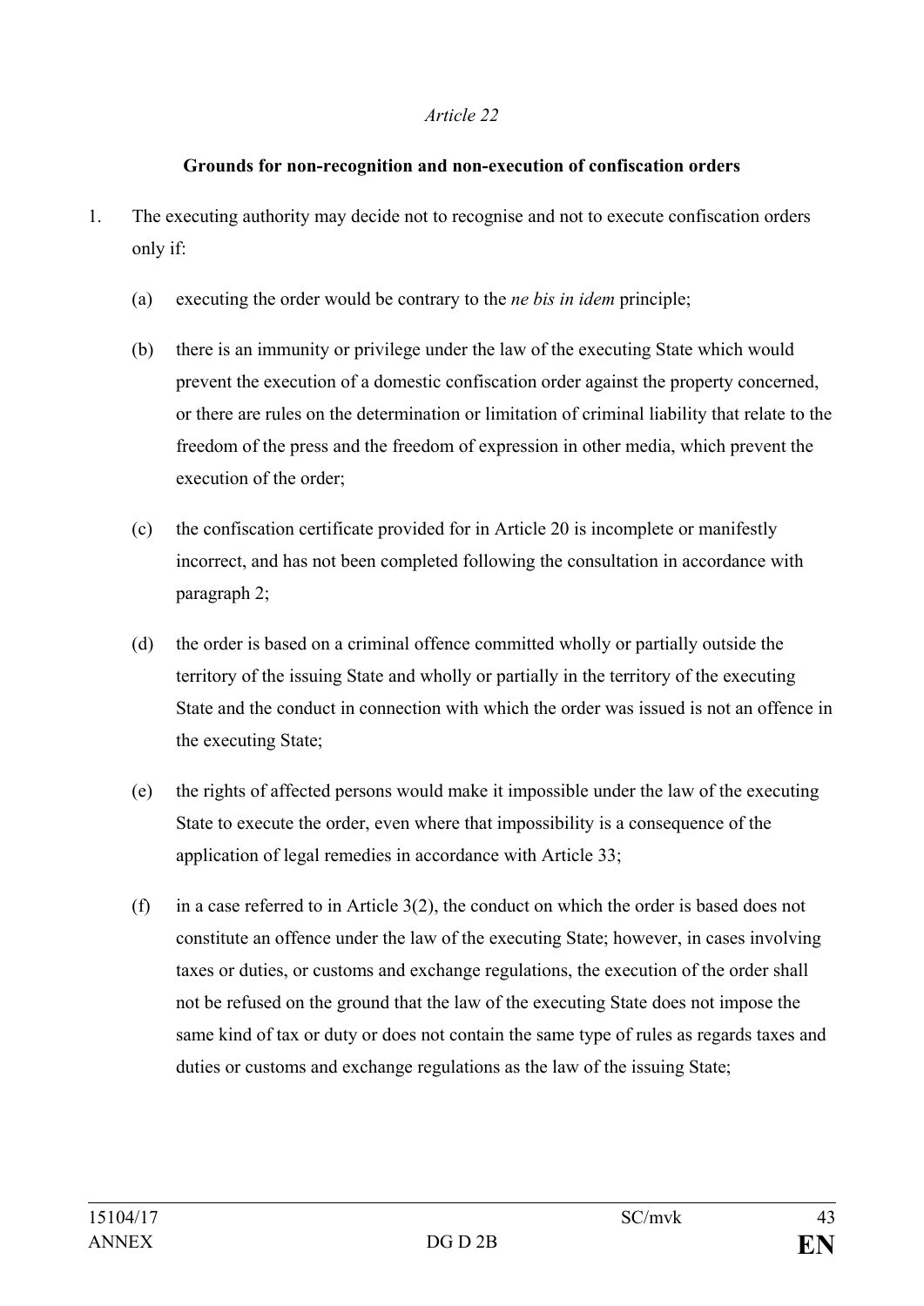*Article 22*

**Grounds for non-recognition and non-execution of confiscation orders**

1. The executing authority may decide not to recognise and not to execute confiscation orders only if:

   (a) executing the order would be contrary to the *ne bis in idem* principle;

   (b) there is an immunity or privilege under the law of the executing State which would prevent the execution of a domestic confiscation order against the property concerned, or there are rules on the determination or limitation of criminal liability that relate to the freedom of the press and the freedom of expression in other media, which prevent the execution of the order;

   (c) the confiscation certificate provided for in Article 20 is incomplete or manifestly incorrect, and has not been completed following the consultation in accordance with paragraph 2;

   (d) the order is based on a criminal offence committed wholly or partially outside the territory of the issuing State and wholly or partially in the territory of the executing State and the conduct in connection with which the order was issued is not an offence in the executing State;

   (e) the rights of affected persons would make it impossible under the law of the executing State to execute the order, even where that impossibility is a consequence of the application of legal remedies in accordance with Article 33;

   (f) in a case referred to in Article 3(2), the conduct on which the order is based does not constitute an offence under the law of the executing State; however, in cases involving taxes or duties, or customs and exchange regulations, the execution of the order shall not be refused on the ground that the law of the executing State does not impose the same kind of tax or duty or does not contain the same type of rules as regards taxes and duties or customs and exchange regulations as the law of the issuing State;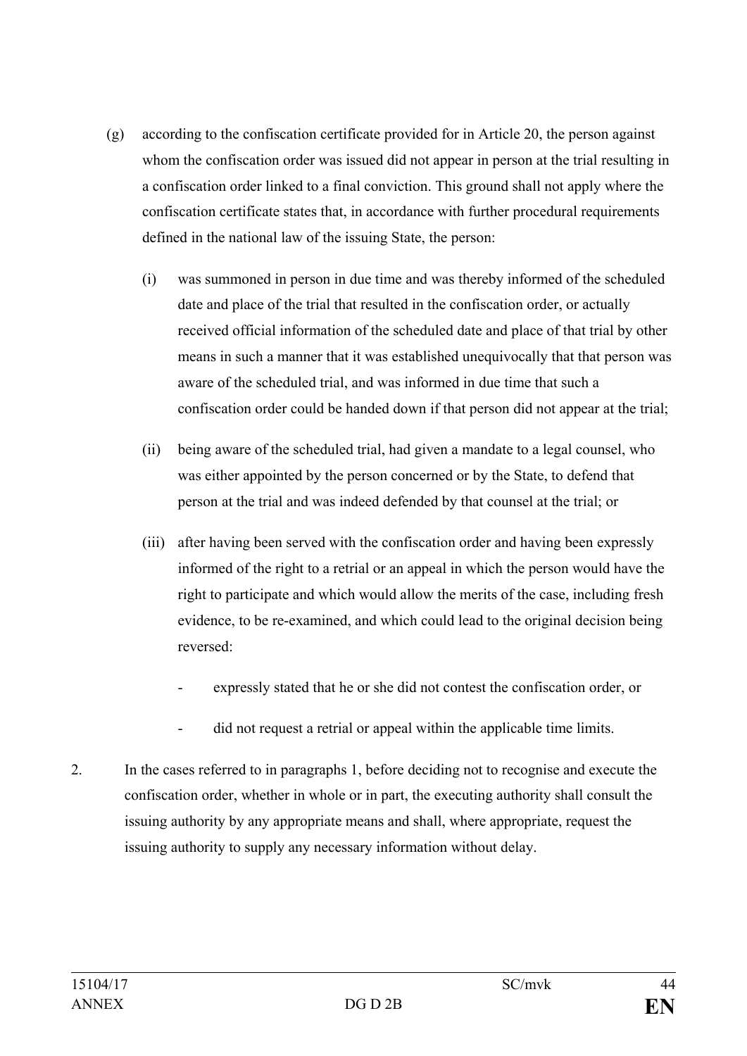(g) according to the confiscation certificate provided for in Article 20, the person against whom the confiscation order was issued did not appear in person at the trial resulting in a confiscation order linked to a final conviction. This ground shall not apply where the confiscation certificate states that, in accordance with further procedural requirements defined in the national law of the issuing State, the person:

   (i) was summoned in person in due time and was thereby informed of the scheduled date and place of the trial that resulted in the confiscation order, or actually received official information of the scheduled date and place of that trial by other means in such a manner that it was established unequivocally that that person was aware of the scheduled trial, and was informed in due time that such a confiscation order could be handed down if that person did not appear at the trial;

   (ii) being aware of the scheduled trial, had given a mandate to a legal counsel, who was either appointed by the person concerned or by the State, to defend that person at the trial and was indeed defended by that counsel at the trial; or

   (iii) after having been served with the confiscation order and having been expressly informed of the right to a retrial or an appeal in which the person would have the right to participate and which would allow the merits of the case, including fresh evidence, to be re-examined, and which could lead to the original decision being reversed:

      - expressly stated that he or she did not contest the confiscation order, or

      - did not request a retrial or appeal within the applicable time limits.

2. In the cases referred to in paragraphs 1, before deciding not to recognise and execute the confiscation order, whether in whole or in part, the executing authority shall consult the issuing authority by any appropriate means and shall, where appropriate, request the issuing authority to supply any necessary information without delay.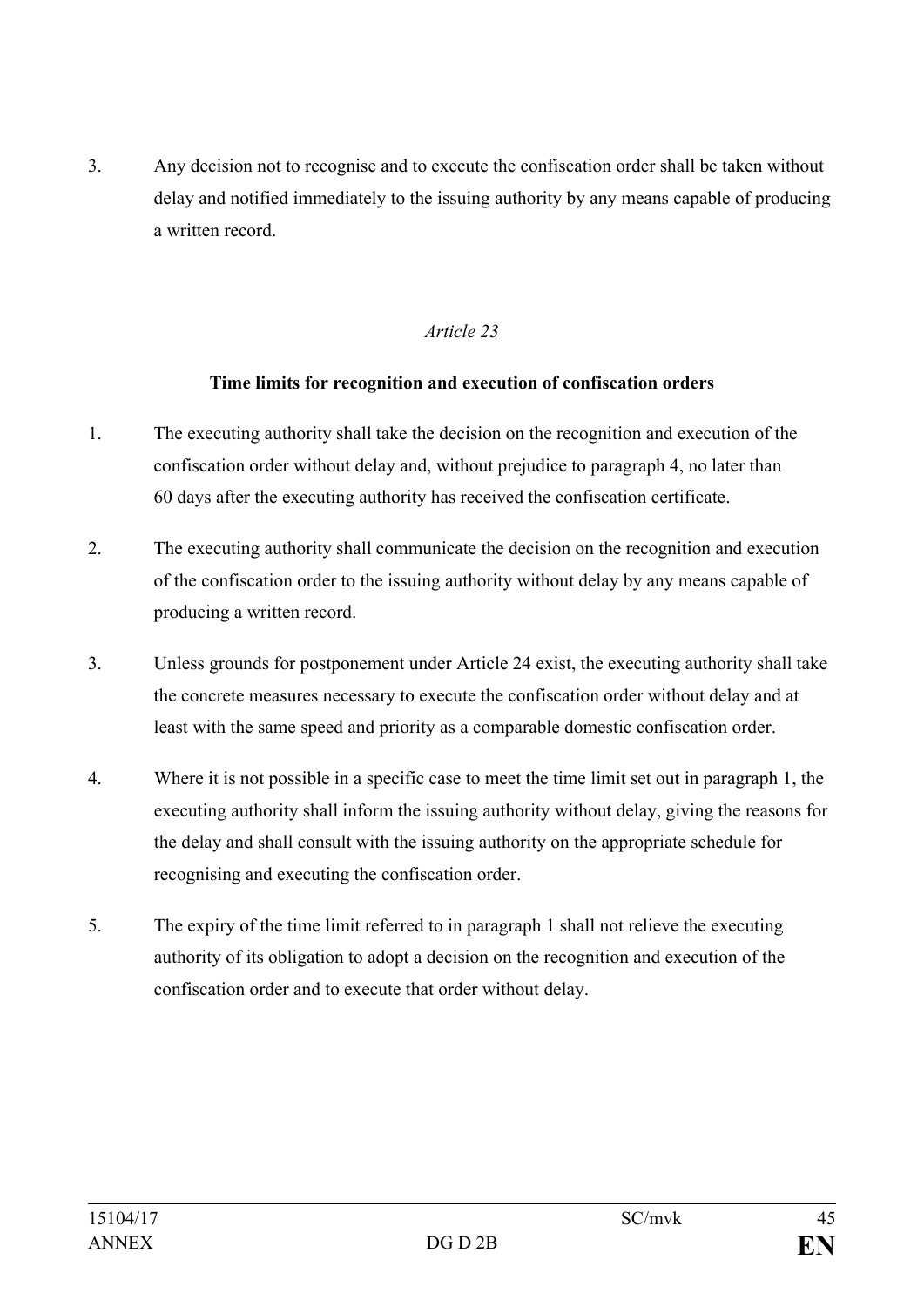3. Any decision not to recognise and to execute the confiscation order shall be taken without delay and notified immediately to the issuing authority by any means capable of producing a written record.

*Article 23*

**Time limits for recognition and execution of confiscation orders**

1. The executing authority shall take the decision on the recognition and execution of the confiscation order without delay and, without prejudice to paragraph 4, no later than 60 days after the executing authority has received the confiscation certificate.

2. The executing authority shall communicate the decision on the recognition and execution of the confiscation order to the issuing authority without delay by any means capable of producing a written record.

3. Unless grounds for postponement under Article 24 exist, the executing authority shall take the concrete measures necessary to execute the confiscation order without delay and at least with the same speed and priority as a comparable domestic confiscation order.

4. Where it is not possible in a specific case to meet the time limit set out in paragraph 1, the executing authority shall inform the issuing authority without delay, giving the reasons for the delay and shall consult with the issuing authority on the appropriate schedule for recognising and executing the confiscation order.

5. The expiry of the time limit referred to in paragraph 1 shall not relieve the executing authority of its obligation to adopt a decision on the recognition and execution of the confiscation order and to execute that order without delay.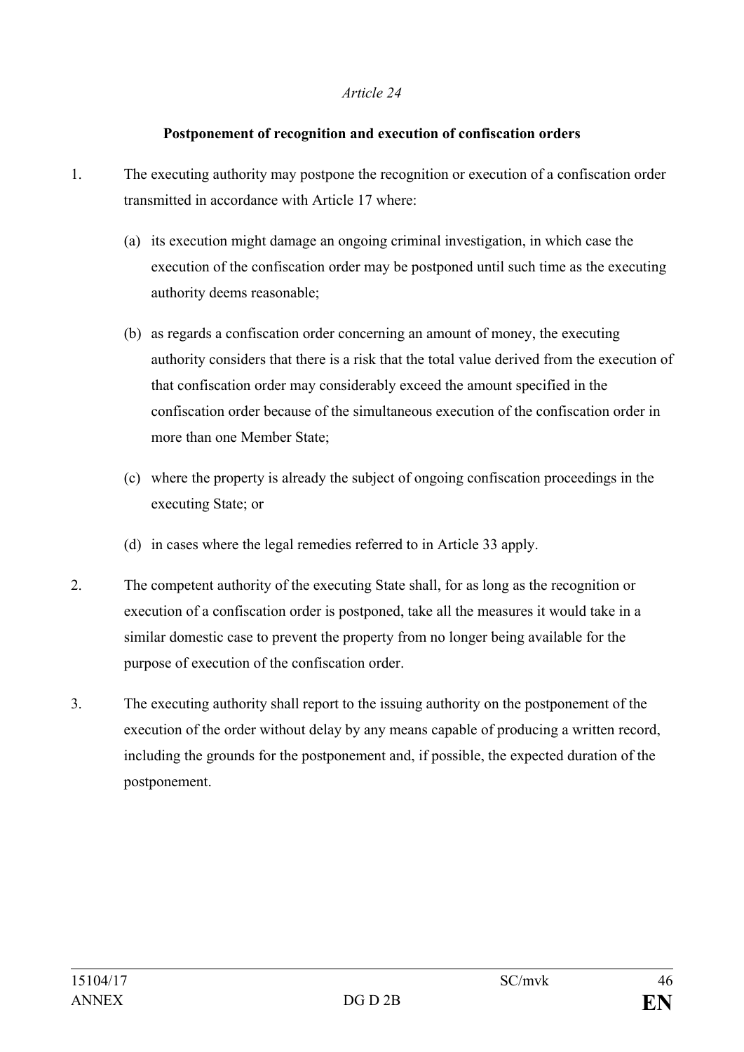*Article 24*

**Postponement of recognition and execution of confiscation orders**

1. The executing authority may postpone the recognition or execution of a confiscation order transmitted in accordance with Article 17 where:

   (a) its execution might damage an ongoing criminal investigation, in which case the execution of the confiscation order may be postponed until such time as the executing authority deems reasonable;

   (b) as regards a confiscation order concerning an amount of money, the executing authority considers that there is a risk that the total value derived from the execution of that confiscation order may considerably exceed the amount specified in the confiscation order because of the simultaneous execution of the confiscation order in more than one Member State;

   (c) where the property is already the subject of ongoing confiscation proceedings in the executing State; or

   (d) in cases where the legal remedies referred to in Article 33 apply.

2. The competent authority of the executing State shall, for as long as the recognition or execution of a confiscation order is postponed, take all the measures it would take in a similar domestic case to prevent the property from no longer being available for the purpose of execution of the confiscation order.

3. The executing authority shall report to the issuing authority on the postponement of the execution of the order without delay by any means capable of producing a written record, including the grounds for the postponement and, if possible, the expected duration of the postponement.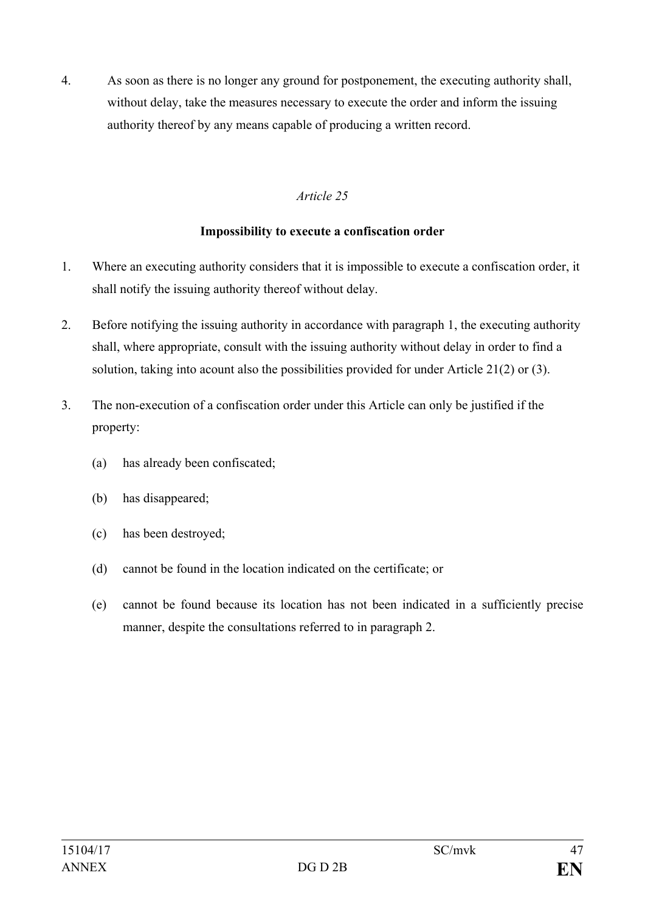4. As soon as there is no longer any ground for postponement, the executing authority shall, without delay, take the measures necessary to execute the order and inform the issuing authority thereof by any means capable of producing a written record.

*Article 25*

**Impossibility to execute a confiscation order**

1. Where an executing authority considers that it is impossible to execute a confiscation order, it shall notify the issuing authority thereof without delay.

2. Before notifying the issuing authority in accordance with paragraph 1, the executing authority shall, where appropriate, consult with the issuing authority without delay in order to find a solution, taking into acount also the possibilities provided for under Article 21(2) or (3).

3. The non-execution of a confiscation order under this Article can only be justified if the property:

   (a) has already been confiscated;

   (b) has disappeared;

   (c) has been destroyed;

   (d) cannot be found in the location indicated on the certificate; or

   (e) cannot be found because its location has not been indicated in a sufficiently precise manner, despite the consultations referred to in paragraph 2.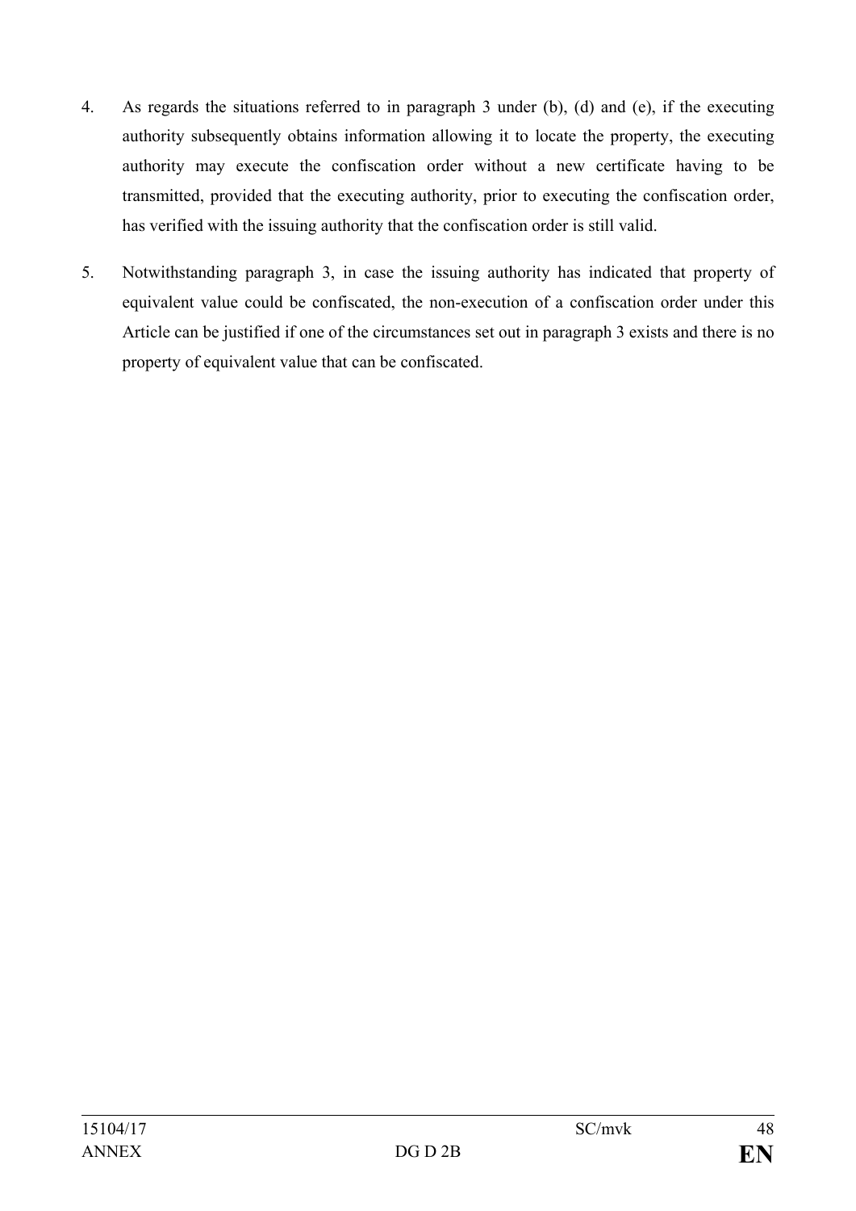4. As regards the situations referred to in paragraph 3 under (b), (d) and (e), if the executing authority subsequently obtains information allowing it to locate the property, the executing authority may execute the confiscation order without a new certificate having to be transmitted, provided that the executing authority, prior to executing the confiscation order, has verified with the issuing authority that the confiscation order is still valid.

5. Notwithstanding paragraph 3, in case the issuing authority has indicated that property of equivalent value could be confiscated, the non-execution of a confiscation order under this Article can be justified if one of the circumstances set out in paragraph 3 exists and there is no property of equivalent value that can be confiscated.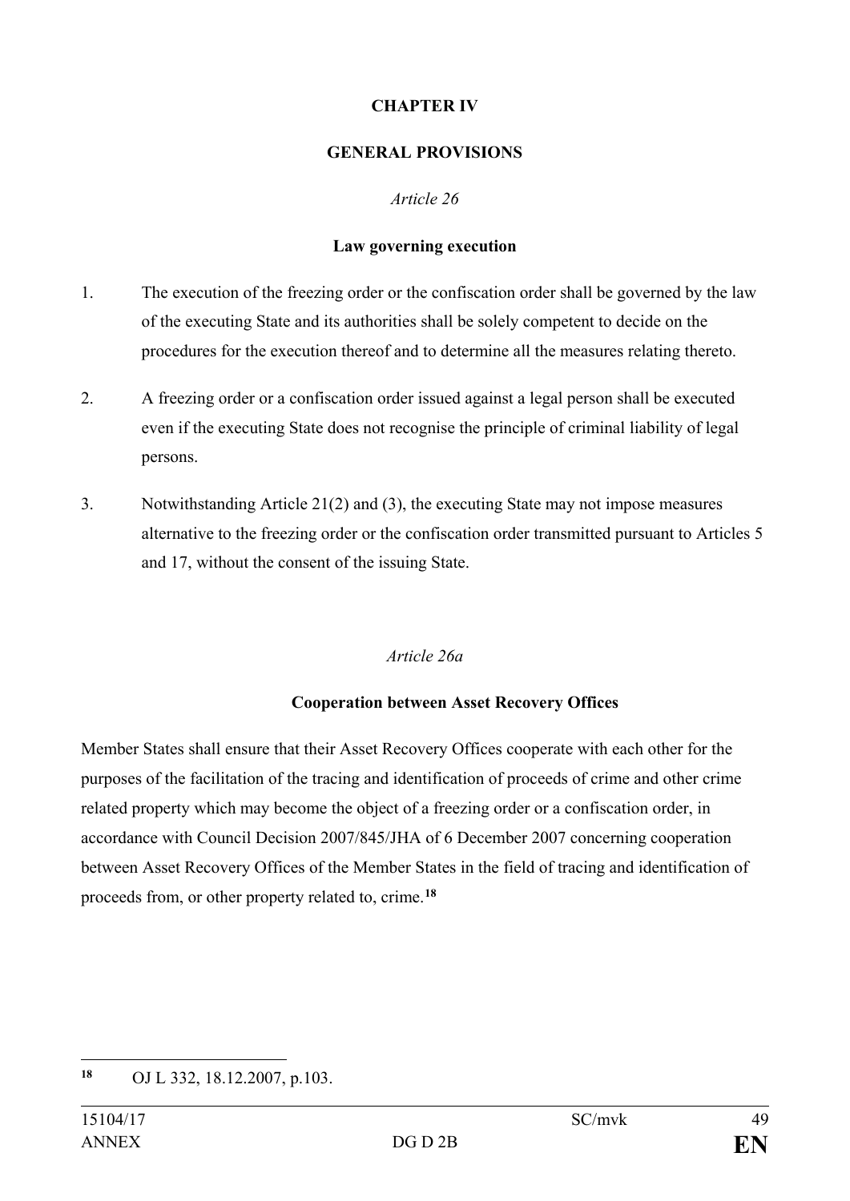## CHAPTER IV

## GENERAL PROVISIONS

*Article 26*

### Law governing execution

1. The execution of the freezing order or the confiscation order shall be governed by the law of the executing State and its authorities shall be solely competent to decide on the procedures for the execution thereof and to determine all the measures relating thereto.

2. A freezing order or a confiscation order issued against a legal person shall be executed even if the executing State does not recognise the principle of criminal liability of legal persons.

3. Notwithstanding Article 21(2) and (3), the executing State may not impose measures alternative to the freezing order or the confiscation order transmitted pursuant to Articles 5 and 17, without the consent of the issuing State.

*Article 26a*

### Cooperation between Asset Recovery Offices

Member States shall ensure that their Asset Recovery Offices cooperate with each other for the purposes of the facilitation of the tracing and identification of proceeds of crime and other crime related property which may become the object of a freezing order or a confiscation order, in accordance with Council Decision 2007/845/JHA of 6 December 2007 concerning cooperation between Asset Recovery Offices of the Member States in the field of tracing and identification of proceeds from, or other property related to, crime.[18]

[18] OJ L 332, 18.12.2007, p.103.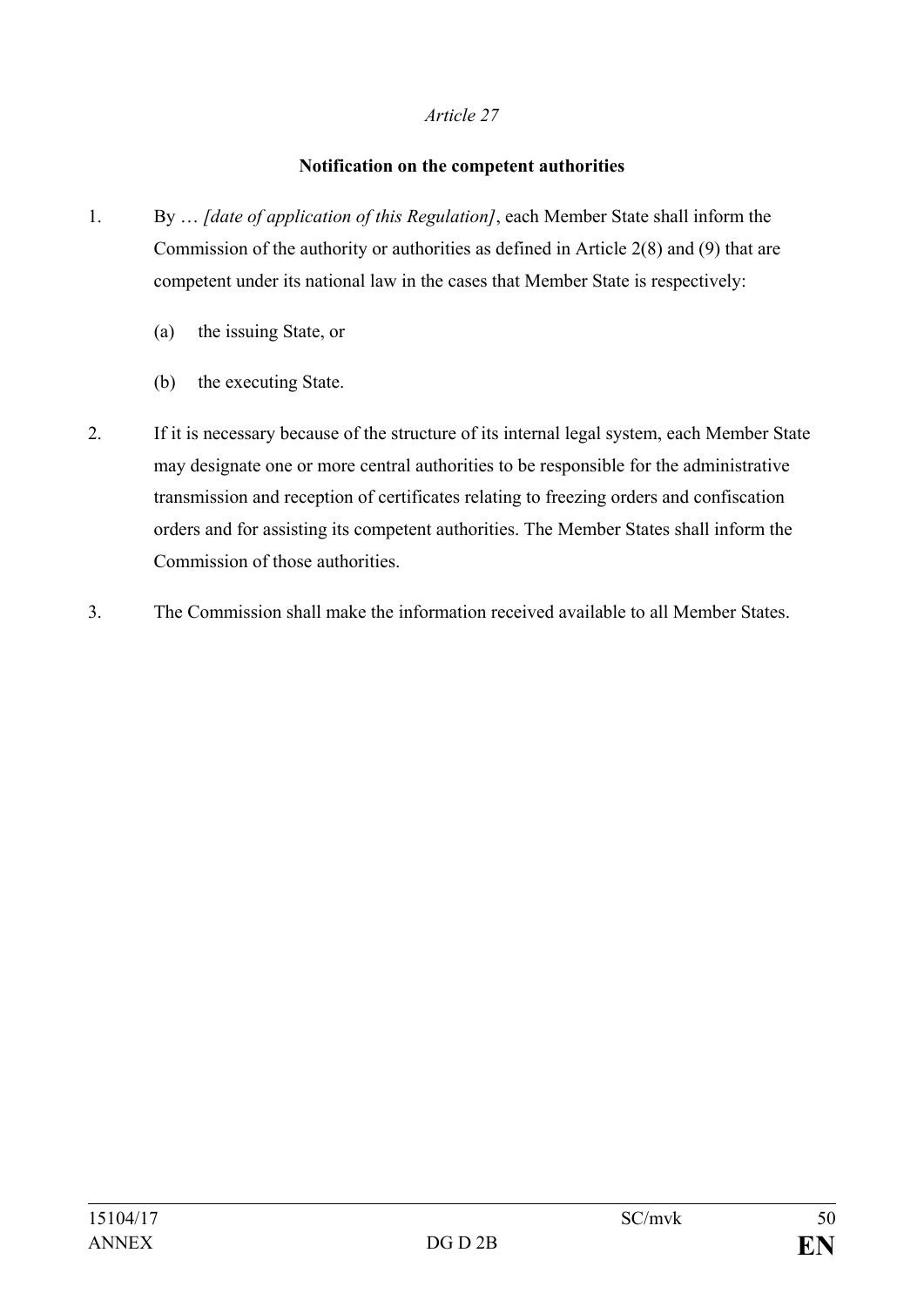*Article 27*

**Notification on the competent authorities**

1. By … *[date of application of this Regulation]*, each Member State shall inform the Commission of the authority or authorities as defined in Article 2(8) and (9) that are competent under its national law in the cases that Member State is respectively:

   (a) the issuing State, or

   (b) the executing State.

2. If it is necessary because of the structure of its internal legal system, each Member State may designate one or more central authorities to be responsible for the administrative transmission and reception of certificates relating to freezing orders and confiscation orders and for assisting its competent authorities. The Member States shall inform the Commission of those authorities.

3. The Commission shall make the information received available to all Member States.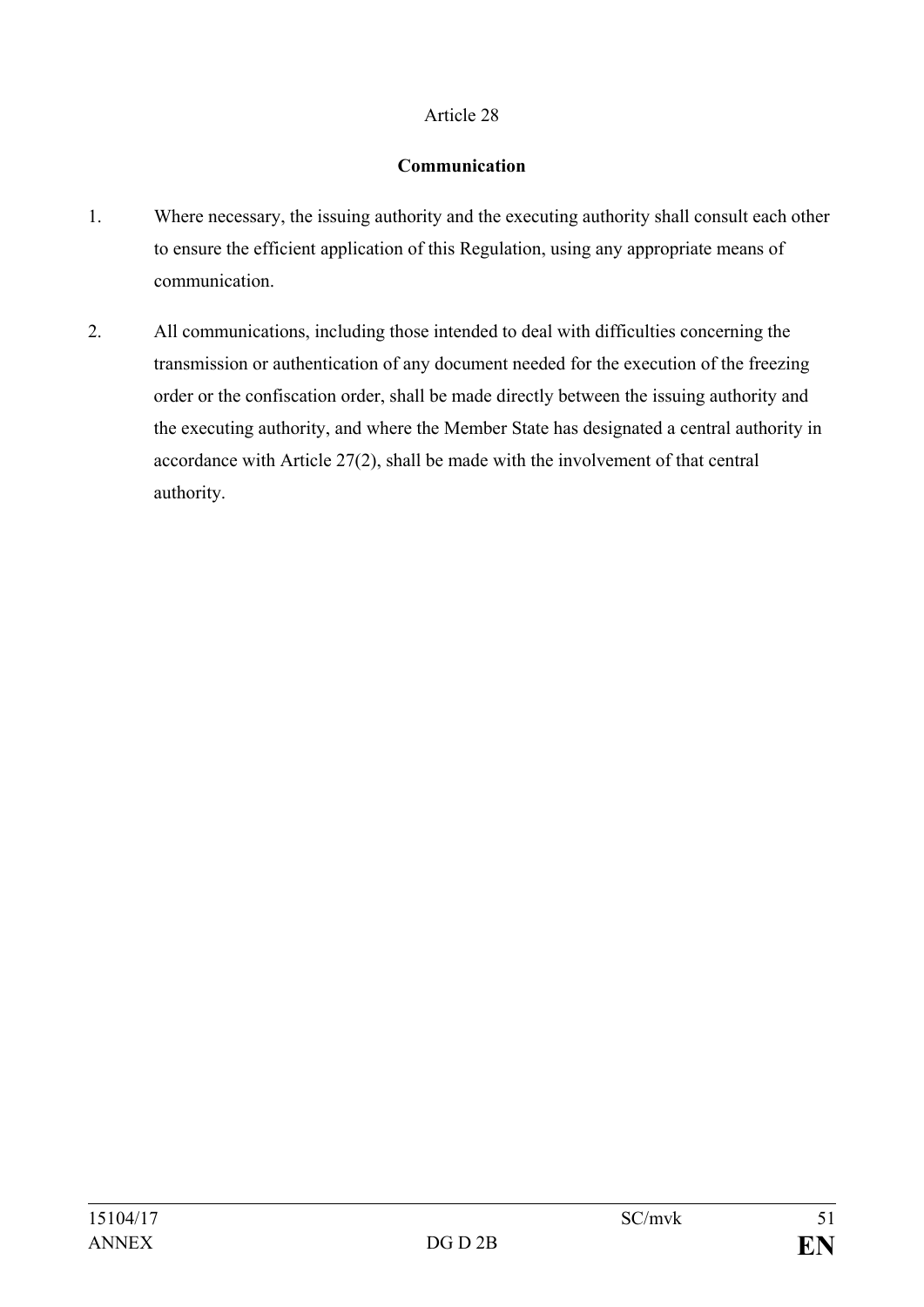Article 28

**Communication**

1. Where necessary, the issuing authority and the executing authority shall consult each other to ensure the efficient application of this Regulation, using any appropriate means of communication.

2. All communications, including those intended to deal with difficulties concerning the transmission or authentication of any document needed for the execution of the freezing order or the confiscation order, shall be made directly between the issuing authority and the executing authority, and where the Member State has designated a central authority in accordance with Article 27(2), shall be made with the involvement of that central authority.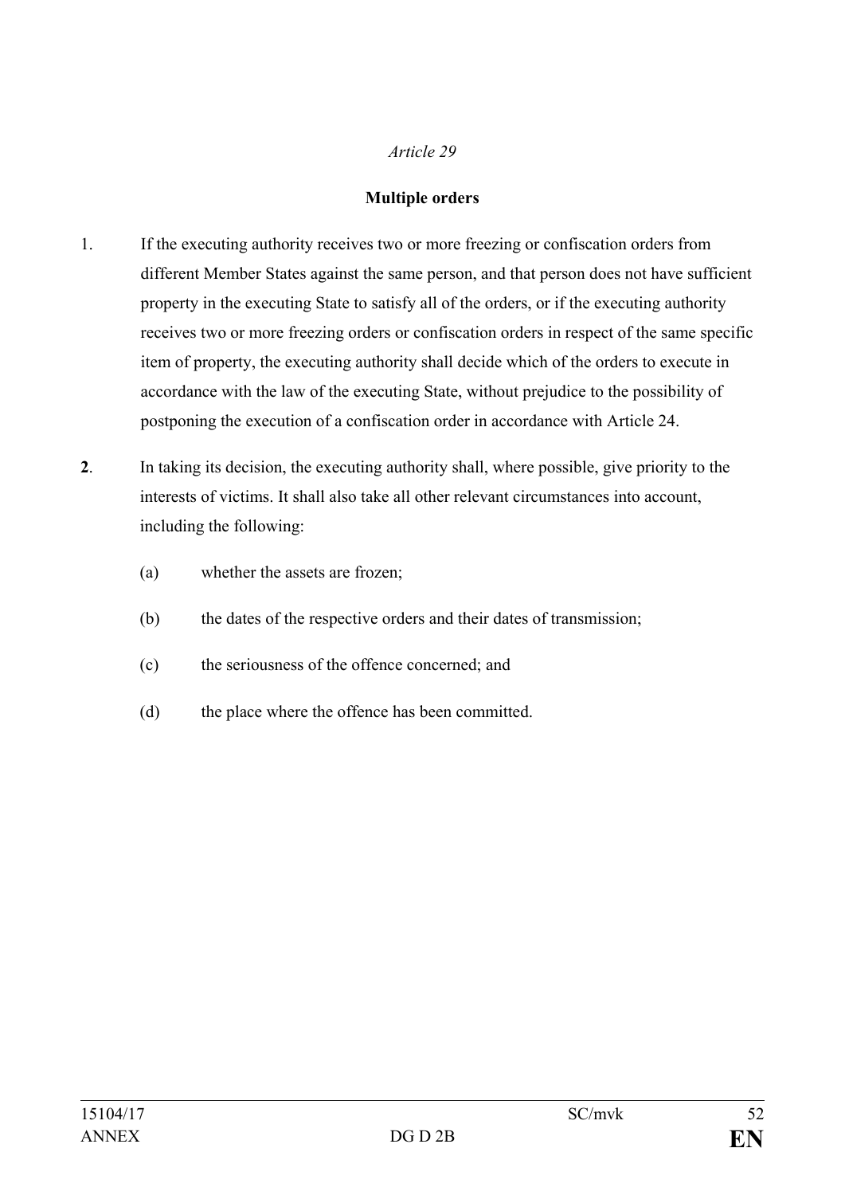*Article 29*

**Multiple orders**

1. If the executing authority receives two or more freezing or confiscation orders from different Member States against the same person, and that person does not have sufficient property in the executing State to satisfy all of the orders, or if the executing authority receives two or more freezing orders or confiscation orders in respect of the same specific item of property, the executing authority shall decide which of the orders to execute in accordance with the law of the executing State, without prejudice to the possibility of postponing the execution of a confiscation order in accordance with Article 24.

**2**. In taking its decision, the executing authority shall, where possible, give priority to the interests of victims. It shall also take all other relevant circumstances into account, including the following:

(a) whether the assets are frozen;

(b) the dates of the respective orders and their dates of transmission;

(c) the seriousness of the offence concerned; and

(d) the place where the offence has been committed.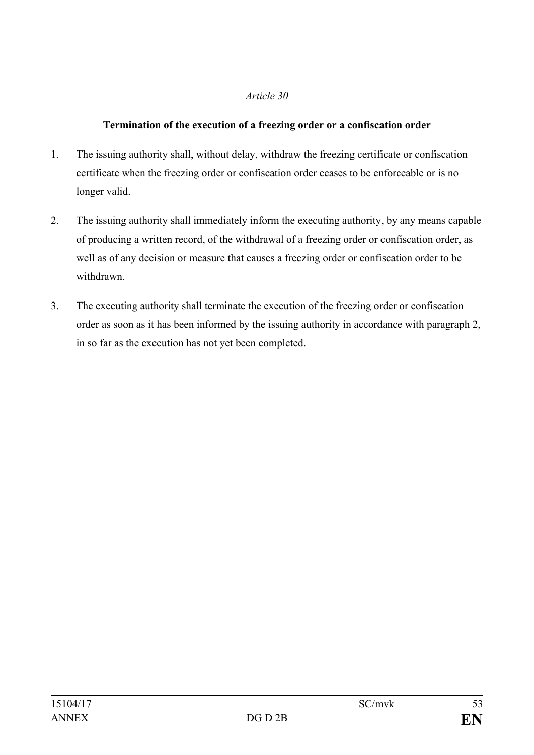*Article 30*

**Termination of the execution of a freezing order or a confiscation order**

1. The issuing authority shall, without delay, withdraw the freezing certificate or confiscation certificate when the freezing order or confiscation order ceases to be enforceable or is no longer valid.

2. The issuing authority shall immediately inform the executing authority, by any means capable of producing a written record, of the withdrawal of a freezing order or confiscation order, as well as of any decision or measure that causes a freezing order or confiscation order to be withdrawn.

3. The executing authority shall terminate the execution of the freezing order or confiscation order as soon as it has been informed by the issuing authority in accordance with paragraph 2, in so far as the execution has not yet been completed.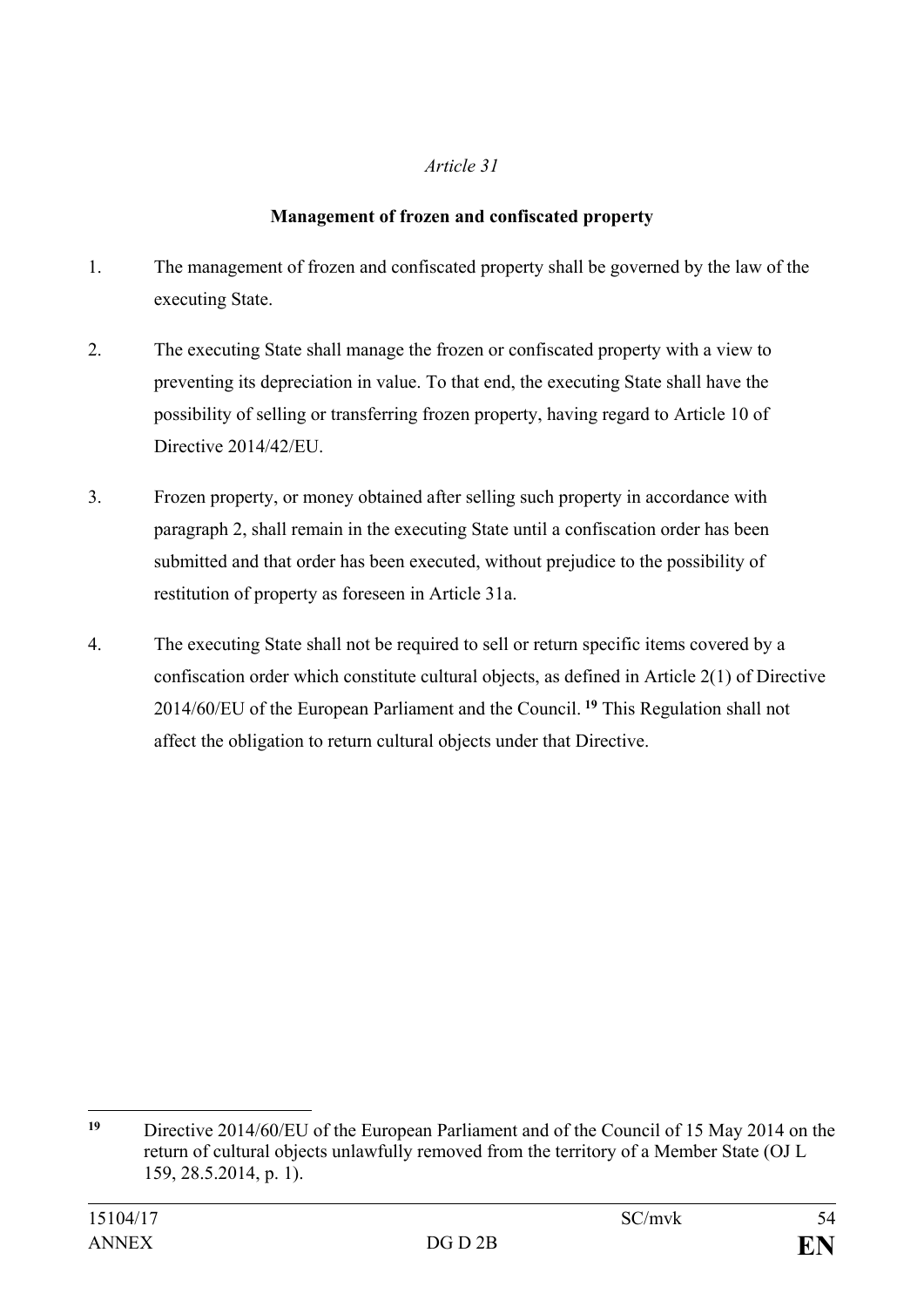*Article 31*

**Management of frozen and confiscated property**

1. The management of frozen and confiscated property shall be governed by the law of the executing State.

2. The executing State shall manage the frozen or confiscated property with a view to preventing its depreciation in value. To that end, the executing State shall have the possibility of selling or transferring frozen property, having regard to Article 10 of Directive 2014/42/EU.

3. Frozen property, or money obtained after selling such property in accordance with paragraph 2, shall remain in the executing State until a confiscation order has been submitted and that order has been executed, without prejudice to the possibility of restitution of property as foreseen in Article 31a.

4. The executing State shall not be required to sell or return specific items covered by a confiscation order which constitute cultural objects, as defined in Article 2(1) of Directive 2014/60/EU of the European Parliament and the Council. [19] This Regulation shall not affect the obligation to return cultural objects under that Directive.

---

[19] Directive 2014/60/EU of the European Parliament and of the Council of 15 May 2014 on the return of cultural objects unlawfully removed from the territory of a Member State (OJ L 159, 28.5.2014, p. 1).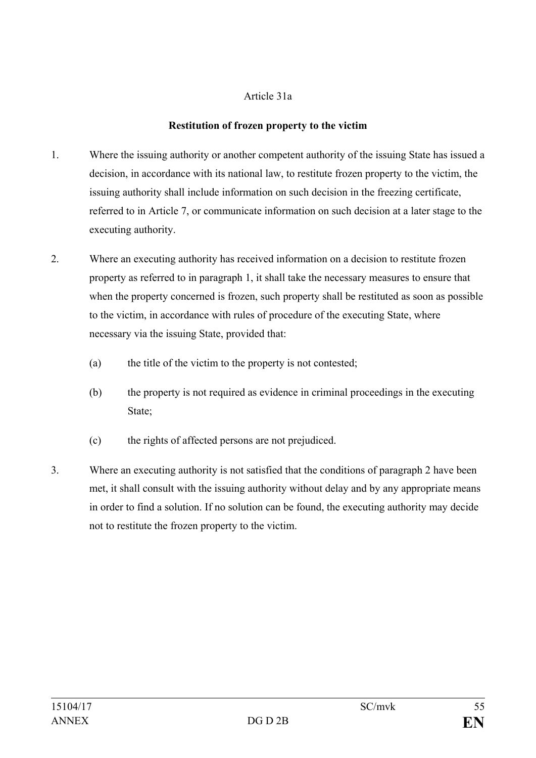Article 31a

**Restitution of frozen property to the victim**

1. Where the issuing authority or another competent authority of the issuing State has issued a decision, in accordance with its national law, to restitute frozen property to the victim, the issuing authority shall include information on such decision in the freezing certificate, referred to in Article 7, or communicate information on such decision at a later stage to the executing authority.

2. Where an executing authority has received information on a decision to restitute frozen property as referred to in paragraph 1, it shall take the necessary measures to ensure that when the property concerned is frozen, such property shall be restituted as soon as possible to the victim, in accordance with rules of procedure of the executing State, where necessary via the issuing State, provided that:

   (a) the title of the victim to the property is not contested;

   (b) the property is not required as evidence in criminal proceedings in the executing State;

   (c) the rights of affected persons are not prejudiced.

3. Where an executing authority is not satisfied that the conditions of paragraph 2 have been met, it shall consult with the issuing authority without delay and by any appropriate means in order to find a solution. If no solution can be found, the executing authority may decide not to restitute the frozen property to the victim.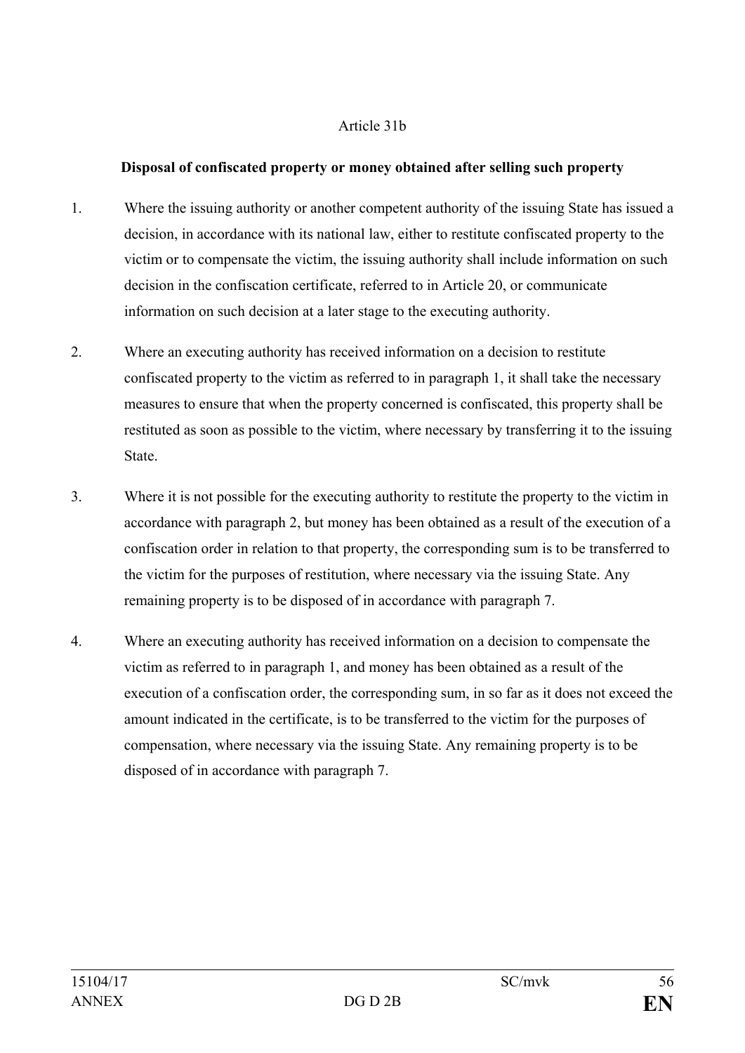Article 31b

**Disposal of confiscated property or money obtained after selling such property**

1. Where the issuing authority or another competent authority of the issuing State has issued a decision, in accordance with its national law, either to restitute confiscated property to the victim or to compensate the victim, the issuing authority shall include information on such decision in the confiscation certificate, referred to in Article 20, or communicate information on such decision at a later stage to the executing authority.

2. Where an executing authority has received information on a decision to restitute confiscated property to the victim as referred to in paragraph 1, it shall take the necessary measures to ensure that when the property concerned is confiscated, this property shall be restituted as soon as possible to the victim, where necessary by transferring it to the issuing State.

3. Where it is not possible for the executing authority to restitute the property to the victim in accordance with paragraph 2, but money has been obtained as a result of the execution of a confiscation order in relation to that property, the corresponding sum is to be transferred to the victim for the purposes of restitution, where necessary via the issuing State. Any remaining property is to be disposed of in accordance with paragraph 7.

4. Where an executing authority has received information on a decision to compensate the victim as referred to in paragraph 1, and money has been obtained as a result of the execution of a confiscation order, the corresponding sum, in so far as it does not exceed the amount indicated in the certificate, is to be transferred to the victim for the purposes of compensation, where necessary via the issuing State. Any remaining property is to be disposed of in accordance with paragraph 7.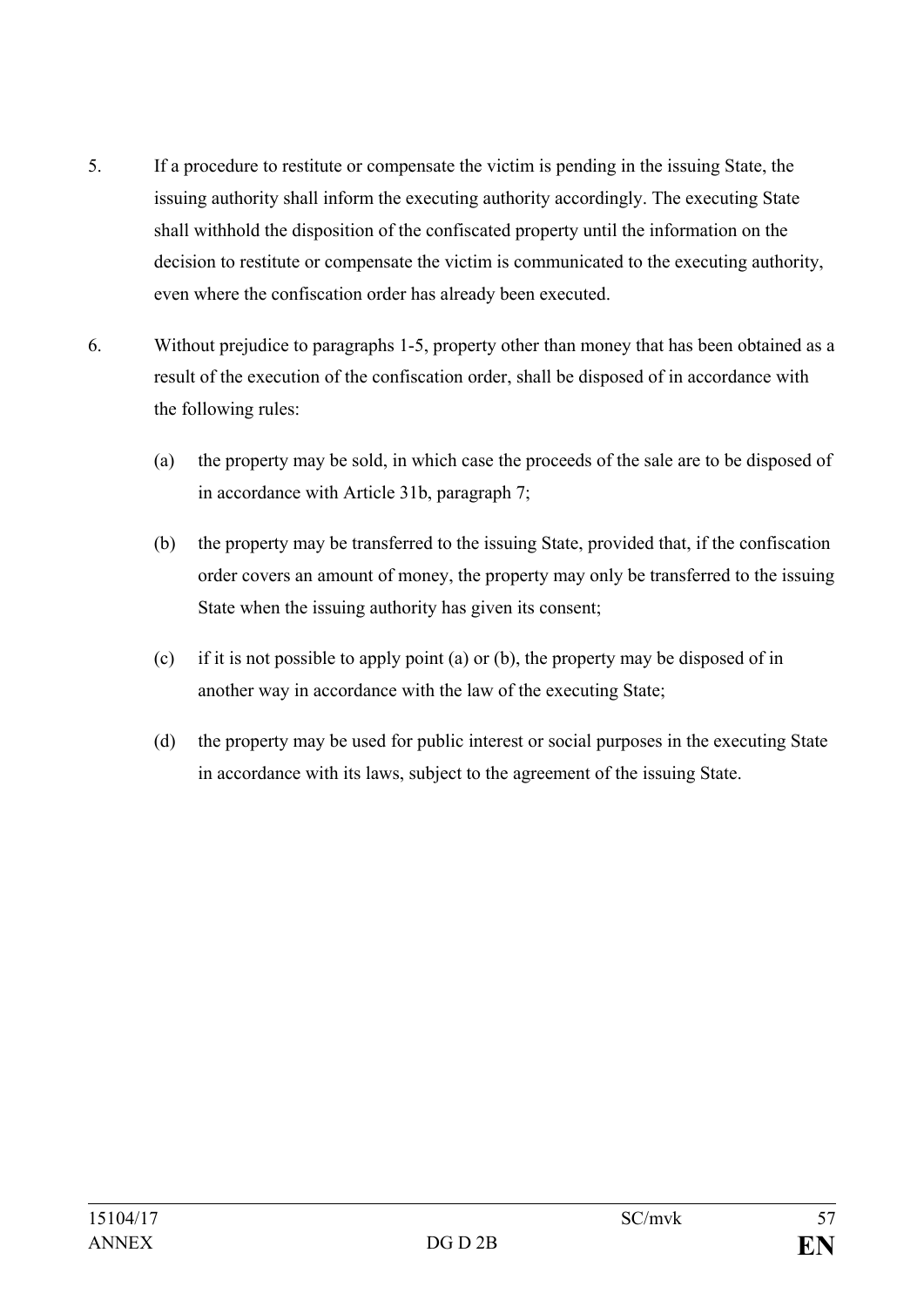5. If a procedure to restitute or compensate the victim is pending in the issuing State, the issuing authority shall inform the executing authority accordingly. The executing State shall withhold the disposition of the confiscated property until the information on the decision to restitute or compensate the victim is communicated to the executing authority, even where the confiscation order has already been executed.

6. Without prejudice to paragraphs 1-5, property other than money that has been obtained as a result of the execution of the confiscation order, shall be disposed of in accordance with the following rules:

   (a) the property may be sold, in which case the proceeds of the sale are to be disposed of in accordance with Article 31b, paragraph 7;

   (b) the property may be transferred to the issuing State, provided that, if the confiscation order covers an amount of money, the property may only be transferred to the issuing State when the issuing authority has given its consent;

   (c) if it is not possible to apply point (a) or (b), the property may be disposed of in another way in accordance with the law of the executing State;

   (d) the property may be used for public interest or social purposes in the executing State in accordance with its laws, subject to the agreement of the issuing State.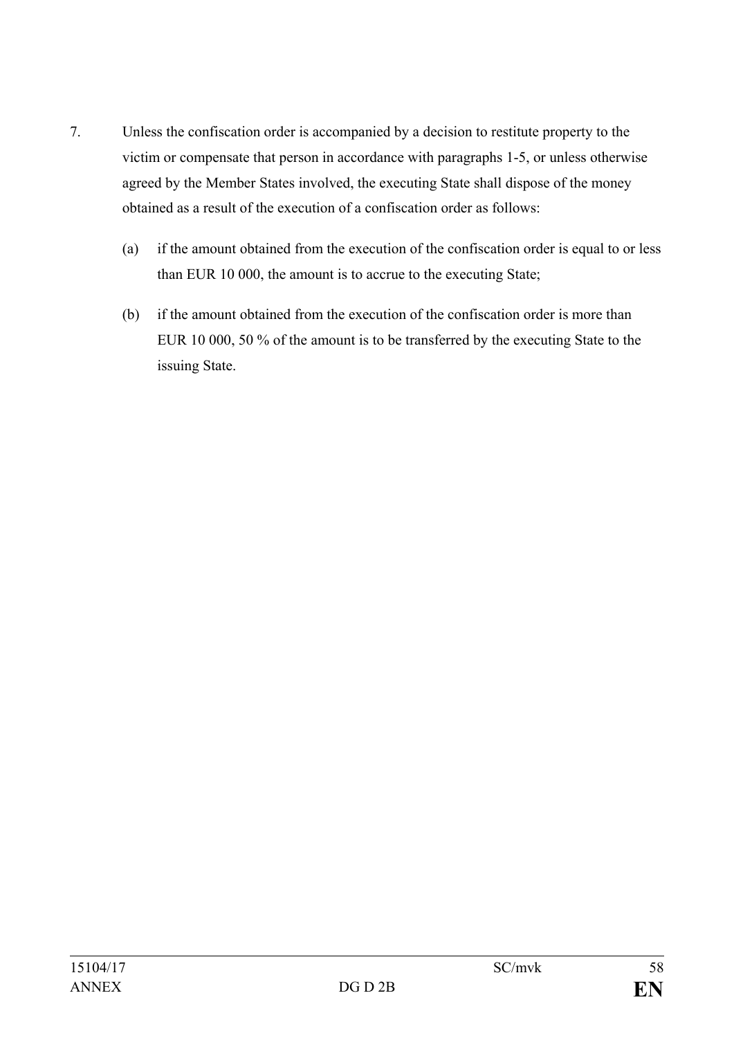7. Unless the confiscation order is accompanied by a decision to restitute property to the victim or compensate that person in accordance with paragraphs 1-5, or unless otherwise agreed by the Member States involved, the executing State shall dispose of the money obtained as a result of the execution of a confiscation order as follows:

   (a) if the amount obtained from the execution of the confiscation order is equal to or less than EUR 10 000, the amount is to accrue to the executing State;

   (b) if the amount obtained from the execution of the confiscation order is more than EUR 10 000, 50 % of the amount is to be transferred by the executing State to the issuing State.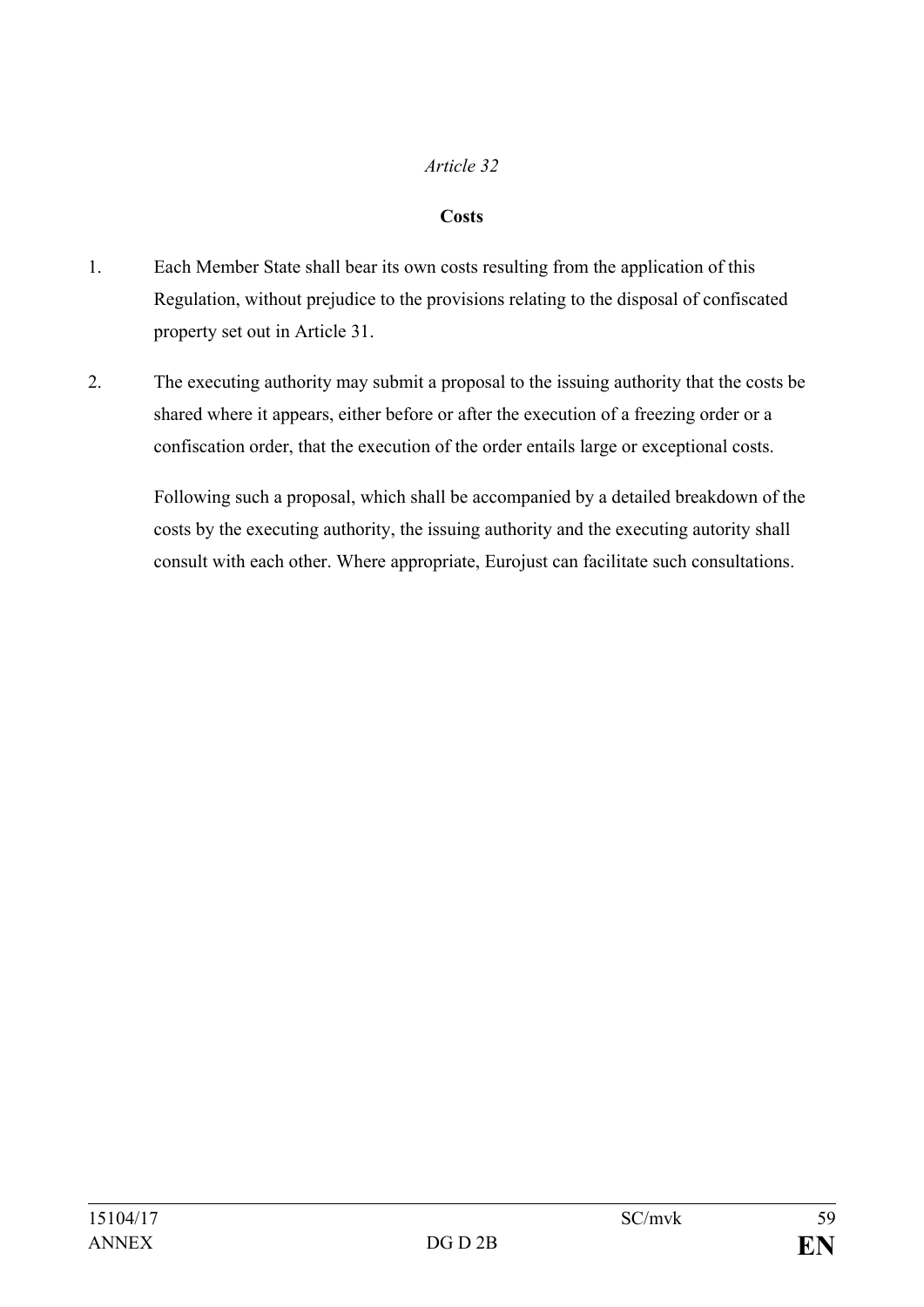*Article 32*

**Costs**

1. Each Member State shall bear its own costs resulting from the application of this Regulation, without prejudice to the provisions relating to the disposal of confiscated property set out in Article 31.

2. The executing authority may submit a proposal to the issuing authority that the costs be shared where it appears, either before or after the execution of a freezing order or a confiscation order, that the execution of the order entails large or exceptional costs.

   Following such a proposal, which shall be accompanied by a detailed breakdown of the costs by the executing authority, the issuing authority and the executing autority shall consult with each other. Where appropriate, Eurojust can facilitate such consultations.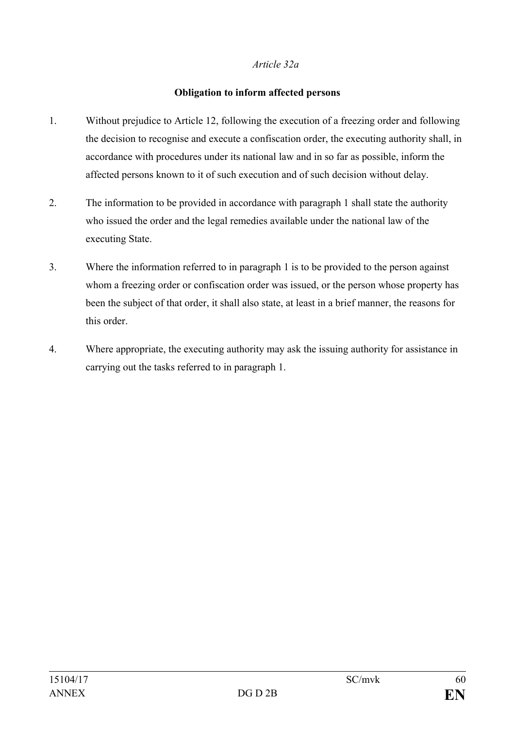*Article 32a*

**Obligation to inform affected persons**

1. Without prejudice to Article 12, following the execution of a freezing order and following the decision to recognise and execute a confiscation order, the executing authority shall, in accordance with procedures under its national law and in so far as possible, inform the affected persons known to it of such execution and of such decision without delay.

2. The information to be provided in accordance with paragraph 1 shall state the authority who issued the order and the legal remedies available under the national law of the executing State.

3. Where the information referred to in paragraph 1 is to be provided to the person against whom a freezing order or confiscation order was issued, or the person whose property has been the subject of that order, it shall also state, at least in a brief manner, the reasons for this order.

4. Where appropriate, the executing authority may ask the issuing authority for assistance in carrying out the tasks referred to in paragraph 1.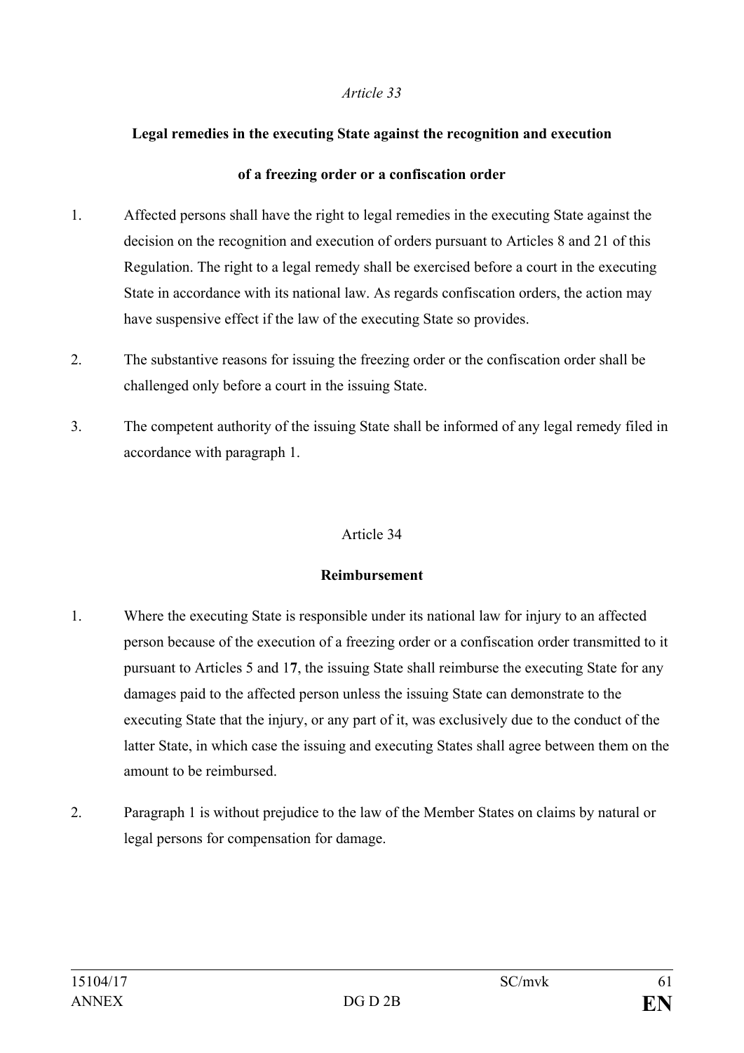*Article 33*

**Legal remedies in the executing State against the recognition and execution**

**of a freezing order or a confiscation order**

1. Affected persons shall have the right to legal remedies in the executing State against the decision on the recognition and execution of orders pursuant to Articles 8 and 21 of this Regulation. The right to a legal remedy shall be exercised before a court in the executing State in accordance with its national law. As regards confiscation orders, the action may have suspensive effect if the law of the executing State so provides.

2. The substantive reasons for issuing the freezing order or the confiscation order shall be challenged only before a court in the issuing State.

3. The competent authority of the issuing State shall be informed of any legal remedy filed in accordance with paragraph 1.

Article 34

**Reimbursement**

1. Where the executing State is responsible under its national law for injury to an affected person because of the execution of a freezing order or a confiscation order transmitted to it pursuant to Articles 5 and 1**7**, the issuing State shall reimburse the executing State for any damages paid to the affected person unless the issuing State can demonstrate to the executing State that the injury, or any part of it, was exclusively due to the conduct of the latter State, in which case the issuing and executing States shall agree between them on the amount to be reimbursed.

2. Paragraph 1 is without prejudice to the law of the Member States on claims by natural or legal persons for compensation for damage.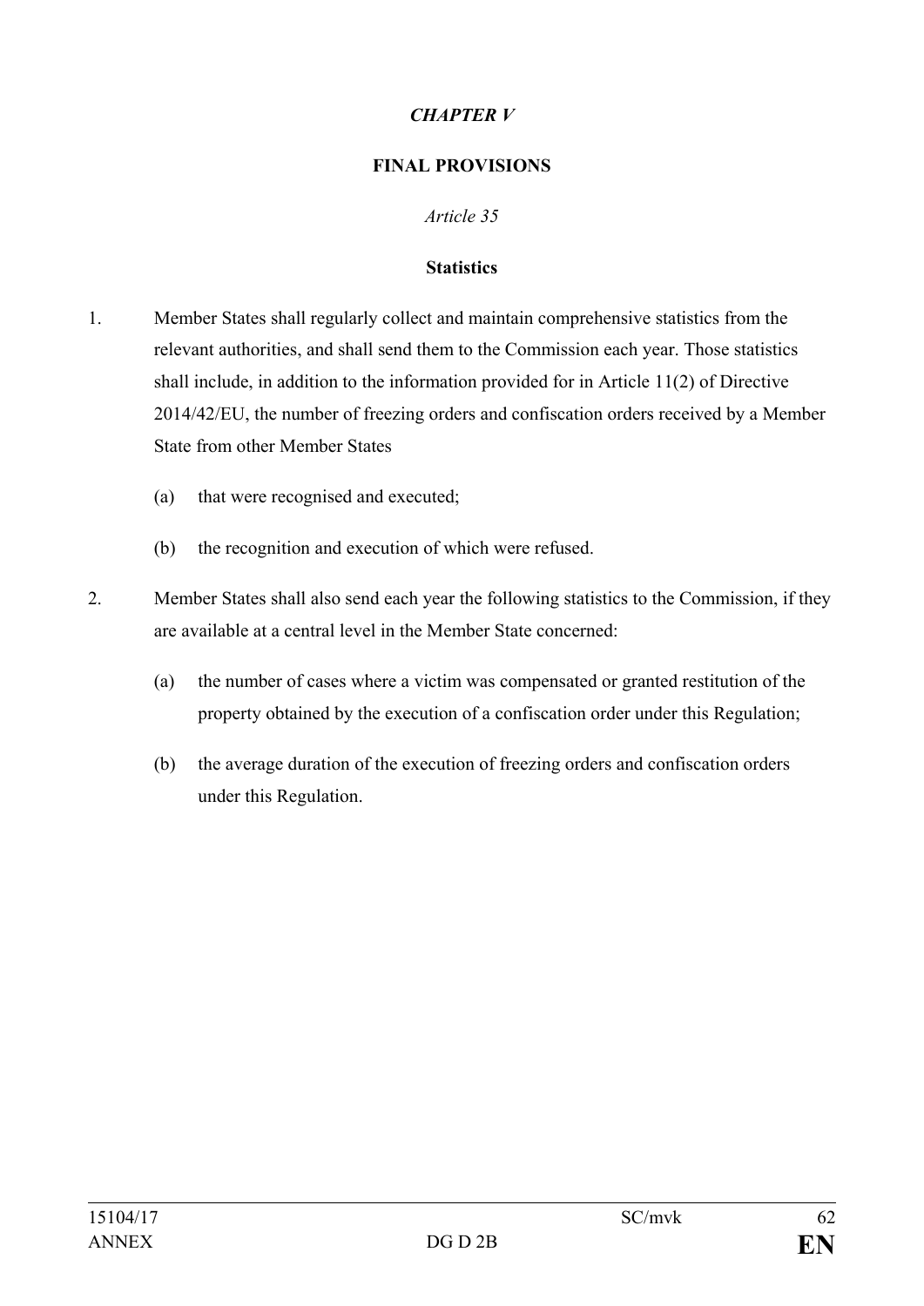## *CHAPTER V*

## FINAL PROVISIONS

*Article 35*

### Statistics

1. Member States shall regularly collect and maintain comprehensive statistics from the relevant authorities, and shall send them to the Commission each year. Those statistics shall include, in addition to the information provided for in Article 11(2) of Directive 2014/42/EU, the number of freezing orders and confiscation orders received by a Member State from other Member States

   (a) that were recognised and executed;

   (b) the recognition and execution of which were refused.

2. Member States shall also send each year the following statistics to the Commission, if they are available at a central level in the Member State concerned:

   (a) the number of cases where a victim was compensated or granted restitution of the property obtained by the execution of a confiscation order under this Regulation;

   (b) the average duration of the execution of freezing orders and confiscation orders under this Regulation.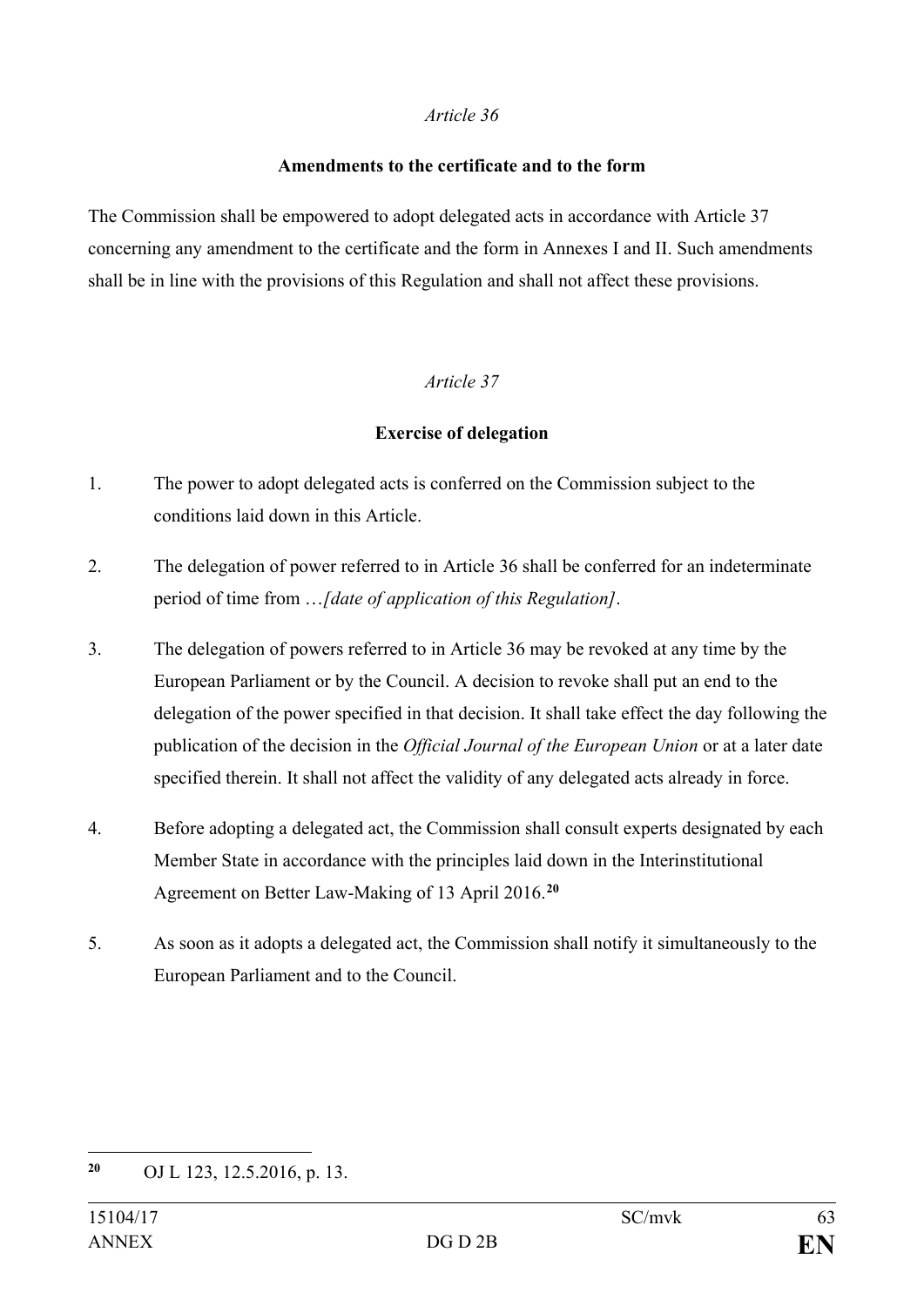*Article 36*

**Amendments to the certificate and to the form**

The Commission shall be empowered to adopt delegated acts in accordance with Article 37 concerning any amendment to the certificate and the form in Annexes I and II. Such amendments shall be in line with the provisions of this Regulation and shall not affect these provisions.

*Article 37*

**Exercise of delegation**

1. The power to adopt delegated acts is conferred on the Commission subject to the conditions laid down in this Article.

2. The delegation of power referred to in Article 36 shall be conferred for an indeterminate period of time from …*[date of application of this Regulation]*.

3. The delegation of powers referred to in Article 36 may be revoked at any time by the European Parliament or by the Council. A decision to revoke shall put an end to the delegation of the power specified in that decision. It shall take effect the day following the publication of the decision in the *Official Journal of the European Union* or at a later date specified therein. It shall not affect the validity of any delegated acts already in force.

4. Before adopting a delegated act, the Commission shall consult experts designated by each Member State in accordance with the principles laid down in the Interinstitutional Agreement on Better Law-Making of 13 April 2016.[20]

5. As soon as it adopts a delegated act, the Commission shall notify it simultaneously to the European Parliament and to the Council.

---

[20] OJ L 123, 12.5.2016, p. 13.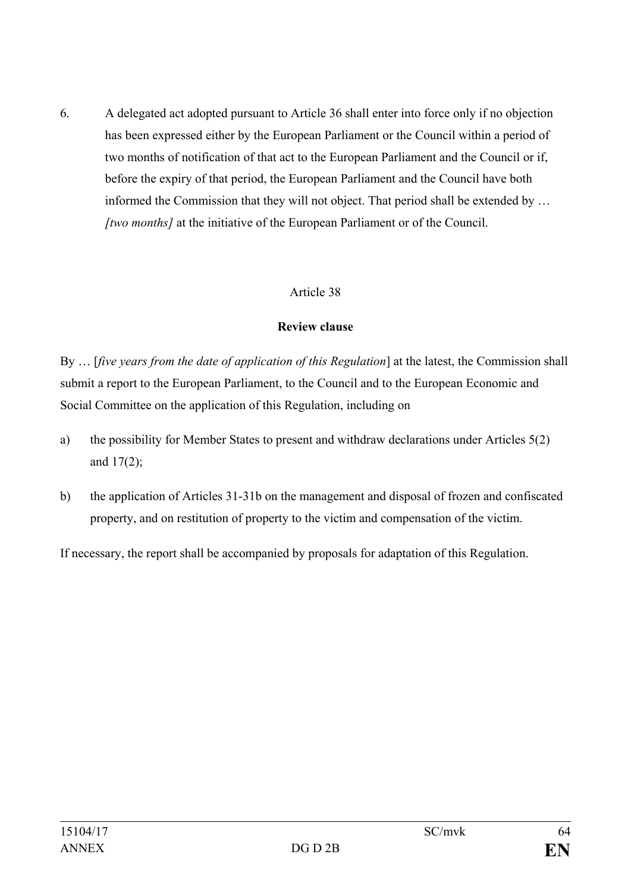6. A delegated act adopted pursuant to Article 36 shall enter into force only if no objection has been expressed either by the European Parliament or the Council within a period of two months of notification of that act to the European Parliament and the Council or if, before the expiry of that period, the European Parliament and the Council have both informed the Commission that they will not object. That period shall be extended by … *[two months]* at the initiative of the European Parliament or of the Council.

Article 38

**Review clause**

By … [*five years from the date of application of this Regulation*] at the latest, the Commission shall submit a report to the European Parliament, to the Council and to the European Economic and Social Committee on the application of this Regulation, including on

a) the possibility for Member States to present and withdraw declarations under Articles 5(2) and 17(2);

b) the application of Articles 31-31b on the management and disposal of frozen and confiscated property, and on restitution of property to the victim and compensation of the victim.

If necessary, the report shall be accompanied by proposals for adaptation of this Regulation.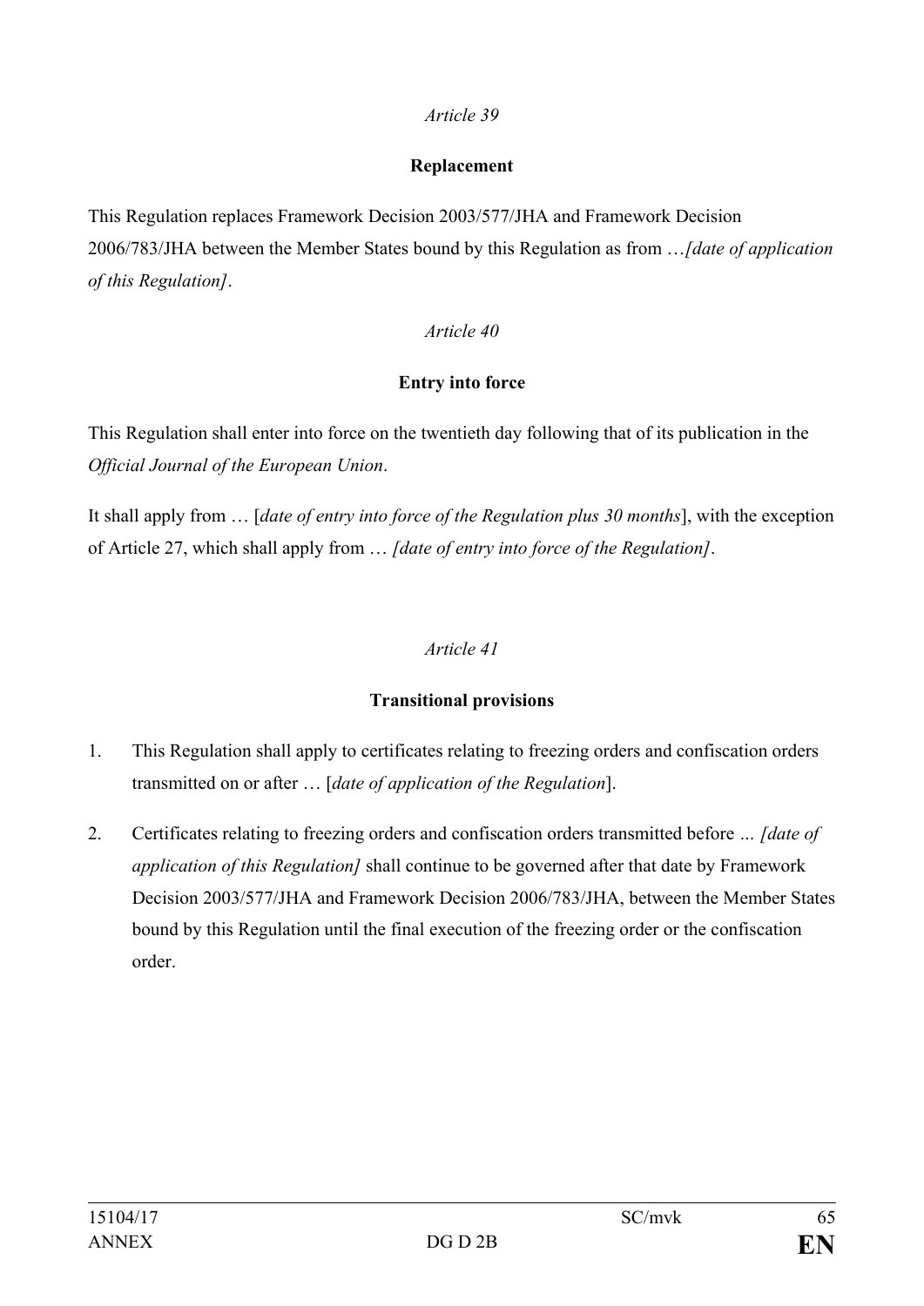*Article 39*

**Replacement**

This Regulation replaces Framework Decision 2003/577/JHA and Framework Decision 2006/783/JHA between the Member States bound by this Regulation as from …*[date of application of this Regulation]*.

*Article 40*

**Entry into force**

This Regulation shall enter into force on the twentieth day following that of its publication in the *Official Journal of the European Union*.

It shall apply from … [*date of entry into force of the Regulation plus 30 months*], with the exception of Article 27, which shall apply from … *[date of entry into force of the Regulation]*.

*Article 41*

**Transitional provisions**

1. This Regulation shall apply to certificates relating to freezing orders and confiscation orders transmitted on or after … [*date of application of the Regulation*].

2. Certificates relating to freezing orders and confiscation orders transmitted before ... *[date of application of this Regulation]* shall continue to be governed after that date by Framework Decision 2003/577/JHA and Framework Decision 2006/783/JHA, between the Member States bound by this Regulation until the final execution of the freezing order or the confiscation order.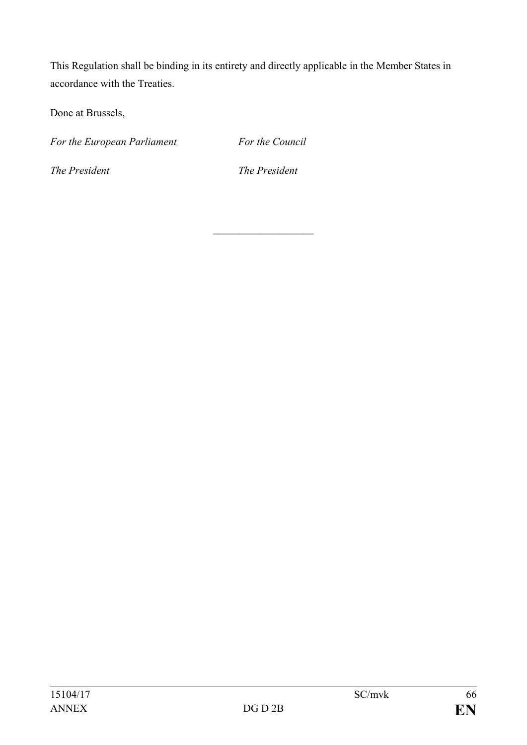This Regulation shall be binding in its entirety and directly applicable in the Member States in accordance with the Treaties.

Done at Brussels,

| | |
|---|---|
| *For the European Parliament* | *For the Council* |
| *The President* | *The President* |

---